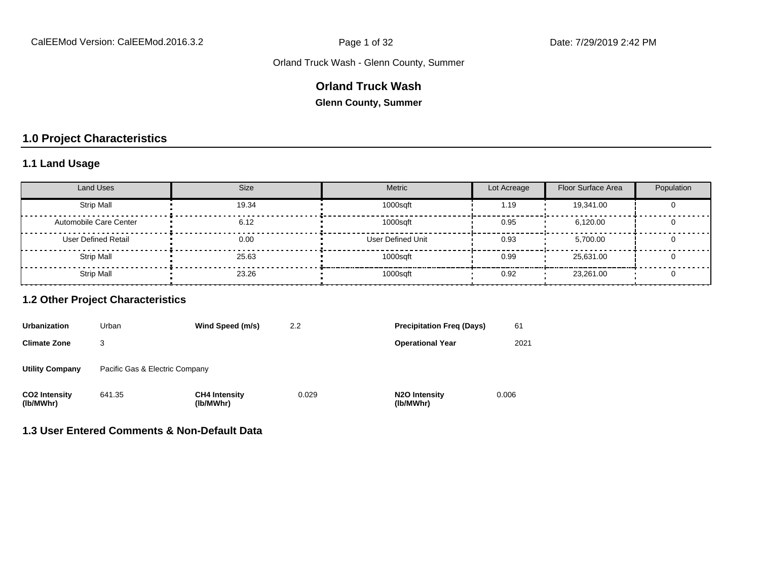Orland Truck Wash - Glenn County, Summer

# Orland Truck Wash

**Glenn County, Summer**

## 1.0 Project Characteristics

### 1.1 Land Usage

| Land Uses | Size | Metric | Lot Acreage | Floor Surface Area | Population |
|---|---|---|---|---|---|
| Strip Mall | 19.34 | 1000sqft | 1.19 | 19,341.00 | 0 |
| Automobile Care Center | 6.12 | 1000sqft | 0.95 | 6,120.00 | 0 |
| User Defined Retail | 0.00 | User Defined Unit | 0.93 | 5,700.00 | 0 |
| Strip Mall | 25.63 | 1000sqft | 0.99 | 25,631.00 | 0 |
| Strip Mall | 23.26 | 1000sqft | 0.92 | 23,261.00 | 0 |

### 1.2 Other Project Characteristics

| | | | | | |
|---|---|---|---|---|---|
| **Urbanization** | Urban | **Wind Speed (m/s)** | 2.2 | **Precipitation Freq (Days)** | 61 |
| **Climate Zone** | 3 | | | **Operational Year** | 2021 |
| **Utility Company** | Pacific Gas & Electric Company | | | | |
| **CO2 Intensity (lb/MWhr)** | 641.35 | **CH4 Intensity (lb/MWhr)** | 0.029 | **N2O Intensity (lb/MWhr)** | 0.006 |

### 1.3 User Entered Comments & Non-Default Data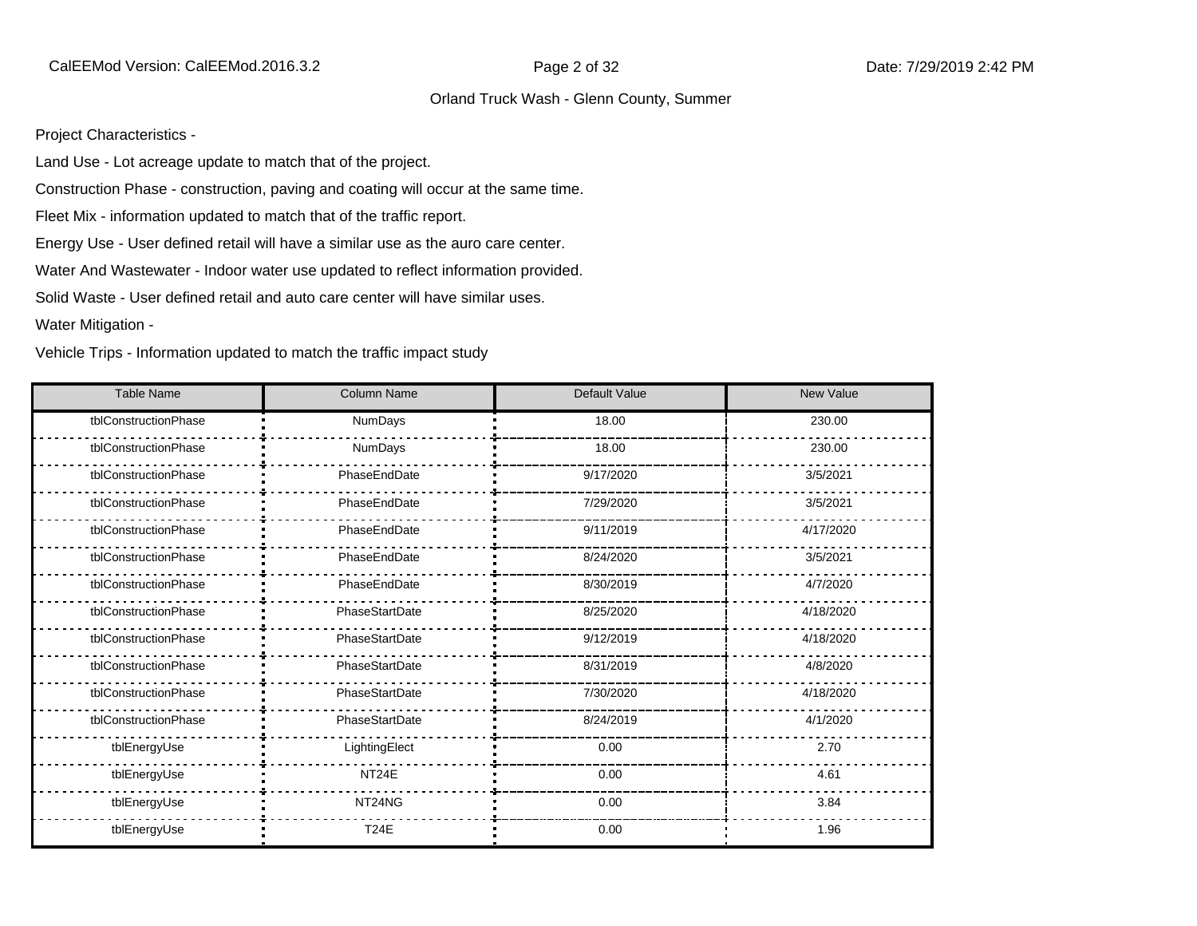Project Characteristics -

Land Use - Lot acreage update to match that of the project.

Construction Phase - construction, paving and coating will occur at the same time.

Fleet Mix - information updated to match that of the traffic report.

Energy Use - User defined retail will have a similar use as the auro care center.

Water And Wastewater - Indoor water use updated to reflect information provided.

Solid Waste - User defined retail and auto care center will have similar uses.

Water Mitigation -

Vehicle Trips - Information updated to match the traffic impact study

| Table Name | Column Name | Default Value | New Value |
| --- | --- | --- | --- |
| tblConstructionPhase | NumDays | 18.00 | 230.00 |
| tblConstructionPhase | NumDays | 18.00 | 230.00 |
| tblConstructionPhase | PhaseEndDate | 9/17/2020 | 3/5/2021 |
| tblConstructionPhase | PhaseEndDate | 7/29/2020 | 3/5/2021 |
| tblConstructionPhase | PhaseEndDate | 9/11/2019 | 4/17/2020 |
| tblConstructionPhase | PhaseEndDate | 8/24/2020 | 3/5/2021 |
| tblConstructionPhase | PhaseEndDate | 8/30/2019 | 4/7/2020 |
| tblConstructionPhase | PhaseStartDate | 8/25/2020 | 4/18/2020 |
| tblConstructionPhase | PhaseStartDate | 9/12/2019 | 4/18/2020 |
| tblConstructionPhase | PhaseStartDate | 8/31/2019 | 4/8/2020 |
| tblConstructionPhase | PhaseStartDate | 7/30/2020 | 4/18/2020 |
| tblConstructionPhase | PhaseStartDate | 8/24/2019 | 4/1/2020 |
| tblEnergyUse | LightingElect | 0.00 | 2.70 |
| tblEnergyUse | NT24E | 0.00 | 4.61 |
| tblEnergyUse | NT24NG | 0.00 | 3.84 |
| tblEnergyUse | T24E | 0.00 | 1.96 |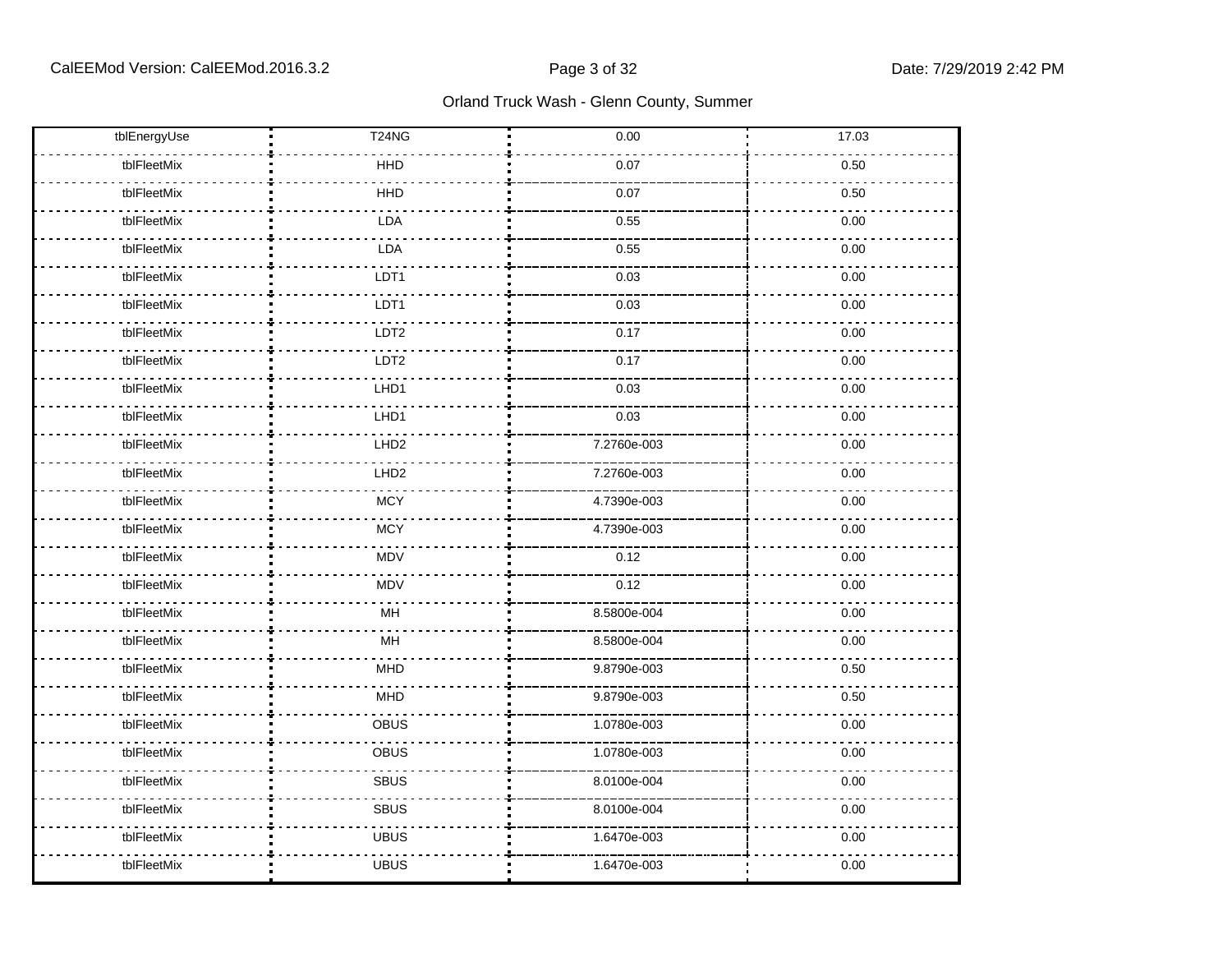| | | | |
|---|---|---|---|
| tblEnergyUse | T24NG | 0.00 | 17.03 |
| tblFleetMix | HHD | 0.07 | 0.50 |
| tblFleetMix | HHD | 0.07 | 0.50 |
| tblFleetMix | LDA | 0.55 | 0.00 |
| tblFleetMix | LDA | 0.55 | 0.00 |
| tblFleetMix | LDT1 | 0.03 | 0.00 |
| tblFleetMix | LDT1 | 0.03 | 0.00 |
| tblFleetMix | LDT2 | 0.17 | 0.00 |
| tblFleetMix | LDT2 | 0.17 | 0.00 |
| tblFleetMix | LHD1 | 0.03 | 0.00 |
| tblFleetMix | LHD1 | 0.03 | 0.00 |
| tblFleetMix | LHD2 | 7.2760e-003 | 0.00 |
| tblFleetMix | LHD2 | 7.2760e-003 | 0.00 |
| tblFleetMix | MCY | 4.7390e-003 | 0.00 |
| tblFleetMix | MCY | 4.7390e-003 | 0.00 |
| tblFleetMix | MDV | 0.12 | 0.00 |
| tblFleetMix | MDV | 0.12 | 0.00 |
| tblFleetMix | MH | 8.5800e-004 | 0.00 |
| tblFleetMix | MH | 8.5800e-004 | 0.00 |
| tblFleetMix | MHD | 9.8790e-003 | 0.50 |
| tblFleetMix | MHD | 9.8790e-003 | 0.50 |
| tblFleetMix | OBUS | 1.0780e-003 | 0.00 |
| tblFleetMix | OBUS | 1.0780e-003 | 0.00 |
| tblFleetMix | SBUS | 8.0100e-004 | 0.00 |
| tblFleetMix | SBUS | 8.0100e-004 | 0.00 |
| tblFleetMix | UBUS | 1.6470e-003 | 0.00 |
| tblFleetMix | UBUS | 1.6470e-003 | 0.00 |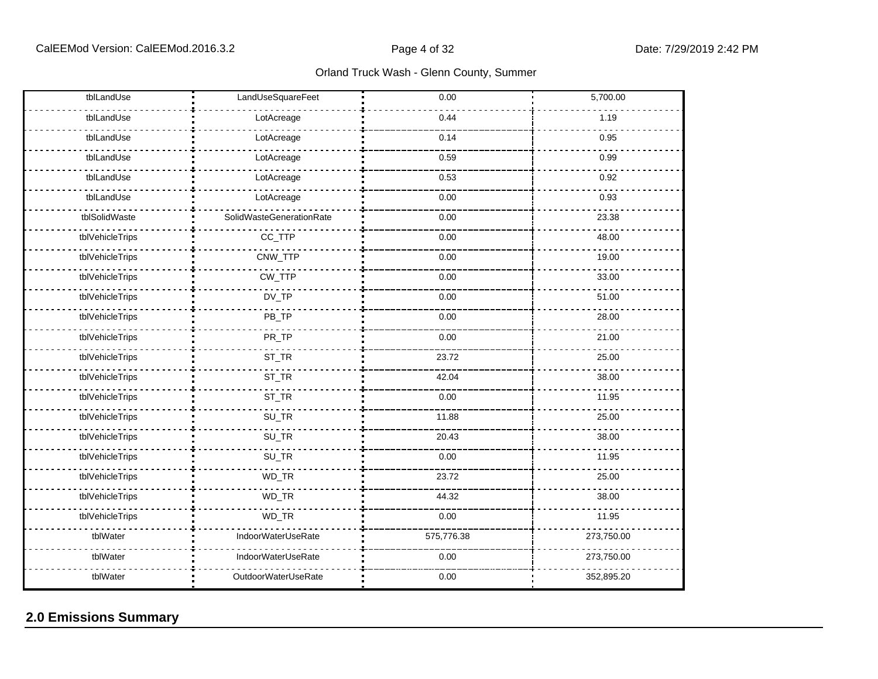| | | | |
|---|---|---|---|
| tblLandUse | LandUseSquareFeet | 0.00 | 5,700.00 |
| tblLandUse | LotAcreage | 0.44 | 1.19 |
| tblLandUse | LotAcreage | 0.14 | 0.95 |
| tblLandUse | LotAcreage | 0.59 | 0.99 |
| tblLandUse | LotAcreage | 0.53 | 0.92 |
| tblLandUse | LotAcreage | 0.00 | 0.93 |
| tblSolidWaste | SolidWasteGenerationRate | 0.00 | 23.38 |
| tblVehicleTrips | CC_TTP | 0.00 | 48.00 |
| tblVehicleTrips | CNW_TTP | 0.00 | 19.00 |
| tblVehicleTrips | CW_TTP | 0.00 | 33.00 |
| tblVehicleTrips | DV_TP | 0.00 | 51.00 |
| tblVehicleTrips | PB_TP | 0.00 | 28.00 |
| tblVehicleTrips | PR_TP | 0.00 | 21.00 |
| tblVehicleTrips | ST_TR | 23.72 | 25.00 |
| tblVehicleTrips | ST_TR | 42.04 | 38.00 |
| tblVehicleTrips | ST_TR | 0.00 | 11.95 |
| tblVehicleTrips | SU_TR | 11.88 | 25.00 |
| tblVehicleTrips | SU_TR | 20.43 | 38.00 |
| tblVehicleTrips | SU_TR | 0.00 | 11.95 |
| tblVehicleTrips | WD_TR | 23.72 | 25.00 |
| tblVehicleTrips | WD_TR | 44.32 | 38.00 |
| tblVehicleTrips | WD_TR | 0.00 | 11.95 |
| tblWater | IndoorWaterUseRate | 575,776.38 | 273,750.00 |
| tblWater | IndoorWaterUseRate | 0.00 | 273,750.00 |
| tblWater | OutdoorWaterUseRate | 0.00 | 352,895.20 |

## 2.0 Emissions Summary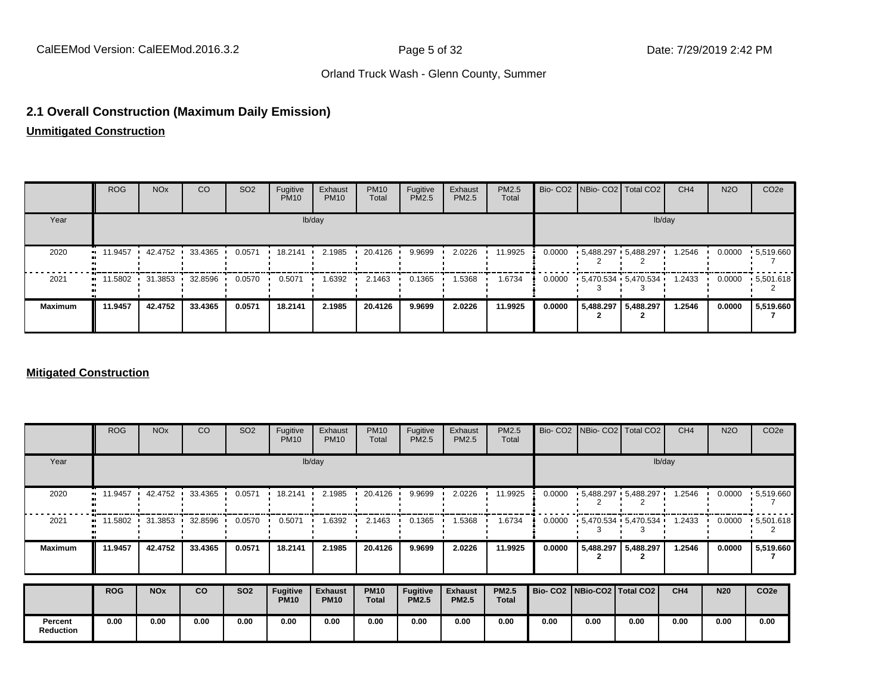## 2.1 Overall Construction (Maximum Daily Emission)

**Unmitigated Construction**

| | ROG | NOx | CO | SO2 | Fugitive PM10 | Exhaust PM10 | PM10 Total | Fugitive PM2.5 | Exhaust PM2.5 | PM2.5 Total | Bio- CO2 | NBio- CO2 | Total CO2 | CH4 | N2O | CO2e |
|---|---|---|---|---|---|---|---|---|---|---|---|---|---|---|---|---|
| Year | lb/day | | | | | | | | | | lb/day | | | | | |
| 2020 | 11.9457 | 42.4752 | 33.4365 | 0.0571 | 18.2141 | 2.1985 | 20.4126 | 9.9699 | 2.0226 | 11.9925 | 0.0000 | 5,488.2972 | 5,488.2972 | 1.2546 | 0.0000 | 5,519.6607 |
| 2021 | 11.5802 | 31.3853 | 32.8596 | 0.0570 | 0.5071 | 1.6392 | 2.1463 | 0.1365 | 1.5368 | 1.6734 | 0.0000 | 5,470.5343 | 5,470.5343 | 1.2433 | 0.0000 | 5,501.6182 |
| **Maximum** | **11.9457** | **42.4752** | **33.4365** | **0.0571** | **18.2141** | **2.1985** | **20.4126** | **9.9699** | **2.0226** | **11.9925** | **0.0000** | **5,488.2972** | **5,488.2972** | **1.2546** | **0.0000** | **5,519.6607** |

**Mitigated Construction**

| | ROG | NOx | CO | SO2 | Fugitive PM10 | Exhaust PM10 | PM10 Total | Fugitive PM2.5 | Exhaust PM2.5 | PM2.5 Total | Bio- CO2 | NBio- CO2 | Total CO2 | CH4 | N2O | CO2e |
|---|---|---|---|---|---|---|---|---|---|---|---|---|---|---|---|---|
| Year | lb/day | | | | | | | | | | lb/day | | | | | |
| 2020 | 11.9457 | 42.4752 | 33.4365 | 0.0571 | 18.2141 | 2.1985 | 20.4126 | 9.9699 | 2.0226 | 11.9925 | 0.0000 | 5,488.2972 | 5,488.2972 | 1.2546 | 0.0000 | 5,519.6607 |
| 2021 | 11.5802 | 31.3853 | 32.8596 | 0.0570 | 0.5071 | 1.6392 | 2.1463 | 0.1365 | 1.5368 | 1.6734 | 0.0000 | 5,470.5343 | 5,470.5343 | 1.2433 | 0.0000 | 5,501.6182 |
| **Maximum** | **11.9457** | **42.4752** | **33.4365** | **0.0571** | **18.2141** | **2.1985** | **20.4126** | **9.9699** | **2.0226** | **11.9925** | **0.0000** | **5,488.2972** | **5,488.2972** | **1.2546** | **0.0000** | **5,519.6607** |

| | ROG | NOx | CO | SO2 | Fugitive PM10 | Exhaust PM10 | PM10 Total | Fugitive PM2.5 | Exhaust PM2.5 | PM2.5 Total | Bio- CO2 | NBio-CO2 | Total CO2 | CH4 | N20 | CO2e |
|---|---|---|---|---|---|---|---|---|---|---|---|---|---|---|---|---|
| **Percent Reduction** | 0.00 | 0.00 | 0.00 | 0.00 | 0.00 | 0.00 | 0.00 | 0.00 | 0.00 | 0.00 | 0.00 | 0.00 | 0.00 | 0.00 | 0.00 | 0.00 |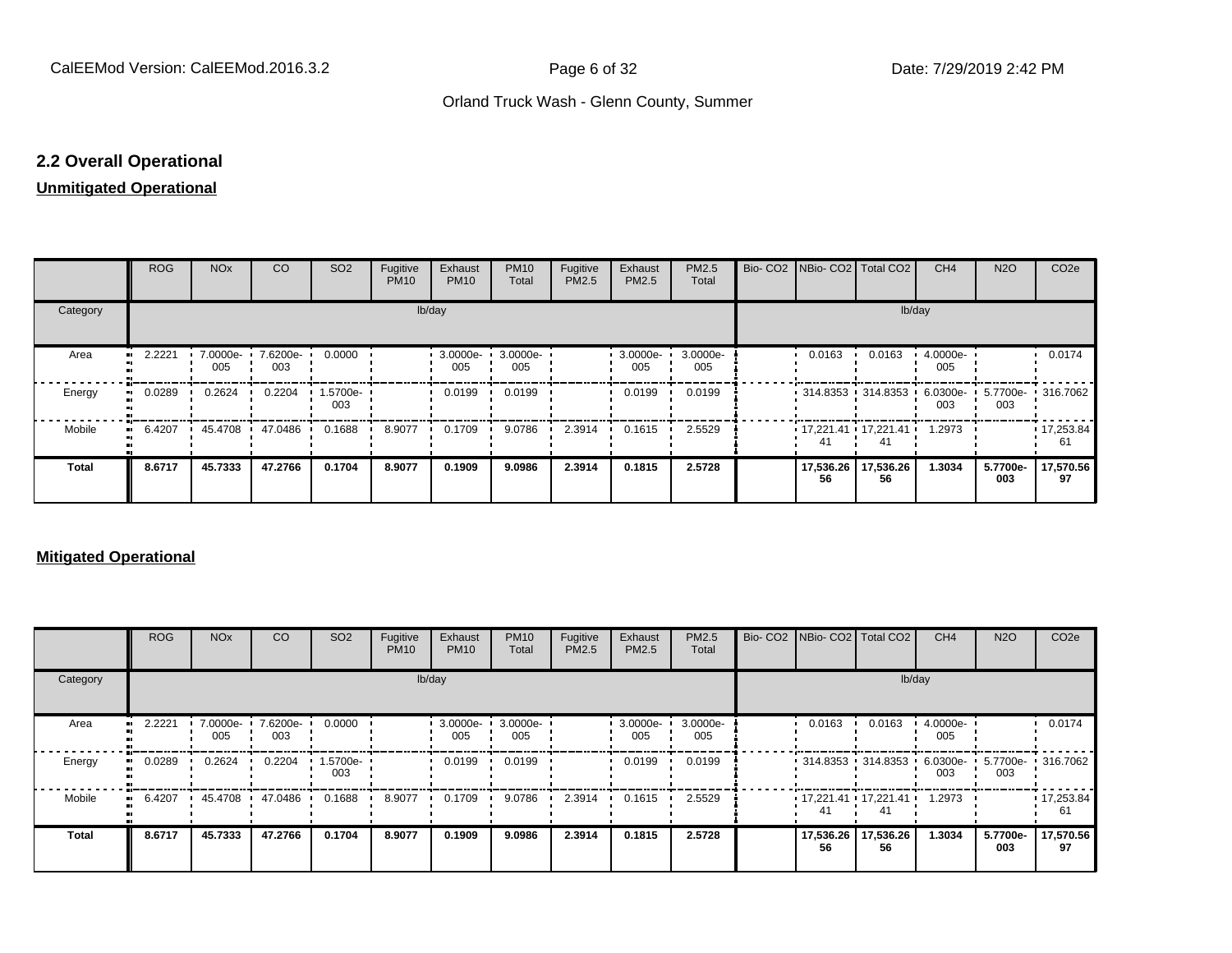## 2.2 Overall Operational

**Unmitigated Operational**

| | ROG | NOx | CO | SO2 | Fugitive PM10 | Exhaust PM10 | PM10 Total | Fugitive PM2.5 | Exhaust PM2.5 | PM2.5 Total | Bio- CO2 | NBio- CO2 | Total CO2 | CH4 | N2O | CO2e |
|---|---|---|---|---|---|---|---|---|---|---|---|---|---|---|---|---|
| Category | lb/day | | | | | | | | | | lb/day | | | | | |
| Area | 2.2221 | 7.0000e-005 | 7.6200e-003 | 0.0000 | | 3.0000e-005 | 3.0000e-005 | | 3.0000e-005 | 3.0000e-005 | | 0.0163 | 0.0163 | 4.0000e-005 | | 0.0174 |
| Energy | 0.0289 | 0.2624 | 0.2204 | 1.5700e-003 | | 0.0199 | 0.0199 | | 0.0199 | 0.0199 | | 314.8353 | 314.8353 | 6.0300e-003 | 5.7700e-003 | 316.7062 |
| Mobile | 6.4207 | 45.4708 | 47.0486 | 0.1688 | 8.9077 | 0.1709 | 9.0786 | 2.3914 | 0.1615 | 2.5529 | | 17,221.4141 | 17,221.4141 | 1.2973 | | 17,253.8461 |
| **Total** | **8.6717** | **45.7333** | **47.2766** | **0.1704** | **8.9077** | **0.1909** | **9.0986** | **2.3914** | **0.1815** | **2.5728** | | **17,536.2656** | **17,536.2656** | **1.3034** | **5.7700e-003** | **17,570.5697** |

**Mitigated Operational**

| | ROG | NOx | CO | SO2 | Fugitive PM10 | Exhaust PM10 | PM10 Total | Fugitive PM2.5 | Exhaust PM2.5 | PM2.5 Total | Bio- CO2 | NBio- CO2 | Total CO2 | CH4 | N2O | CO2e |
|---|---|---|---|---|---|---|---|---|---|---|---|---|---|---|---|---|
| Category | lb/day | | | | | | | | | | lb/day | | | | | |
| Area | 2.2221 | 7.0000e-005 | 7.6200e-003 | 0.0000 | | 3.0000e-005 | 3.0000e-005 | | 3.0000e-005 | 3.0000e-005 | | 0.0163 | 0.0163 | 4.0000e-005 | | 0.0174 |
| Energy | 0.0289 | 0.2624 | 0.2204 | 1.5700e-003 | | 0.0199 | 0.0199 | | 0.0199 | 0.0199 | | 314.8353 | 314.8353 | 6.0300e-003 | 5.7700e-003 | 316.7062 |
| Mobile | 6.4207 | 45.4708 | 47.0486 | 0.1688 | 8.9077 | 0.1709 | 9.0786 | 2.3914 | 0.1615 | 2.5529 | | 17,221.4141 | 17,221.4141 | 1.2973 | | 17,253.8461 |
| **Total** | **8.6717** | **45.7333** | **47.2766** | **0.1704** | **8.9077** | **0.1909** | **9.0986** | **2.3914** | **0.1815** | **2.5728** | | **17,536.2656** | **17,536.2656** | **1.3034** | **5.7700e-003** | **17,570.5697** |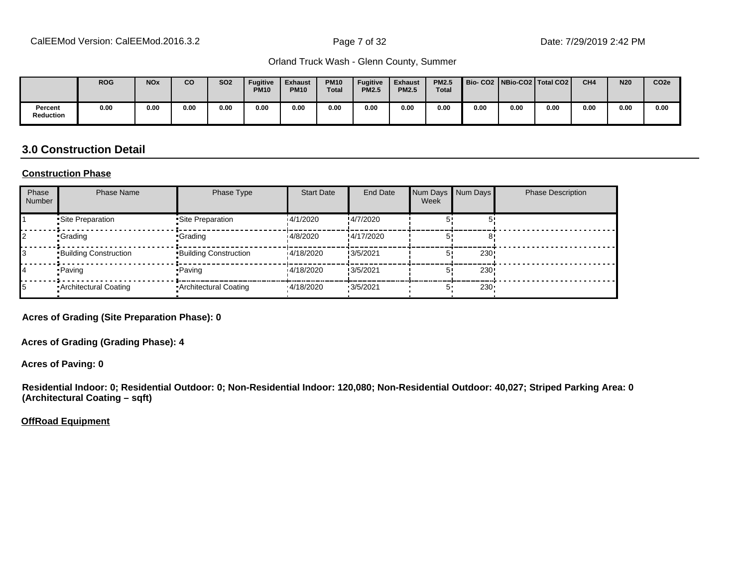| | ROG | NOx | CO | SO2 | Fugitive PM10 | Exhaust PM10 | PM10 Total | Fugitive PM2.5 | Exhaust PM2.5 | PM2.5 Total | Bio- CO2 | NBio-CO2 | Total CO2 | CH4 | N20 | CO2e |
|---|---|---|---|---|---|---|---|---|---|---|---|---|---|---|---|---|
| Percent Reduction | 0.00 | 0.00 | 0.00 | 0.00 | 0.00 | 0.00 | 0.00 | 0.00 | 0.00 | 0.00 | 0.00 | 0.00 | 0.00 | 0.00 | 0.00 | 0.00 |

## 3.0 Construction Detail

**Construction Phase**

| Phase Number | Phase Name | Phase Type | Start Date | End Date | Num Days Week | Num Days | Phase Description |
|---|---|---|---|---|---|---|---|
| 1 | Site Preparation | Site Preparation | 4/1/2020 | 4/7/2020 | 5 | 5 | |
| 2 | Grading | Grading | 4/8/2020 | 4/17/2020 | 5 | 8 | |
| 3 | Building Construction | Building Construction | 4/18/2020 | 3/5/2021 | 5 | 230 | |
| 4 | Paving | Paving | 4/18/2020 | 3/5/2021 | 5 | 230 | |
| 5 | Architectural Coating | Architectural Coating | 4/18/2020 | 3/5/2021 | 5 | 230 | |

**Acres of Grading (Site Preparation Phase): 0**

**Acres of Grading (Grading Phase): 4**

**Acres of Paving: 0**

**Residential Indoor: 0; Residential Outdoor: 0; Non-Residential Indoor: 120,080; Non-Residential Outdoor: 40,027; Striped Parking Area: 0 (Architectural Coating – sqft)**

**OffRoad Equipment**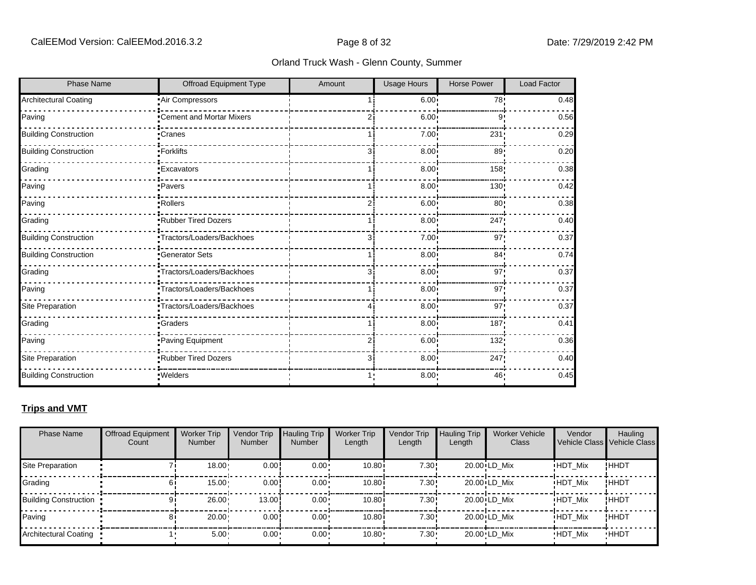| Phase Name | Offroad Equipment Type | Amount | Usage Hours | Horse Power | Load Factor |
|---|---|---|---|---|---|
| Architectural Coating | Air Compressors | 1 | 6.00 | 78 | 0.48 |
| Paving | Cement and Mortar Mixers | 2 | 6.00 | 9 | 0.56 |
| Building Construction | Cranes | 1 | 7.00 | 231 | 0.29 |
| Building Construction | Forklifts | 3 | 8.00 | 89 | 0.20 |
| Grading | Excavators | 1 | 8.00 | 158 | 0.38 |
| Paving | Pavers | 1 | 8.00 | 130 | 0.42 |
| Paving | Rollers | 2 | 6.00 | 80 | 0.38 |
| Grading | Rubber Tired Dozers | 1 | 8.00 | 247 | 0.40 |
| Building Construction | Tractors/Loaders/Backhoes | 3 | 7.00 | 97 | 0.37 |
| Building Construction | Generator Sets | 1 | 8.00 | 84 | 0.74 |
| Grading | Tractors/Loaders/Backhoes | 3 | 8.00 | 97 | 0.37 |
| Paving | Tractors/Loaders/Backhoes | 1 | 8.00 | 97 | 0.37 |
| Site Preparation | Tractors/Loaders/Backhoes | 4 | 8.00 | 97 | 0.37 |
| Grading | Graders | 1 | 8.00 | 187 | 0.41 |
| Paving | Paving Equipment | 2 | 6.00 | 132 | 0.36 |
| Site Preparation | Rubber Tired Dozers | 3 | 8.00 | 247 | 0.40 |
| Building Construction | Welders | 1 | 8.00 | 46 | 0.45 |

**Trips and VMT**

| Phase Name | Offroad Equipment Count | Worker Trip Number | Vendor Trip Number | Hauling Trip Number | Worker Trip Length | Vendor Trip Length | Hauling Trip Length | Worker Vehicle Class | Vendor Vehicle Class | Hauling Vehicle Class |
|---|---|---|---|---|---|---|---|---|---|---|
| Site Preparation | 7 | 18.00 | 0.00 | 0.00 | 10.80 | 7.30 | 20.00 | LD_Mix | HDT_Mix | HHDT |
| Grading | 6 | 15.00 | 0.00 | 0.00 | 10.80 | 7.30 | 20.00 | LD_Mix | HDT_Mix | HHDT |
| Building Construction | 9 | 26.00 | 13.00 | 0.00 | 10.80 | 7.30 | 20.00 | LD_Mix | HDT_Mix | HHDT |
| Paving | 8 | 20.00 | 0.00 | 0.00 | 10.80 | 7.30 | 20.00 | LD_Mix | HDT_Mix | HHDT |
| Architectural Coating | 1 | 5.00 | 0.00 | 0.00 | 10.80 | 7.30 | 20.00 | LD_Mix | HDT_Mix | HHDT |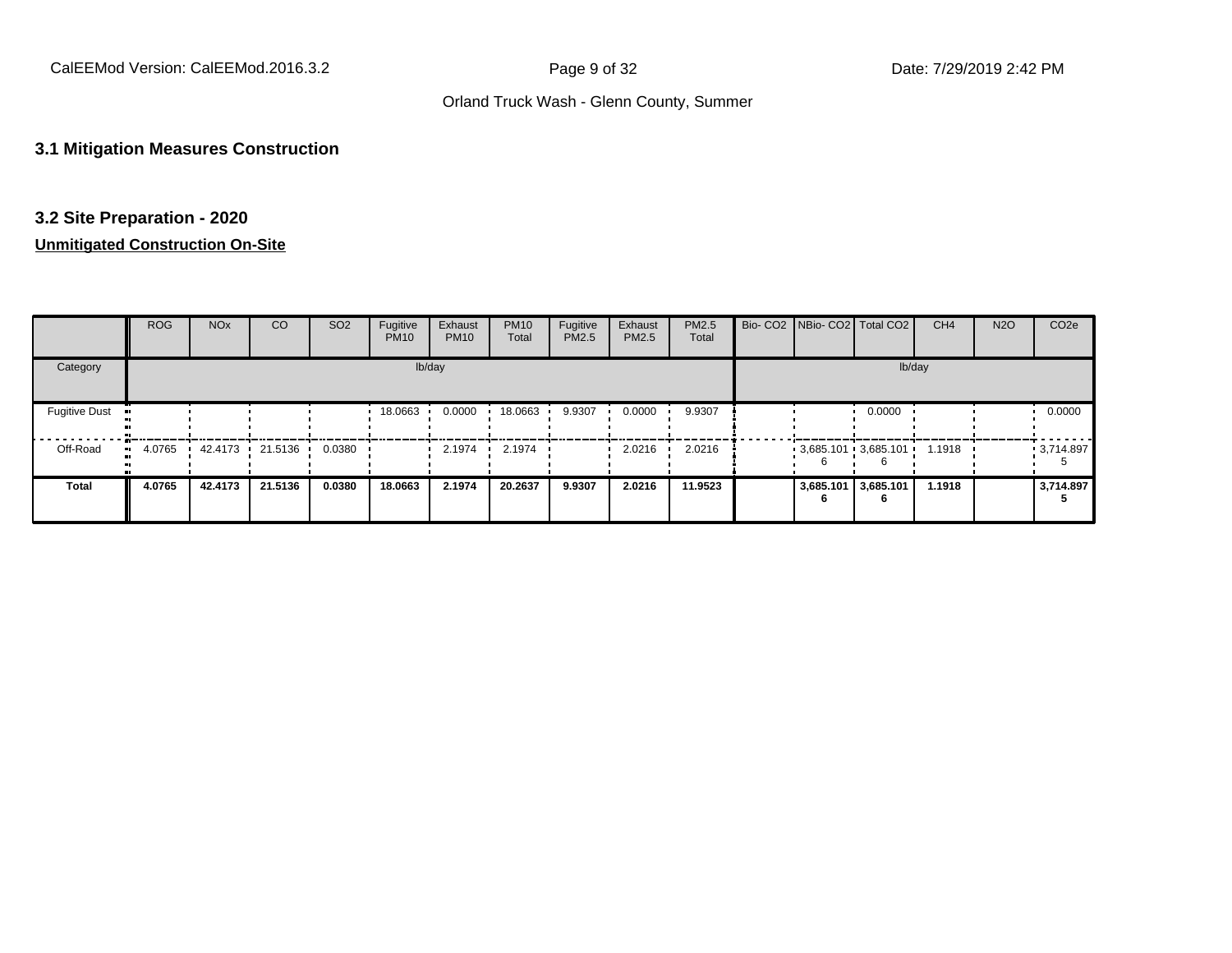### 3.1 Mitigation Measures Construction

### 3.2 Site Preparation - 2020

**Unmitigated Construction On-Site**

| | ROG | NOx | CO | SO2 | Fugitive PM10 | Exhaust PM10 | PM10 Total | Fugitive PM2.5 | Exhaust PM2.5 | PM2.5 Total | Bio- CO2 | NBio- CO2 | Total CO2 | CH4 | N2O | CO2e |
|---|---|---|---|---|---|---|---|---|---|---|---|---|---|---|---|---|
| Category | lb/day | | | | | | | | | | lb/day | | | | | |
| Fugitive Dust | | | | | 18.0663 | 0.0000 | 18.0663 | 9.9307 | 0.0000 | 9.9307 | | | 0.0000 | | | 0.0000 |
| Off-Road | 4.0765 | 42.4173 | 21.5136 | 0.0380 | | 2.1974 | 2.1974 | | 2.0216 | 2.0216 | | 3,685.1016 | 3,685.1016 | 1.1918 | | 3,714.8975 |
| **Total** | **4.0765** | **42.4173** | **21.5136** | **0.0380** | **18.0663** | **2.1974** | **20.2637** | **9.9307** | **2.0216** | **11.9523** | | **3,685.1016** | **3,685.1016** | **1.1918** | | **3,714.8975** |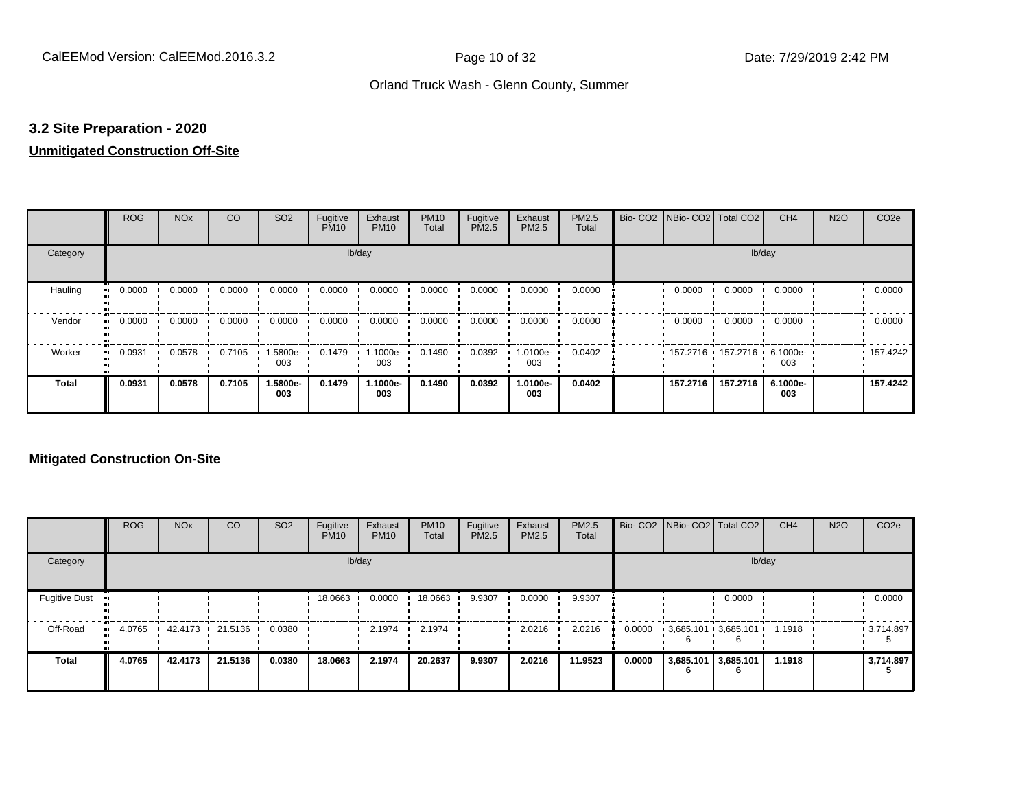### 3.2 Site Preparation - 2020

**Unmitigated Construction Off-Site**

| | ROG | NOx | CO | SO2 | Fugitive PM10 | Exhaust PM10 | PM10 Total | Fugitive PM2.5 | Exhaust PM2.5 | PM2.5 Total | Bio- CO2 | NBio- CO2 | Total CO2 | CH4 | N2O | CO2e |
|---|---|---|---|---|---|---|---|---|---|---|---|---|---|---|---|---|
| Category | | | | | lb/day | | | | | | | | | lb/day | | |
| Hauling | 0.0000 | 0.0000 | 0.0000 | 0.0000 | 0.0000 | 0.0000 | 0.0000 | 0.0000 | 0.0000 | 0.0000 | | 0.0000 | 0.0000 | 0.0000 | | 0.0000 |
| Vendor | 0.0000 | 0.0000 | 0.0000 | 0.0000 | 0.0000 | 0.0000 | 0.0000 | 0.0000 | 0.0000 | 0.0000 | | 0.0000 | 0.0000 | 0.0000 | | 0.0000 |
| Worker | 0.0931 | 0.0578 | 0.7105 | 1.5800e-003 | 0.1479 | 1.1000e-003 | 0.1490 | 0.0392 | 1.0100e-003 | 0.0402 | | 157.2716 | 157.2716 | 6.1000e-003 | | 157.4242 |
| **Total** | **0.0931** | **0.0578** | **0.7105** | **1.5800e-003** | **0.1479** | **1.1000e-003** | **0.1490** | **0.0392** | **1.0100e-003** | **0.0402** | | **157.2716** | **157.2716** | **6.1000e-003** | | **157.4242** |

**Mitigated Construction On-Site**

| | ROG | NOx | CO | SO2 | Fugitive PM10 | Exhaust PM10 | PM10 Total | Fugitive PM2.5 | Exhaust PM2.5 | PM2.5 Total | Bio- CO2 | NBio- CO2 | Total CO2 | CH4 | N2O | CO2e |
|---|---|---|---|---|---|---|---|---|---|---|---|---|---|---|---|---|
| Category | | | | | lb/day | | | | | | | | | lb/day | | |
| Fugitive Dust | | | | | 18.0663 | 0.0000 | 18.0663 | 9.9307 | 0.0000 | 9.9307 | | | 0.0000 | | | 0.0000 |
| Off-Road | 4.0765 | 42.4173 | 21.5136 | 0.0380 | | 2.1974 | 2.1974 | | 2.0216 | 2.0216 | 0.0000 | 3,685.1016 | 3,685.1016 | 1.1918 | | 3,714.8975 |
| **Total** | **4.0765** | **42.4173** | **21.5136** | **0.0380** | **18.0663** | **2.1974** | **20.2637** | **9.9307** | **2.0216** | **11.9523** | **0.0000** | **3,685.1016** | **3,685.1016** | **1.1918** | | **3,714.8975** |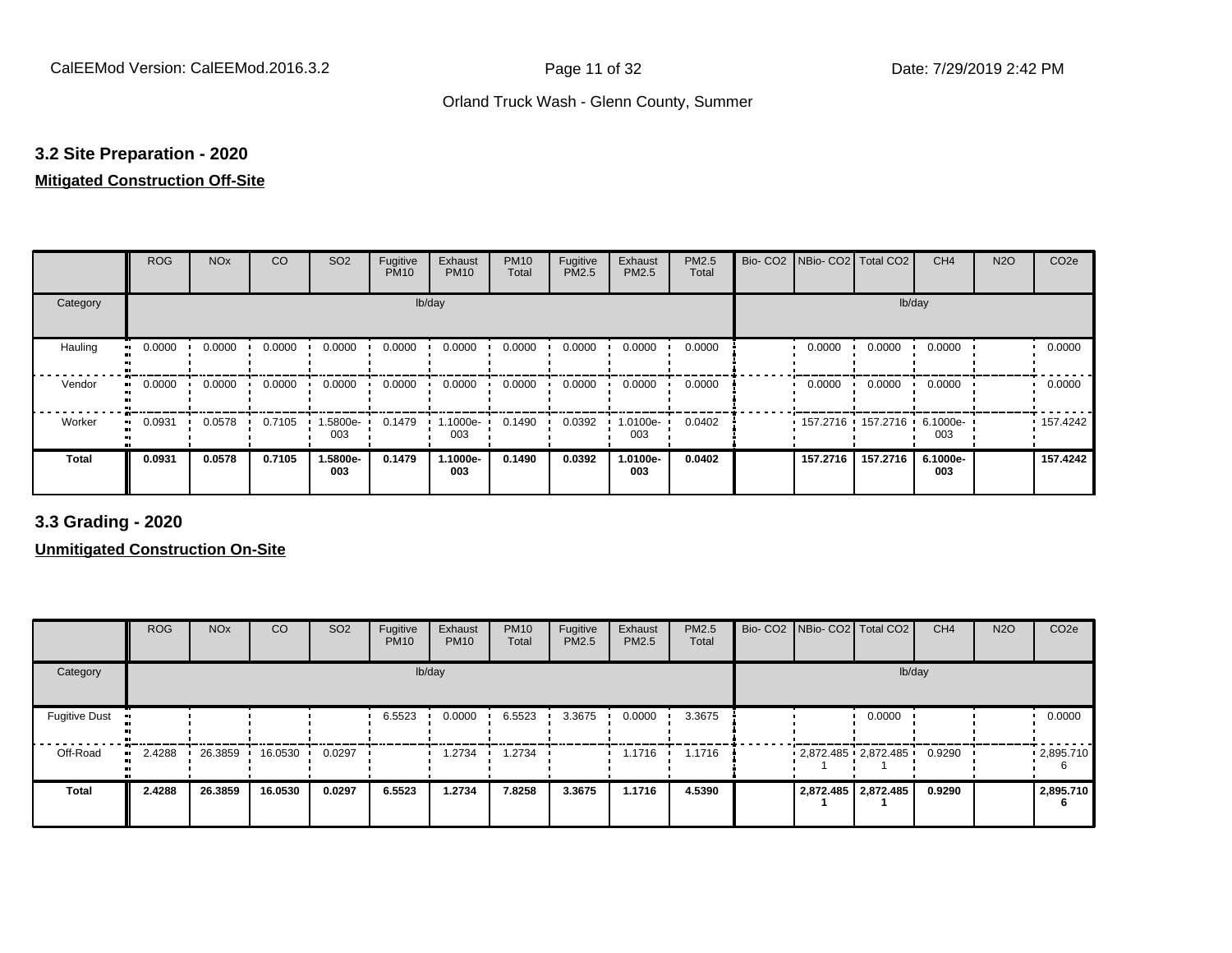## 3.2 Site Preparation - 2020

**Mitigated Construction Off-Site**

| | ROG | NOx | CO | SO2 | Fugitive PM10 | Exhaust PM10 | PM10 Total | Fugitive PM2.5 | Exhaust PM2.5 | PM2.5 Total | Bio- CO2 | NBio- CO2 | Total CO2 | CH4 | N2O | CO2e |
|---|---|---|---|---|---|---|---|---|---|---|---|---|---|---|---|---|
| Category | lb/day | | | | | | | | | | lb/day | | | | | |
| Hauling | 0.0000 | 0.0000 | 0.0000 | 0.0000 | 0.0000 | 0.0000 | 0.0000 | 0.0000 | 0.0000 | 0.0000 | | 0.0000 | 0.0000 | 0.0000 | | 0.0000 |
| Vendor | 0.0000 | 0.0000 | 0.0000 | 0.0000 | 0.0000 | 0.0000 | 0.0000 | 0.0000 | 0.0000 | 0.0000 | | 0.0000 | 0.0000 | 0.0000 | | 0.0000 |
| Worker | 0.0931 | 0.0578 | 0.7105 | 1.5800e-003 | 0.1479 | 1.1000e-003 | 0.1490 | 0.0392 | 1.0100e-003 | 0.0402 | | 157.2716 | 157.2716 | 6.1000e-003 | | 157.4242 |
| **Total** | **0.0931** | **0.0578** | **0.7105** | **1.5800e-003** | **0.1479** | **1.1000e-003** | **0.1490** | **0.0392** | **1.0100e-003** | **0.0402** | | **157.2716** | **157.2716** | **6.1000e-003** | | **157.4242** |

## 3.3 Grading - 2020

**Unmitigated Construction On-Site**

| | ROG | NOx | CO | SO2 | Fugitive PM10 | Exhaust PM10 | PM10 Total | Fugitive PM2.5 | Exhaust PM2.5 | PM2.5 Total | Bio- CO2 | NBio- CO2 | Total CO2 | CH4 | N2O | CO2e |
|---|---|---|---|---|---|---|---|---|---|---|---|---|---|---|---|---|
| Category | lb/day | | | | | | | | | | lb/day | | | | | |
| Fugitive Dust | | | | | 6.5523 | 0.0000 | 6.5523 | 3.3675 | 0.0000 | 3.3675 | | | 0.0000 | | | 0.0000 |
| Off-Road | 2.4288 | 26.3859 | 16.0530 | 0.0297 | | 1.2734 | 1.2734 | | 1.1716 | 1.1716 | | 2,872.4851 | 2,872.4851 | 0.9290 | | 2,895.7106 |
| **Total** | **2.4288** | **26.3859** | **16.0530** | **0.0297** | **6.5523** | **1.2734** | **7.8258** | **3.3675** | **1.1716** | **4.5390** | | **2,872.4851** | **2,872.4851** | **0.9290** | | **2,895.7106** |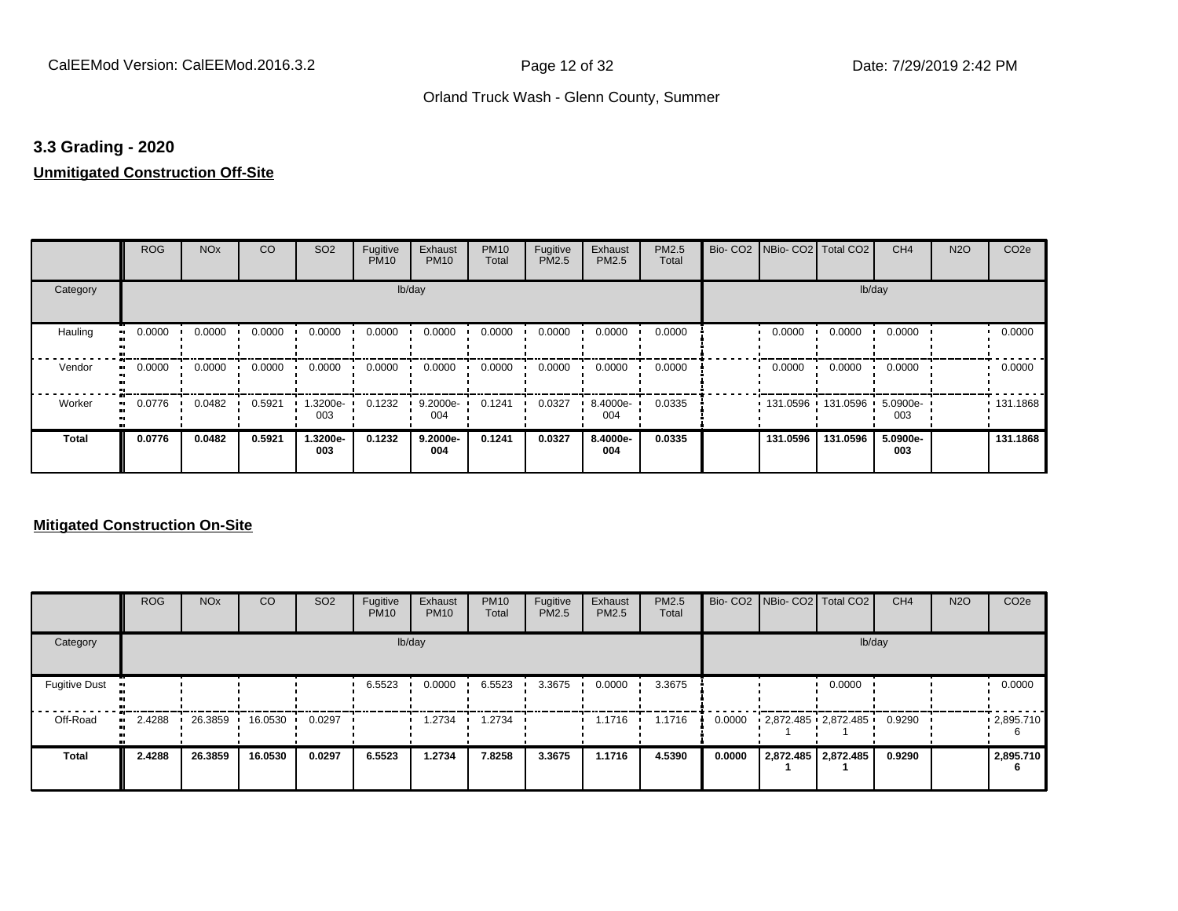## 3.3 Grading - 2020

**Unmitigated Construction Off-Site**

| | ROG | NOx | CO | SO2 | Fugitive PM10 | Exhaust PM10 | PM10 Total | Fugitive PM2.5 | Exhaust PM2.5 | PM2.5 Total | Bio- CO2 | NBio- CO2 | Total CO2 | CH4 | N2O | CO2e |
|---|---|---|---|---|---|---|---|---|---|---|---|---|---|---|---|---|
| Category | lb/day | | | | | | | | | | lb/day | | | | | |
| Hauling | 0.0000 | 0.0000 | 0.0000 | 0.0000 | 0.0000 | 0.0000 | 0.0000 | 0.0000 | 0.0000 | 0.0000 | | 0.0000 | 0.0000 | 0.0000 | | 0.0000 |
| Vendor | 0.0000 | 0.0000 | 0.0000 | 0.0000 | 0.0000 | 0.0000 | 0.0000 | 0.0000 | 0.0000 | 0.0000 | | 0.0000 | 0.0000 | 0.0000 | | 0.0000 |
| Worker | 0.0776 | 0.0482 | 0.5921 | 1.3200e-003 | 0.1232 | 9.2000e-004 | 0.1241 | 0.0327 | 8.4000e-004 | 0.0335 | | 131.0596 | 131.0596 | 5.0900e-003 | | 131.1868 |
| **Total** | **0.0776** | **0.0482** | **0.5921** | **1.3200e-003** | **0.1232** | **9.2000e-004** | **0.1241** | **0.0327** | **8.4000e-004** | **0.0335** | | **131.0596** | **131.0596** | **5.0900e-003** | | **131.1868** |

**Mitigated Construction On-Site**

| | ROG | NOx | CO | SO2 | Fugitive PM10 | Exhaust PM10 | PM10 Total | Fugitive PM2.5 | Exhaust PM2.5 | PM2.5 Total | Bio- CO2 | NBio- CO2 | Total CO2 | CH4 | N2O | CO2e |
|---|---|---|---|---|---|---|---|---|---|---|---|---|---|---|---|---|
| Category | lb/day | | | | | | | | | | lb/day | | | | | |
| Fugitive Dust | | | | | 6.5523 | 0.0000 | 6.5523 | 3.3675 | 0.0000 | 3.3675 | | | 0.0000 | | | 0.0000 |
| Off-Road | 2.4288 | 26.3859 | 16.0530 | 0.0297 | | 1.2734 | 1.2734 | | 1.1716 | 1.1716 | 0.0000 | 2,872.4851 | 2,872.4851 | 0.9290 | | 2,895.7106 |
| **Total** | **2.4288** | **26.3859** | **16.0530** | **0.0297** | **6.5523** | **1.2734** | **7.8258** | **3.3675** | **1.1716** | **4.5390** | **0.0000** | **2,872.4851** | **2,872.4851** | **0.9290** | | **2,895.7106** |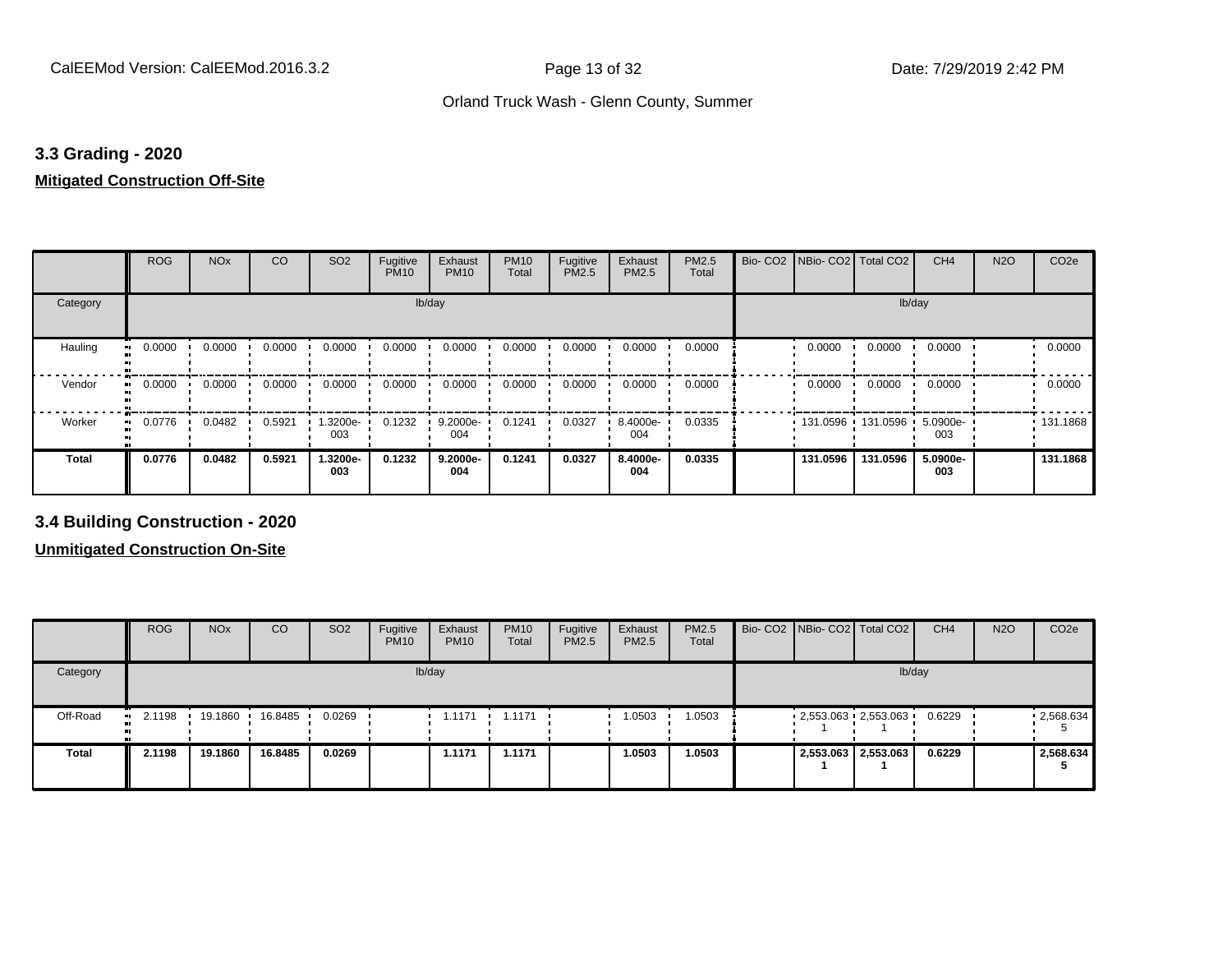## 3.3 Grading - 2020

**Mitigated Construction Off-Site**

| | ROG | NOx | CO | SO2 | Fugitive PM10 | Exhaust PM10 | PM10 Total | Fugitive PM2.5 | Exhaust PM2.5 | PM2.5 Total | Bio- CO2 | NBio- CO2 | Total CO2 | CH4 | N2O | CO2e |
|---|---|---|---|---|---|---|---|---|---|---|---|---|---|---|---|---|
| Category | lb/day | | | | | | | | | | lb/day | | | | | |
| Hauling | 0.0000 | 0.0000 | 0.0000 | 0.0000 | 0.0000 | 0.0000 | 0.0000 | 0.0000 | 0.0000 | 0.0000 | | 0.0000 | 0.0000 | 0.0000 | | 0.0000 |
| Vendor | 0.0000 | 0.0000 | 0.0000 | 0.0000 | 0.0000 | 0.0000 | 0.0000 | 0.0000 | 0.0000 | 0.0000 | | 0.0000 | 0.0000 | 0.0000 | | 0.0000 |
| Worker | 0.0776 | 0.0482 | 0.5921 | 1.3200e-003 | 0.1232 | 9.2000e-004 | 0.1241 | 0.0327 | 8.4000e-004 | 0.0335 | | 131.0596 | 131.0596 | 5.0900e-003 | | 131.1868 |
| **Total** | **0.0776** | **0.0482** | **0.5921** | **1.3200e-003** | **0.1232** | **9.2000e-004** | **0.1241** | **0.0327** | **8.4000e-004** | **0.0335** | | **131.0596** | **131.0596** | **5.0900e-003** | | **131.1868** |

## 3.4 Building Construction - 2020

**Unmitigated Construction On-Site**

| | ROG | NOx | CO | SO2 | Fugitive PM10 | Exhaust PM10 | PM10 Total | Fugitive PM2.5 | Exhaust PM2.5 | PM2.5 Total | Bio- CO2 | NBio- CO2 | Total CO2 | CH4 | N2O | CO2e |
|---|---|---|---|---|---|---|---|---|---|---|---|---|---|---|---|---|
| Category | lb/day | | | | | | | | | | lb/day | | | | | |
| Off-Road | 2.1198 | 19.1860 | 16.8485 | 0.0269 | | 1.1171 | 1.1171 | | 1.0503 | 1.0503 | | 2,553.0631 | 2,553.0631 | 0.6229 | | 2,568.6345 |
| **Total** | **2.1198** | **19.1860** | **16.8485** | **0.0269** | | **1.1171** | **1.1171** | | **1.0503** | **1.0503** | | **2,553.0631** | **2,553.0631** | **0.6229** | | **2,568.6345** |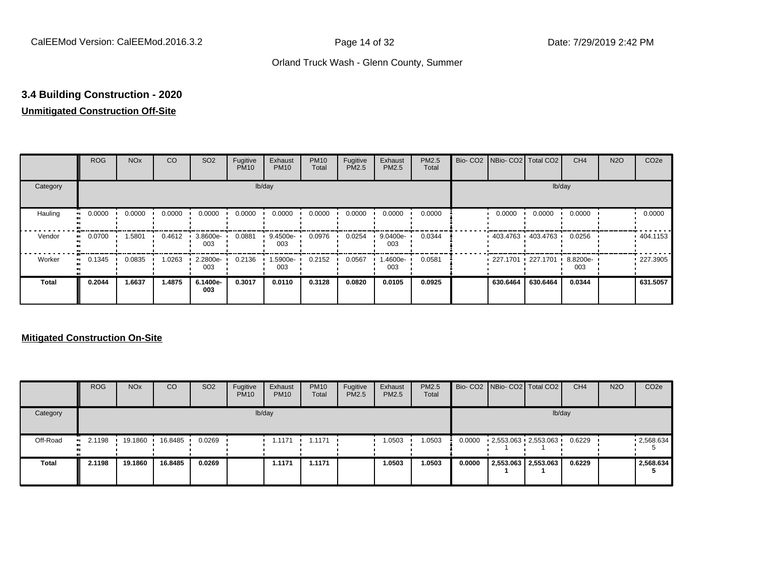Orland Truck Wash - Glenn County, Summer

### 3.4 Building Construction - 2020

**Unmitigated Construction Off-Site**

| | ROG | NOx | CO | SO2 | Fugitive PM10 | Exhaust PM10 | PM10 Total | Fugitive PM2.5 | Exhaust PM2.5 | PM2.5 Total | Bio- CO2 | NBio- CO2 | Total CO2 | CH4 | N2O | CO2e |
|---|---|---|---|---|---|---|---|---|---|---|---|---|---|---|---|---|
| Category | | | | | | lb/day | | | | | | | | lb/day | | |
| Hauling | 0.0000 | 0.0000 | 0.0000 | 0.0000 | 0.0000 | 0.0000 | 0.0000 | 0.0000 | 0.0000 | 0.0000 | | 0.0000 | 0.0000 | 0.0000 | | 0.0000 |
| Vendor | 0.0700 | 1.5801 | 0.4612 | 3.8600e-003 | 0.0881 | 9.4500e-003 | 0.0976 | 0.0254 | 9.0400e-003 | 0.0344 | | 403.4763 | 403.4763 | 0.0256 | | 404.1153 |
| Worker | 0.1345 | 0.0835 | 1.0263 | 2.2800e-003 | 0.2136 | 1.5900e-003 | 0.2152 | 0.0567 | 1.4600e-003 | 0.0581 | | 227.1701 | 227.1701 | 8.8200e-003 | | 227.3905 |
| **Total** | **0.2044** | **1.6637** | **1.4875** | **6.1400e-003** | **0.3017** | **0.0110** | **0.3128** | **0.0820** | **0.0105** | **0.0925** | | **630.6464** | **630.6464** | **0.0344** | | **631.5057** |

**Mitigated Construction On-Site**

| | ROG | NOx | CO | SO2 | Fugitive PM10 | Exhaust PM10 | PM10 Total | Fugitive PM2.5 | Exhaust PM2.5 | PM2.5 Total | Bio- CO2 | NBio- CO2 | Total CO2 | CH4 | N2O | CO2e |
|---|---|---|---|---|---|---|---|---|---|---|---|---|---|---|---|---|
| Category | | | | | | lb/day | | | | | | | | lb/day | | |
| Off-Road | 2.1198 | 19.1860 | 16.8485 | 0.0269 | | 1.1171 | 1.1171 | | 1.0503 | 1.0503 | 0.0000 | 2,553.0631 | 2,553.0631 | 0.6229 | | 2,568.6345 |
| **Total** | **2.1198** | **19.1860** | **16.8485** | **0.0269** | | **1.1171** | **1.1171** | | **1.0503** | **1.0503** | **0.0000** | **2,553.0631** | **2,553.0631** | **0.6229** | | **2,568.6345** |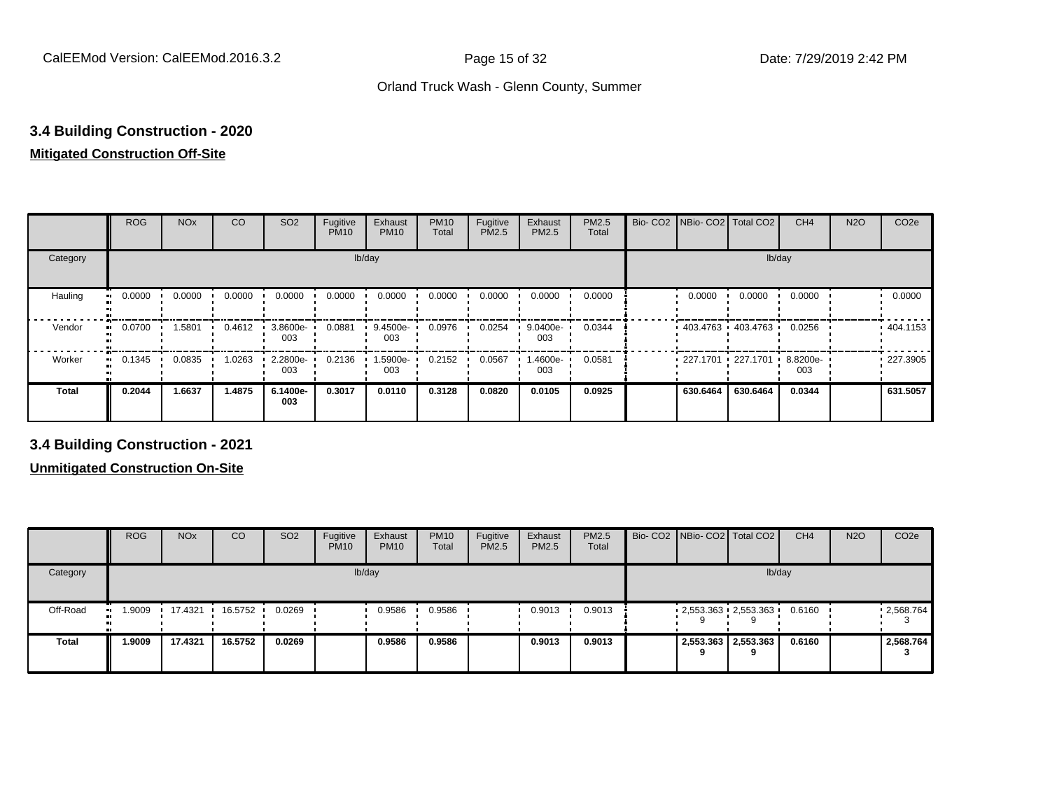## 3.4 Building Construction - 2020

**Mitigated Construction Off-Site**

| | ROG | NOx | CO | SO2 | Fugitive PM10 | Exhaust PM10 | PM10 Total | Fugitive PM2.5 | Exhaust PM2.5 | PM2.5 Total | Bio- CO2 | NBio- CO2 | Total CO2 | CH4 | N2O | CO2e |
|---|---|---|---|---|---|---|---|---|---|---|---|---|---|---|---|---|
| Category | lb/day | | | | | | | | | | lb/day | | | | | |
| Hauling | 0.0000 | 0.0000 | 0.0000 | 0.0000 | 0.0000 | 0.0000 | 0.0000 | 0.0000 | 0.0000 | 0.0000 | | 0.0000 | 0.0000 | 0.0000 | | 0.0000 |
| Vendor | 0.0700 | 1.5801 | 0.4612 | 3.8600e-003 | 0.0881 | 9.4500e-003 | 0.0976 | 0.0254 | 9.0400e-003 | 0.0344 | | 403.4763 | 403.4763 | 0.0256 | | 404.1153 |
| Worker | 0.1345 | 0.0835 | 1.0263 | 2.2800e-003 | 0.2136 | 1.5900e-003 | 0.2152 | 0.0567 | 1.4600e-003 | 0.0581 | | 227.1701 | 227.1701 | 8.8200e-003 | | 227.3905 |
| **Total** | **0.2044** | **1.6637** | **1.4875** | **6.1400e-003** | **0.3017** | **0.0110** | **0.3128** | **0.0820** | **0.0105** | **0.0925** | | **630.6464** | **630.6464** | **0.0344** | | **631.5057** |

## 3.4 Building Construction - 2021

**Unmitigated Construction On-Site**

| | ROG | NOx | CO | SO2 | Fugitive PM10 | Exhaust PM10 | PM10 Total | Fugitive PM2.5 | Exhaust PM2.5 | PM2.5 Total | Bio- CO2 | NBio- CO2 | Total CO2 | CH4 | N2O | CO2e |
|---|---|---|---|---|---|---|---|---|---|---|---|---|---|---|---|---|
| Category | lb/day | | | | | | | | | | lb/day | | | | | |
| Off-Road | 1.9009 | 17.4321 | 16.5752 | 0.0269 | | 0.9586 | 0.9586 | | 0.9013 | 0.9013 | | 2,553.3639 | 2,553.3639 | 0.6160 | | 2,568.7643 |
| **Total** | **1.9009** | **17.4321** | **16.5752** | **0.0269** | | **0.9586** | **0.9586** | | **0.9013** | **0.9013** | | **2,553.3639** | **2,553.3639** | **0.6160** | | **2,568.7643** |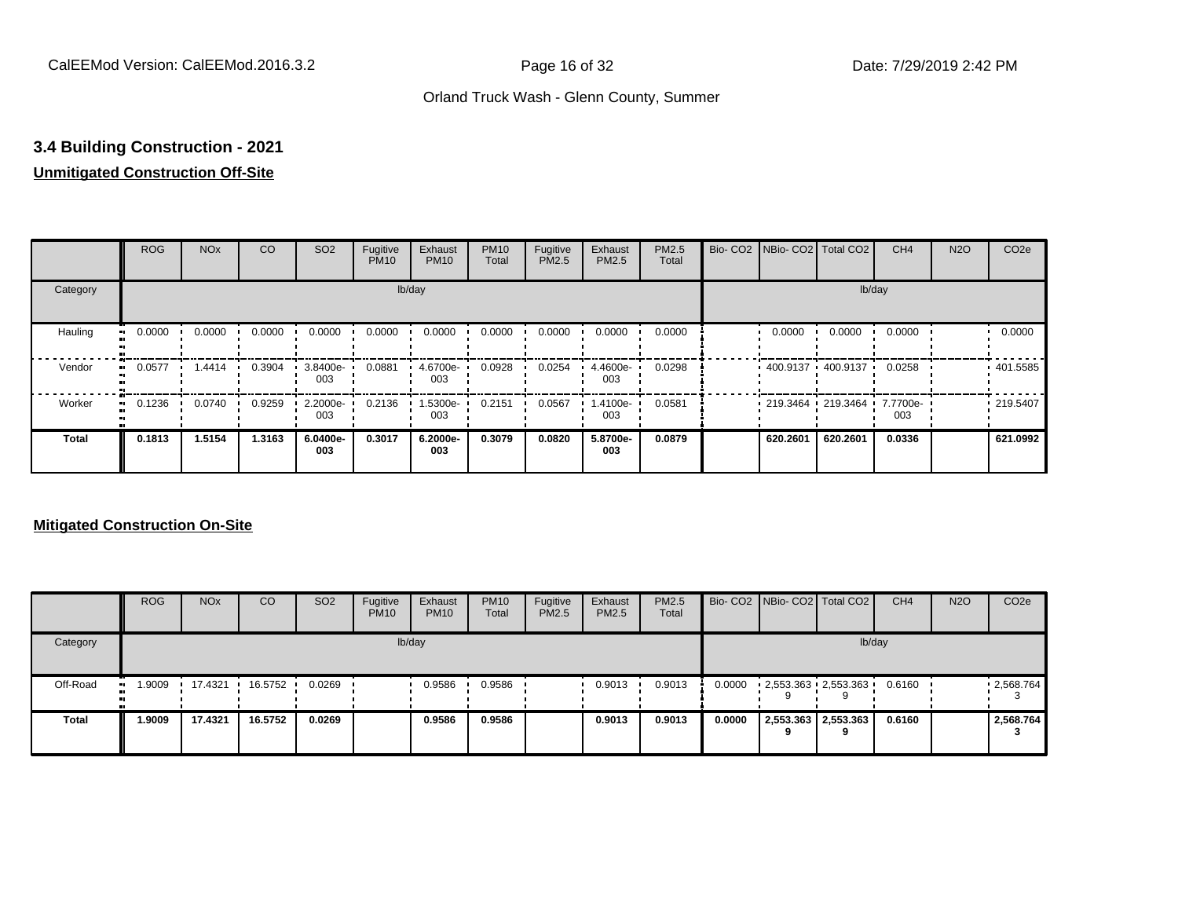## 3.4 Building Construction - 2021

**Unmitigated Construction Off-Site**

| | ROG | NOx | CO | SO2 | Fugitive PM10 | Exhaust PM10 | PM10 Total | Fugitive PM2.5 | Exhaust PM2.5 | PM2.5 Total | Bio- CO2 | NBio- CO2 | Total CO2 | CH4 | N2O | CO2e |
|---|---|---|---|---|---|---|---|---|---|---|---|---|---|---|---|---|
| Category | lb/day | | | | | | | | | | lb/day | | | | | |
| Hauling | 0.0000 | 0.0000 | 0.0000 | 0.0000 | 0.0000 | 0.0000 | 0.0000 | 0.0000 | 0.0000 | 0.0000 | | 0.0000 | 0.0000 | 0.0000 | | 0.0000 |
| Vendor | 0.0577 | 1.4414 | 0.3904 | 3.8400e-003 | 0.0881 | 4.6700e-003 | 0.0928 | 0.0254 | 4.4600e-003 | 0.0298 | | 400.9137 | 400.9137 | 0.0258 | | 401.5585 |
| Worker | 0.1236 | 0.0740 | 0.9259 | 2.2000e-003 | 0.2136 | 1.5300e-003 | 0.2151 | 0.0567 | 1.4100e-003 | 0.0581 | | 219.3464 | 219.3464 | 7.7700e-003 | | 219.5407 |
| **Total** | **0.1813** | **1.5154** | **1.3163** | **6.0400e-003** | **0.3017** | **6.2000e-003** | **0.3079** | **0.0820** | **5.8700e-003** | **0.0879** | | **620.2601** | **620.2601** | **0.0336** | | **621.0992** |

**Mitigated Construction On-Site**

| | ROG | NOx | CO | SO2 | Fugitive PM10 | Exhaust PM10 | PM10 Total | Fugitive PM2.5 | Exhaust PM2.5 | PM2.5 Total | Bio- CO2 | NBio- CO2 | Total CO2 | CH4 | N2O | CO2e |
|---|---|---|---|---|---|---|---|---|---|---|---|---|---|---|---|---|
| Category | lb/day | | | | | | | | | | lb/day | | | | | |
| Off-Road | 1.9009 | 17.4321 | 16.5752 | 0.0269 | | 0.9586 | 0.9586 | | 0.9013 | 0.9013 | 0.0000 | 2,553.3639 | 2,553.3639 | 0.6160 | | 2,568.7643 |
| **Total** | **1.9009** | **17.4321** | **16.5752** | **0.0269** | | **0.9586** | **0.9586** | | **0.9013** | **0.9013** | **0.0000** | **2,553.3639** | **2,553.3639** | **0.6160** | | **2,568.7643** |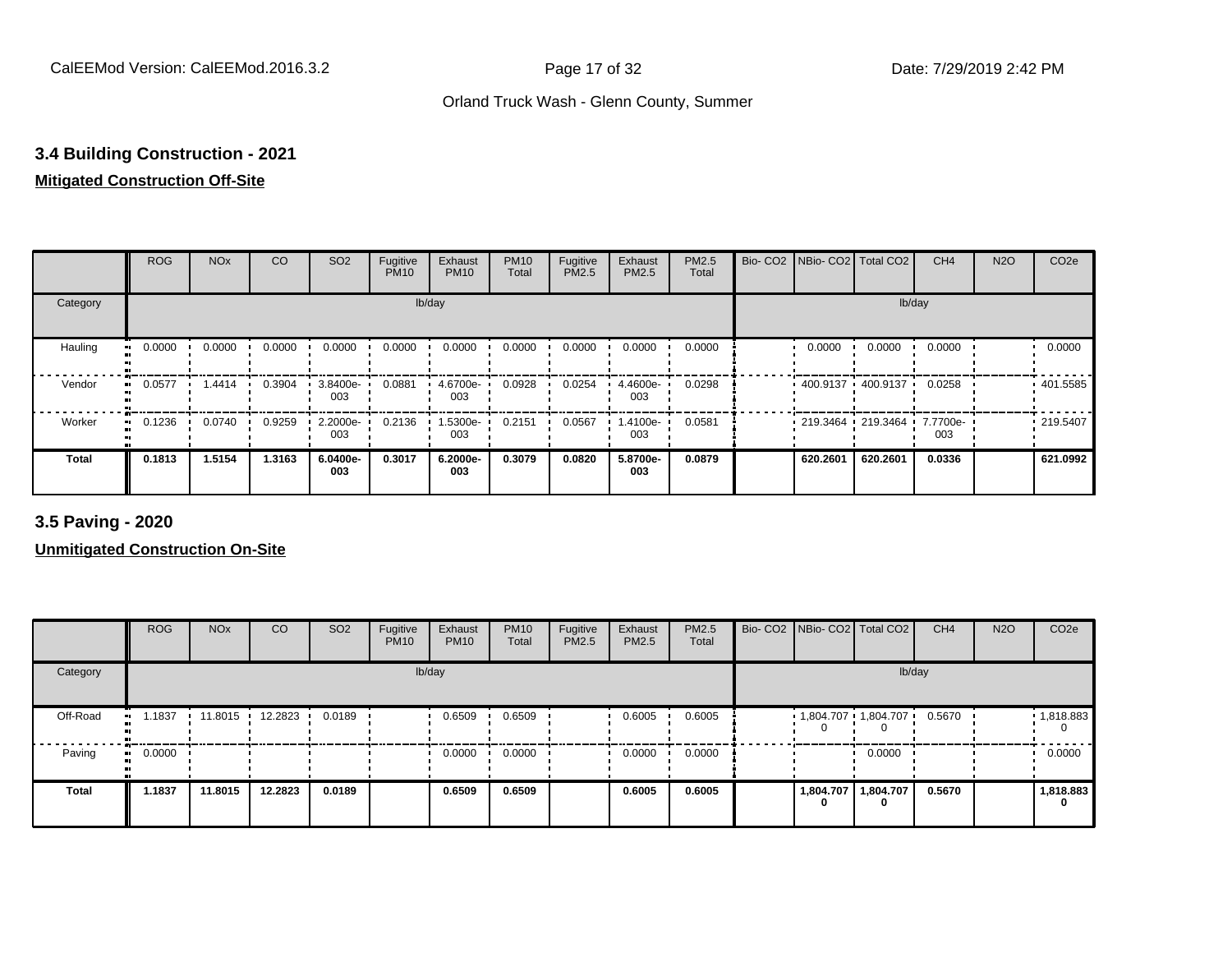## 3.4 Building Construction - 2021

**Mitigated Construction Off-Site**

| | ROG | NOx | CO | SO2 | Fugitive PM10 | Exhaust PM10 | PM10 Total | Fugitive PM2.5 | Exhaust PM2.5 | PM2.5 Total | Bio- CO2 | NBio- CO2 | Total CO2 | CH4 | N2O | CO2e |
|---|---|---|---|---|---|---|---|---|---|---|---|---|---|---|---|---|
| Category | lb/day | | | | | | | | | | lb/day | | | | | |
| Hauling | 0.0000 | 0.0000 | 0.0000 | 0.0000 | 0.0000 | 0.0000 | 0.0000 | 0.0000 | 0.0000 | 0.0000 | | 0.0000 | 0.0000 | 0.0000 | | 0.0000 |
| Vendor | 0.0577 | 1.4414 | 0.3904 | 3.8400e-003 | 0.0881 | 4.6700e-003 | 0.0928 | 0.0254 | 4.4600e-003 | 0.0298 | | 400.9137 | 400.9137 | 0.0258 | | 401.5585 |
| Worker | 0.1236 | 0.0740 | 0.9259 | 2.2000e-003 | 0.2136 | 1.5300e-003 | 0.2151 | 0.0567 | 1.4100e-003 | 0.0581 | | 219.3464 | 219.3464 | 7.7700e-003 | | 219.5407 |
| **Total** | **0.1813** | **1.5154** | **1.3163** | **6.0400e-003** | **0.3017** | **6.2000e-003** | **0.3079** | **0.0820** | **5.8700e-003** | **0.0879** | | **620.2601** | **620.2601** | **0.0336** | | **621.0992** |

## 3.5 Paving - 2020

**Unmitigated Construction On-Site**

| | ROG | NOx | CO | SO2 | Fugitive PM10 | Exhaust PM10 | PM10 Total | Fugitive PM2.5 | Exhaust PM2.5 | PM2.5 Total | Bio- CO2 | NBio- CO2 | Total CO2 | CH4 | N2O | CO2e |
|---|---|---|---|---|---|---|---|---|---|---|---|---|---|---|---|---|
| Category | lb/day | | | | | | | | | | lb/day | | | | | |
| Off-Road | 1.1837 | 11.8015 | 12.2823 | 0.0189 | | 0.6509 | 0.6509 | | 0.6005 | 0.6005 | | 1,804.7070 | 1,804.7070 | 0.5670 | | 1,818.8830 |
| Paving | 0.0000 | | | | | 0.0000 | 0.0000 | | 0.0000 | 0.0000 | | | 0.0000 | | | 0.0000 |
| **Total** | **1.1837** | **11.8015** | **12.2823** | **0.0189** | | **0.6509** | **0.6509** | | **0.6005** | **0.6005** | | **1,804.7070** | **1,804.7070** | **0.5670** | | **1,818.8830** |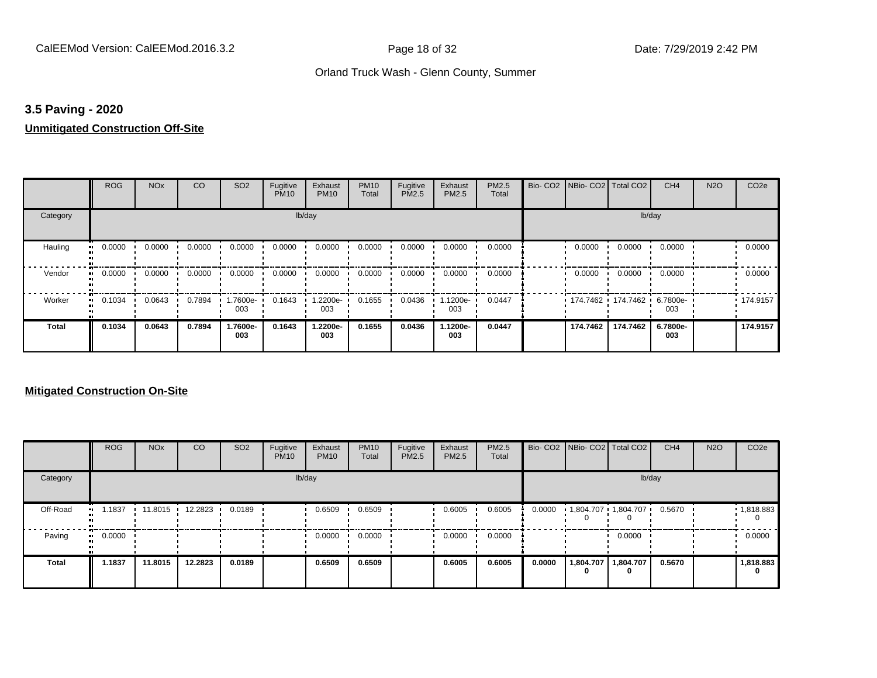### 3.5 Paving - 2020

**Unmitigated Construction Off-Site**

| | ROG | NOx | CO | SO2 | Fugitive PM10 | Exhaust PM10 | PM10 Total | Fugitive PM2.5 | Exhaust PM2.5 | PM2.5 Total | Bio- CO2 | NBio- CO2 | Total CO2 | CH4 | N2O | CO2e |
|---|---|---|---|---|---|---|---|---|---|---|---|---|---|---|---|---|
| Category | lb/day | | | | | | | | | | lb/day | | | | | |
| Hauling | 0.0000 | 0.0000 | 0.0000 | 0.0000 | 0.0000 | 0.0000 | 0.0000 | 0.0000 | 0.0000 | 0.0000 | | 0.0000 | 0.0000 | 0.0000 | | 0.0000 |
| Vendor | 0.0000 | 0.0000 | 0.0000 | 0.0000 | 0.0000 | 0.0000 | 0.0000 | 0.0000 | 0.0000 | 0.0000 | | 0.0000 | 0.0000 | 0.0000 | | 0.0000 |
| Worker | 0.1034 | 0.0643 | 0.7894 | 1.7600e-003 | 0.1643 | 1.2200e-003 | 0.1655 | 0.0436 | 1.1200e-003 | 0.0447 | | 174.7462 | 174.7462 | 6.7800e-003 | | 174.9157 |
| **Total** | **0.1034** | **0.0643** | **0.7894** | **1.7600e-003** | **0.1643** | **1.2200e-003** | **0.1655** | **0.0436** | **1.1200e-003** | **0.0447** | | **174.7462** | **174.7462** | **6.7800e-003** | | **174.9157** |

**Mitigated Construction On-Site**

| | ROG | NOx | CO | SO2 | Fugitive PM10 | Exhaust PM10 | PM10 Total | Fugitive PM2.5 | Exhaust PM2.5 | PM2.5 Total | Bio- CO2 | NBio- CO2 | Total CO2 | CH4 | N2O | CO2e |
|---|---|---|---|---|---|---|---|---|---|---|---|---|---|---|---|---|
| Category | lb/day | | | | | | | | | | lb/day | | | | | |
| Off-Road | 1.1837 | 11.8015 | 12.2823 | 0.0189 | | 0.6509 | 0.6509 | | 0.6005 | 0.6005 | 0.0000 | 1,804.7070 | 1,804.7070 | 0.5670 | | 1,818.8830 |
| Paving | 0.0000 | | | | | 0.0000 | 0.0000 | | 0.0000 | 0.0000 | | | 0.0000 | | | 0.0000 |
| **Total** | **1.1837** | **11.8015** | **12.2823** | **0.0189** | | **0.6509** | **0.6509** | | **0.6005** | **0.6005** | **0.0000** | **1,804.7070** | **1,804.7070** | **0.5670** | | **1,818.8830** |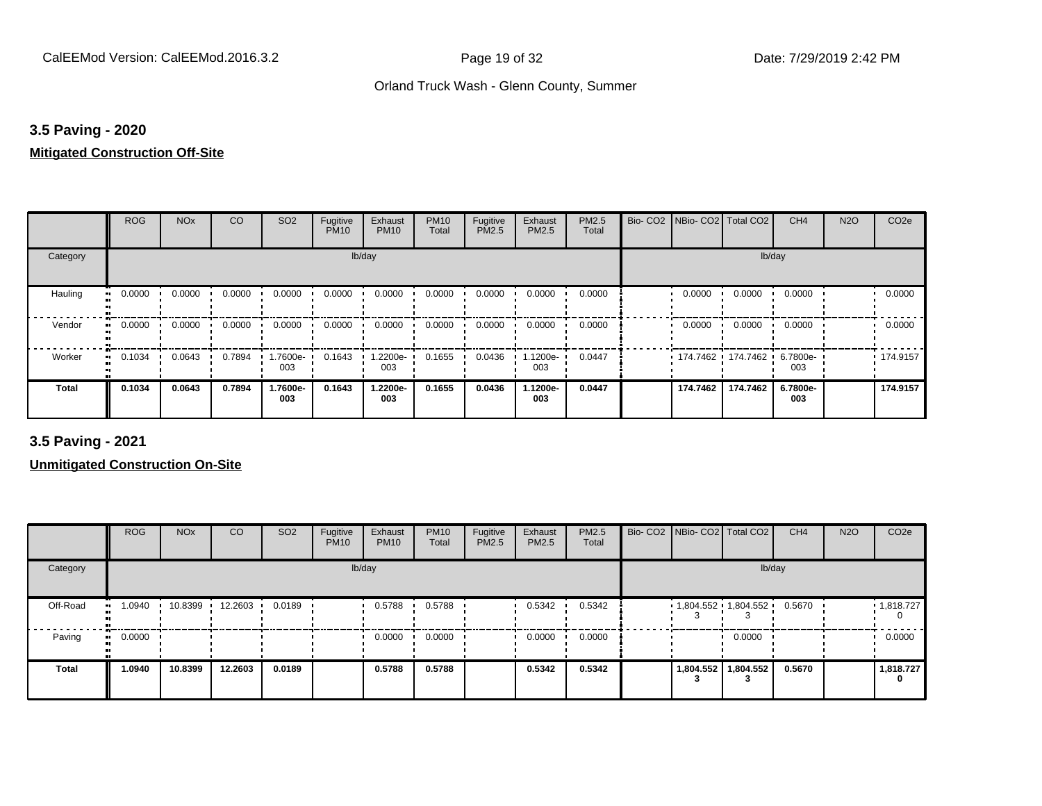## 3.5 Paving - 2020

**Mitigated Construction Off-Site**

| | ROG | NOx | CO | SO2 | Fugitive PM10 | Exhaust PM10 | PM10 Total | Fugitive PM2.5 | Exhaust PM2.5 | PM2.5 Total | Bio- CO2 | NBio- CO2 | Total CO2 | CH4 | N2O | CO2e |
|---|---|---|---|---|---|---|---|---|---|---|---|---|---|---|---|---|
| Category | lb/day | | | | | | | | | | lb/day | | | | | |
| Hauling | 0.0000 | 0.0000 | 0.0000 | 0.0000 | 0.0000 | 0.0000 | 0.0000 | 0.0000 | 0.0000 | 0.0000 | | 0.0000 | 0.0000 | 0.0000 | | 0.0000 |
| Vendor | 0.0000 | 0.0000 | 0.0000 | 0.0000 | 0.0000 | 0.0000 | 0.0000 | 0.0000 | 0.0000 | 0.0000 | | 0.0000 | 0.0000 | 0.0000 | | 0.0000 |
| Worker | 0.1034 | 0.0643 | 0.7894 | 1.7600e-003 | 0.1643 | 1.2200e-003 | 0.1655 | 0.0436 | 1.1200e-003 | 0.0447 | | 174.7462 | 174.7462 | 6.7800e-003 | | 174.9157 |
| **Total** | **0.1034** | **0.0643** | **0.7894** | **1.7600e-003** | **0.1643** | **1.2200e-003** | **0.1655** | **0.0436** | **1.1200e-003** | **0.0447** | | **174.7462** | **174.7462** | **6.7800e-003** | | **174.9157** |

## 3.5 Paving - 2021

**Unmitigated Construction On-Site**

| | ROG | NOx | CO | SO2 | Fugitive PM10 | Exhaust PM10 | PM10 Total | Fugitive PM2.5 | Exhaust PM2.5 | PM2.5 Total | Bio- CO2 | NBio- CO2 | Total CO2 | CH4 | N2O | CO2e |
|---|---|---|---|---|---|---|---|---|---|---|---|---|---|---|---|---|
| Category | lb/day | | | | | | | | | | lb/day | | | | | |
| Off-Road | 1.0940 | 10.8399 | 12.2603 | 0.0189 | | 0.5788 | 0.5788 | | 0.5342 | 0.5342 | | 1,804.5523 | 1,804.5523 | 0.5670 | | 1,818.7270 |
| Paving | 0.0000 | | | | | 0.0000 | 0.0000 | | 0.0000 | 0.0000 | | | 0.0000 | | | 0.0000 |
| **Total** | **1.0940** | **10.8399** | **12.2603** | **0.0189** | | **0.5788** | **0.5788** | | **0.5342** | **0.5342** | | **1,804.5523** | **1,804.5523** | **0.5670** | | **1,818.7270** |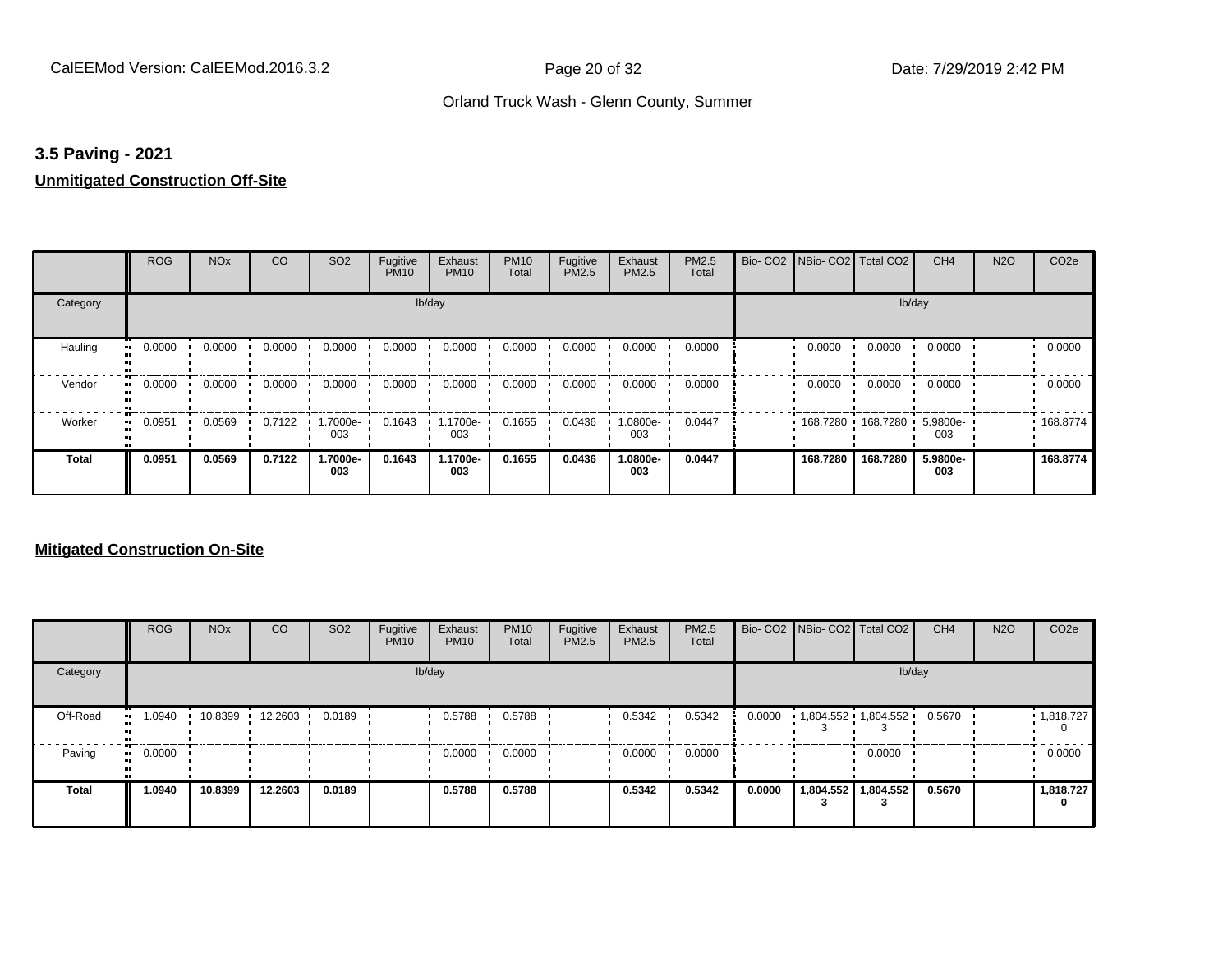### 3.5 Paving - 2021

**Unmitigated Construction Off-Site**

| | ROG | NOx | CO | SO2 | Fugitive PM10 | Exhaust PM10 | PM10 Total | Fugitive PM2.5 | Exhaust PM2.5 | PM2.5 Total | Bio- CO2 | NBio- CO2 | Total CO2 | CH4 | N2O | CO2e |
|---|---|---|---|---|---|---|---|---|---|---|---|---|---|---|---|---|
| Category | | | | | | lb/day | | | | | | | | lb/day | | |
| Hauling | 0.0000 | 0.0000 | 0.0000 | 0.0000 | 0.0000 | 0.0000 | 0.0000 | 0.0000 | 0.0000 | 0.0000 | | 0.0000 | 0.0000 | 0.0000 | | 0.0000 |
| Vendor | 0.0000 | 0.0000 | 0.0000 | 0.0000 | 0.0000 | 0.0000 | 0.0000 | 0.0000 | 0.0000 | 0.0000 | | 0.0000 | 0.0000 | 0.0000 | | 0.0000 |
| Worker | 0.0951 | 0.0569 | 0.7122 | 1.7000e-003 | 0.1643 | 1.1700e-003 | 0.1655 | 0.0436 | 1.0800e-003 | 0.0447 | | 168.7280 | 168.7280 | 5.9800e-003 | | 168.8774 |
| **Total** | **0.0951** | **0.0569** | **0.7122** | **1.7000e-003** | **0.1643** | **1.1700e-003** | **0.1655** | **0.0436** | **1.0800e-003** | **0.0447** | | **168.7280** | **168.7280** | **5.9800e-003** | | **168.8774** |

**Mitigated Construction On-Site**

| | ROG | NOx | CO | SO2 | Fugitive PM10 | Exhaust PM10 | PM10 Total | Fugitive PM2.5 | Exhaust PM2.5 | PM2.5 Total | Bio- CO2 | NBio- CO2 | Total CO2 | CH4 | N2O | CO2e |
|---|---|---|---|---|---|---|---|---|---|---|---|---|---|---|---|---|
| Category | | | | | | lb/day | | | | | | | | lb/day | | |
| Off-Road | 1.0940 | 10.8399 | 12.2603 | 0.0189 | | 0.5788 | 0.5788 | | 0.5342 | 0.5342 | 0.0000 | 1,804.552 3 | 1,804.552 3 | 0.5670 | | 1,818.727 0 |
| Paving | 0.0000 | | | | | 0.0000 | 0.0000 | | 0.0000 | 0.0000 | | | 0.0000 | | | 0.0000 |
| **Total** | **1.0940** | **10.8399** | **12.2603** | **0.0189** | | **0.5788** | **0.5788** | | **0.5342** | **0.5342** | **0.0000** | **1,804.552 3** | **1,804.552 3** | **0.5670** | | **1,818.727 0** |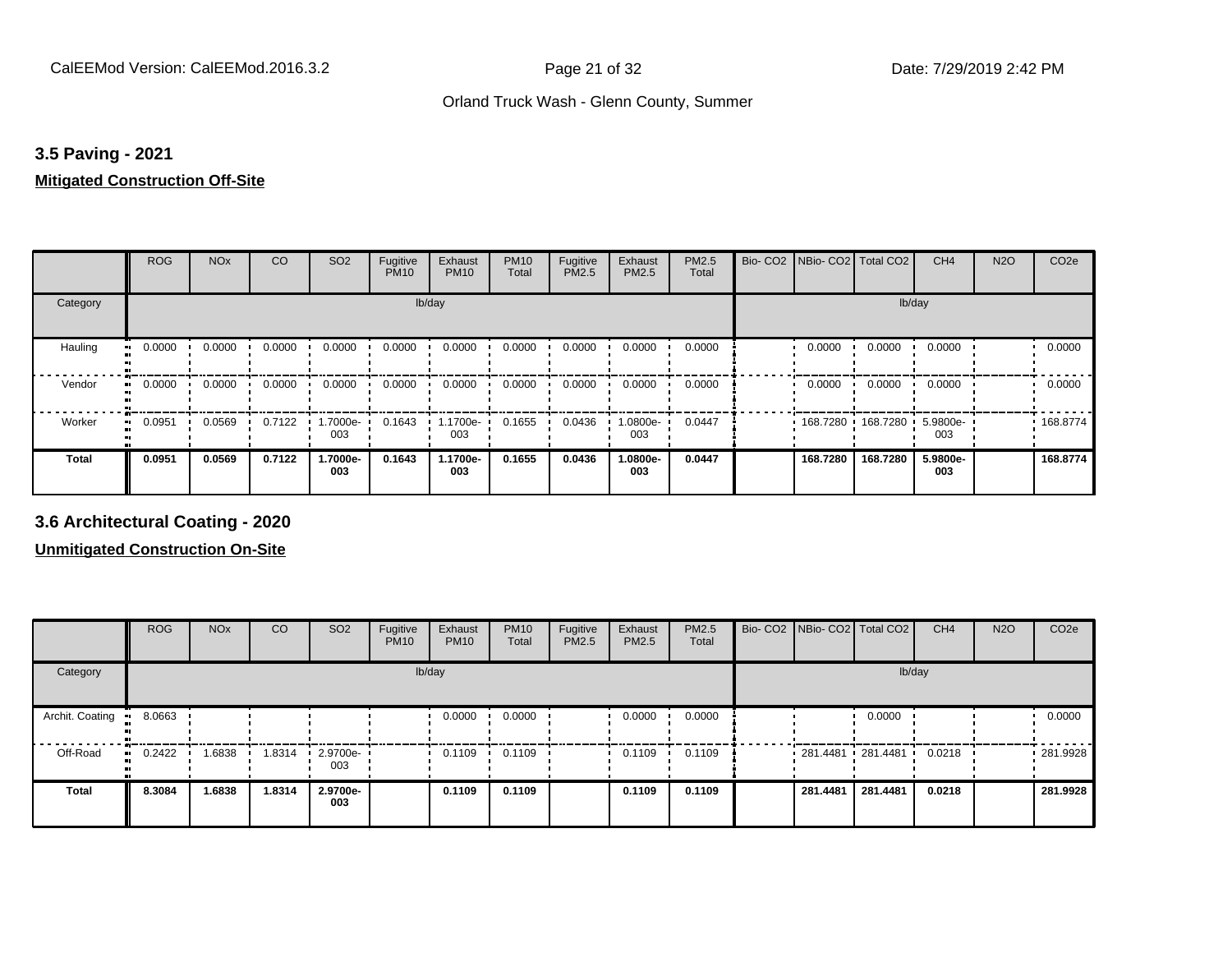### 3.5 Paving - 2021

**Mitigated Construction Off-Site**

| | ROG | NOx | CO | SO2 | Fugitive PM10 | Exhaust PM10 | PM10 Total | Fugitive PM2.5 | Exhaust PM2.5 | PM2.5 Total | Bio- CO2 | NBio- CO2 | Total CO2 | CH4 | N2O | CO2e |
|---|---|---|---|---|---|---|---|---|---|---|---|---|---|---|---|---|
| Category | lb/day | | | | | | | | | | lb/day | | | | | |
| Hauling | 0.0000 | 0.0000 | 0.0000 | 0.0000 | 0.0000 | 0.0000 | 0.0000 | 0.0000 | 0.0000 | 0.0000 | | 0.0000 | 0.0000 | 0.0000 | | 0.0000 |
| Vendor | 0.0000 | 0.0000 | 0.0000 | 0.0000 | 0.0000 | 0.0000 | 0.0000 | 0.0000 | 0.0000 | 0.0000 | | 0.0000 | 0.0000 | 0.0000 | | 0.0000 |
| Worker | 0.0951 | 0.0569 | 0.7122 | 1.7000e-003 | 0.1643 | 1.1700e-003 | 0.1655 | 0.0436 | 1.0800e-003 | 0.0447 | | 168.7280 | 168.7280 | 5.9800e-003 | | 168.8774 |
| **Total** | **0.0951** | **0.0569** | **0.7122** | **1.7000e-003** | **0.1643** | **1.1700e-003** | **0.1655** | **0.0436** | **1.0800e-003** | **0.0447** | | **168.7280** | **168.7280** | **5.9800e-003** | | **168.8774** |

### 3.6 Architectural Coating - 2020

**Unmitigated Construction On-Site**

| | ROG | NOx | CO | SO2 | Fugitive PM10 | Exhaust PM10 | PM10 Total | Fugitive PM2.5 | Exhaust PM2.5 | PM2.5 Total | Bio- CO2 | NBio- CO2 | Total CO2 | CH4 | N2O | CO2e |
|---|---|---|---|---|---|---|---|---|---|---|---|---|---|---|---|---|
| Category | lb/day | | | | | | | | | | lb/day | | | | | |
| Archit. Coating | 8.0663 | | | | | 0.0000 | 0.0000 | | 0.0000 | 0.0000 | | | 0.0000 | | | 0.0000 |
| Off-Road | 0.2422 | 1.6838 | 1.8314 | 2.9700e-003 | | 0.1109 | 0.1109 | | 0.1109 | 0.1109 | | 281.4481 | 281.4481 | 0.0218 | | 281.9928 |
| **Total** | **8.3084** | **1.6838** | **1.8314** | **2.9700e-003** | | **0.1109** | **0.1109** | | **0.1109** | **0.1109** | | **281.4481** | **281.4481** | **0.0218** | | **281.9928** |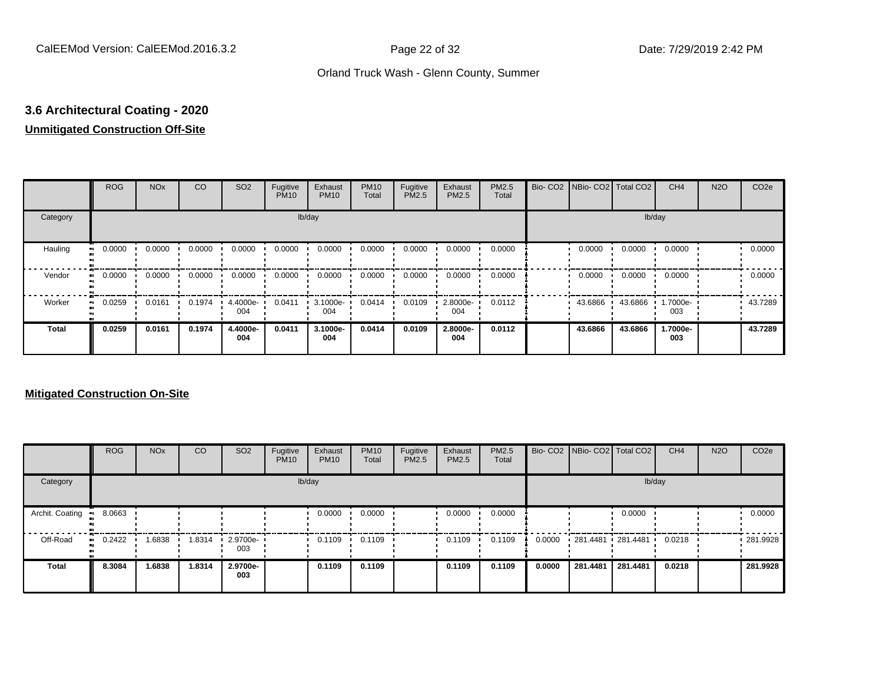## 3.6 Architectural Coating - 2020

**Unmitigated Construction Off-Site**

| | ROG | NOx | CO | SO2 | Fugitive PM10 | Exhaust PM10 | PM10 Total | Fugitive PM2.5 | Exhaust PM2.5 | PM2.5 Total | Bio- CO2 | NBio- CO2 | Total CO2 | CH4 | N2O | CO2e |
|---|---|---|---|---|---|---|---|---|---|---|---|---|---|---|---|---|
| Category | | | | | lb/day | | | | | | | | | lb/day | | |
| Hauling | 0.0000 | 0.0000 | 0.0000 | 0.0000 | 0.0000 | 0.0000 | 0.0000 | 0.0000 | 0.0000 | 0.0000 | | 0.0000 | 0.0000 | 0.0000 | | 0.0000 |
| Vendor | 0.0000 | 0.0000 | 0.0000 | 0.0000 | 0.0000 | 0.0000 | 0.0000 | 0.0000 | 0.0000 | 0.0000 | | 0.0000 | 0.0000 | 0.0000 | | 0.0000 |
| Worker | 0.0259 | 0.0161 | 0.1974 | 4.4000e-004 | 0.0411 | 3.1000e-004 | 0.0414 | 0.0109 | 2.8000e-004 | 0.0112 | | 43.6866 | 43.6866 | 1.7000e-003 | | 43.7289 |
| **Total** | **0.0259** | **0.0161** | **0.1974** | **4.4000e-004** | **0.0411** | **3.1000e-004** | **0.0414** | **0.0109** | **2.8000e-004** | **0.0112** | | **43.6866** | **43.6866** | **1.7000e-003** | | **43.7289** |

**Mitigated Construction On-Site**

| | ROG | NOx | CO | SO2 | Fugitive PM10 | Exhaust PM10 | PM10 Total | Fugitive PM2.5 | Exhaust PM2.5 | PM2.5 Total | Bio- CO2 | NBio- CO2 | Total CO2 | CH4 | N2O | CO2e |
|---|---|---|---|---|---|---|---|---|---|---|---|---|---|---|---|---|
| Category | | | | | lb/day | | | | | | | | | lb/day | | |
| Archit. Coating | 8.0663 | | | | | 0.0000 | 0.0000 | | 0.0000 | 0.0000 | | | 0.0000 | | | 0.0000 |
| Off-Road | 0.2422 | 1.6838 | 1.8314 | 2.9700e-003 | | 0.1109 | 0.1109 | | 0.1109 | 0.1109 | 0.0000 | 281.4481 | 281.4481 | 0.0218 | | 281.9928 |
| **Total** | **8.3084** | **1.6838** | **1.8314** | **2.9700e-003** | | **0.1109** | **0.1109** | | **0.1109** | **0.1109** | **0.0000** | **281.4481** | **281.4481** | **0.0218** | | **281.9928** |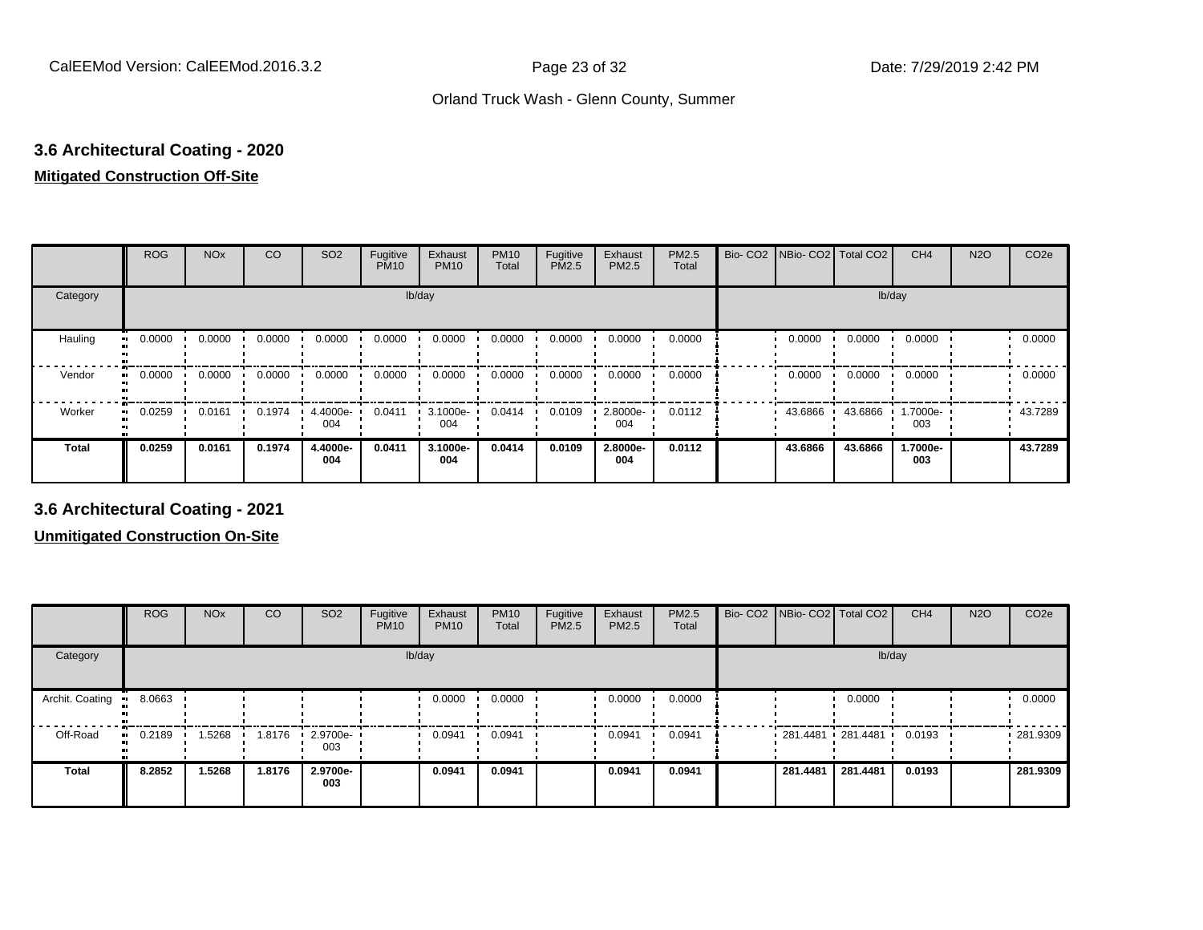## 3.6 Architectural Coating - 2020

**Mitigated Construction Off-Site**

| | ROG | NOx | CO | SO2 | Fugitive PM10 | Exhaust PM10 | PM10 Total | Fugitive PM2.5 | Exhaust PM2.5 | PM2.5 Total | Bio- CO2 | NBio- CO2 | Total CO2 | CH4 | N2O | CO2e |
|---|---|---|---|---|---|---|---|---|---|---|---|---|---|---|---|---|
| Category | lb/day | | | | | | | | | | lb/day | | | | | |
| Hauling | 0.0000 | 0.0000 | 0.0000 | 0.0000 | 0.0000 | 0.0000 | 0.0000 | 0.0000 | 0.0000 | 0.0000 | | 0.0000 | 0.0000 | 0.0000 | | 0.0000 |
| Vendor | 0.0000 | 0.0000 | 0.0000 | 0.0000 | 0.0000 | 0.0000 | 0.0000 | 0.0000 | 0.0000 | 0.0000 | | 0.0000 | 0.0000 | 0.0000 | | 0.0000 |
| Worker | 0.0259 | 0.0161 | 0.1974 | 4.4000e-004 | 0.0411 | 3.1000e-004 | 0.0414 | 0.0109 | 2.8000e-004 | 0.0112 | | 43.6866 | 43.6866 | 1.7000e-003 | | 43.7289 |
| **Total** | **0.0259** | **0.0161** | **0.1974** | **4.4000e-004** | **0.0411** | **3.1000e-004** | **0.0414** | **0.0109** | **2.8000e-004** | **0.0112** | | **43.6866** | **43.6866** | **1.7000e-003** | | **43.7289** |

## 3.6 Architectural Coating - 2021

**Unmitigated Construction On-Site**

| | ROG | NOx | CO | SO2 | Fugitive PM10 | Exhaust PM10 | PM10 Total | Fugitive PM2.5 | Exhaust PM2.5 | PM2.5 Total | Bio- CO2 | NBio- CO2 | Total CO2 | CH4 | N2O | CO2e |
|---|---|---|---|---|---|---|---|---|---|---|---|---|---|---|---|---|
| Category | lb/day | | | | | | | | | | lb/day | | | | | |
| Archit. Coating | 8.0663 | | | | | 0.0000 | 0.0000 | | 0.0000 | 0.0000 | | | 0.0000 | | | 0.0000 |
| Off-Road | 0.2189 | 1.5268 | 1.8176 | 2.9700e-003 | | 0.0941 | 0.0941 | | 0.0941 | 0.0941 | | 281.4481 | 281.4481 | 0.0193 | | 281.9309 |
| **Total** | **8.2852** | **1.5268** | **1.8176** | **2.9700e-003** | | **0.0941** | **0.0941** | | **0.0941** | **0.0941** | | **281.4481** | **281.4481** | **0.0193** | | **281.9309** |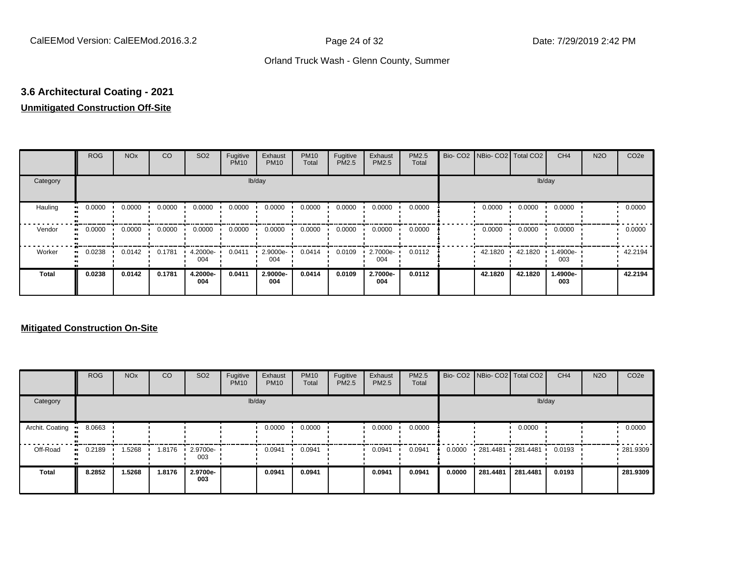## 3.6 Architectural Coating - 2021

**Unmitigated Construction Off-Site**

| | ROG | NOx | CO | SO2 | Fugitive PM10 | Exhaust PM10 | PM10 Total | Fugitive PM2.5 | Exhaust PM2.5 | PM2.5 Total | Bio- CO2 | NBio- CO2 | Total CO2 | CH4 | N2O | CO2e |
|---|---|---|---|---|---|---|---|---|---|---|---|---|---|---|---|---|
| Category | | | | | lb/day | | | | | | | | | lb/day | | |
| Hauling | 0.0000 | 0.0000 | 0.0000 | 0.0000 | 0.0000 | 0.0000 | 0.0000 | 0.0000 | 0.0000 | 0.0000 | | 0.0000 | 0.0000 | 0.0000 | | 0.0000 |
| Vendor | 0.0000 | 0.0000 | 0.0000 | 0.0000 | 0.0000 | 0.0000 | 0.0000 | 0.0000 | 0.0000 | 0.0000 | | 0.0000 | 0.0000 | 0.0000 | | 0.0000 |
| Worker | 0.0238 | 0.0142 | 0.1781 | 4.2000e-004 | 0.0411 | 2.9000e-004 | 0.0414 | 0.0109 | 2.7000e-004 | 0.0112 | | 42.1820 | 42.1820 | 1.4900e-003 | | 42.2194 |
| **Total** | **0.0238** | **0.0142** | **0.1781** | **4.2000e-004** | **0.0411** | **2.9000e-004** | **0.0414** | **0.0109** | **2.7000e-004** | **0.0112** | | **42.1820** | **42.1820** | **1.4900e-003** | | **42.2194** |

**Mitigated Construction On-Site**

| | ROG | NOx | CO | SO2 | Fugitive PM10 | Exhaust PM10 | PM10 Total | Fugitive PM2.5 | Exhaust PM2.5 | PM2.5 Total | Bio- CO2 | NBio- CO2 | Total CO2 | CH4 | N2O | CO2e |
|---|---|---|---|---|---|---|---|---|---|---|---|---|---|---|---|---|
| Category | | | | | lb/day | | | | | | | | | lb/day | | |
| Archit. Coating | 8.0663 | | | | | 0.0000 | 0.0000 | | 0.0000 | 0.0000 | | | 0.0000 | | | 0.0000 |
| Off-Road | 0.2189 | 1.5268 | 1.8176 | 2.9700e-003 | | 0.0941 | 0.0941 | | 0.0941 | 0.0941 | 0.0000 | 281.4481 | 281.4481 | 0.0193 | | 281.9309 |
| **Total** | **8.2852** | **1.5268** | **1.8176** | **2.9700e-003** | | **0.0941** | **0.0941** | | **0.0941** | **0.0941** | **0.0000** | **281.4481** | **281.4481** | **0.0193** | | **281.9309** |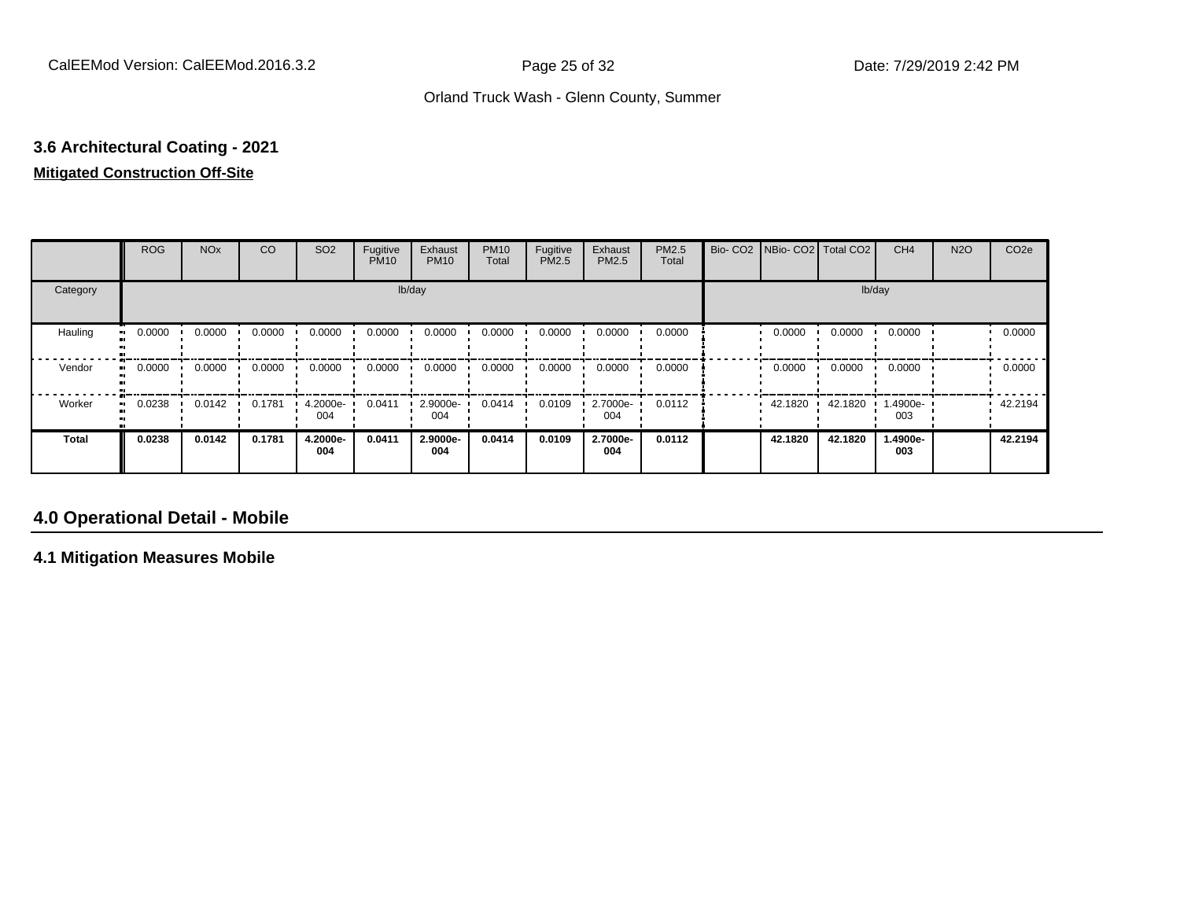### 3.6 Architectural Coating - 2021

**Mitigated Construction Off-Site**

| | ROG | NOx | CO | SO2 | Fugitive PM10 | Exhaust PM10 | PM10 Total | Fugitive PM2.5 | Exhaust PM2.5 | PM2.5 Total | Bio- CO2 | NBio- CO2 | Total CO2 | CH4 | N2O | CO2e |
|---|---|---|---|---|---|---|---|---|---|---|---|---|---|---|---|---|
| Category | lb/day | | | | | | | | | | lb/day | | | | | |
| Hauling | 0.0000 | 0.0000 | 0.0000 | 0.0000 | 0.0000 | 0.0000 | 0.0000 | 0.0000 | 0.0000 | 0.0000 | | 0.0000 | 0.0000 | 0.0000 | | 0.0000 |
| Vendor | 0.0000 | 0.0000 | 0.0000 | 0.0000 | 0.0000 | 0.0000 | 0.0000 | 0.0000 | 0.0000 | 0.0000 | | 0.0000 | 0.0000 | 0.0000 | | 0.0000 |
| Worker | 0.0238 | 0.0142 | 0.1781 | 4.2000e-004 | 0.0411 | 2.9000e-004 | 0.0414 | 0.0109 | 2.7000e-004 | 0.0112 | | 42.1820 | 42.1820 | 1.4900e-003 | | 42.2194 |
| **Total** | **0.0238** | **0.0142** | **0.1781** | **4.2000e-004** | **0.0411** | **2.9000e-004** | **0.0414** | **0.0109** | **2.7000e-004** | **0.0112** | | **42.1820** | **42.1820** | **1.4900e-003** | | **42.2194** |

## 4.0 Operational Detail - Mobile

### 4.1 Mitigation Measures Mobile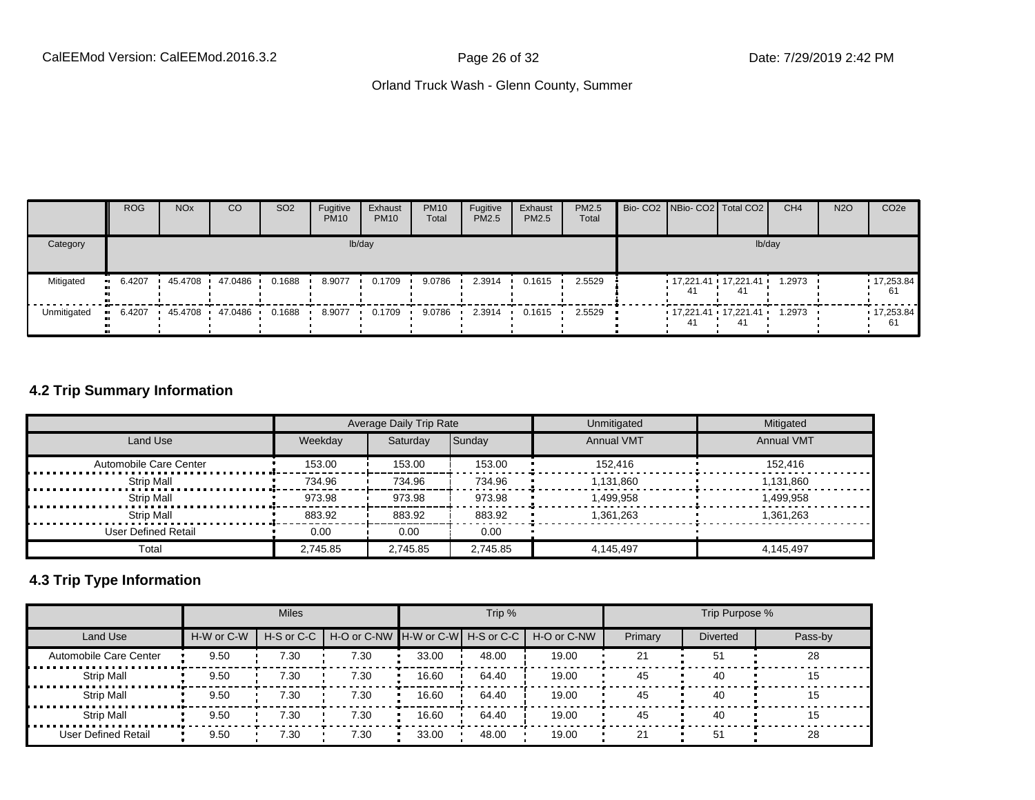| | ROG | NOx | CO | SO2 | Fugitive PM10 | Exhaust PM10 | PM10 Total | Fugitive PM2.5 | Exhaust PM2.5 | PM2.5 Total | Bio- CO2 | NBio- CO2 | Total CO2 | CH4 | N2O | CO2e |
|---|---|---|---|---|---|---|---|---|---|---|---|---|---|---|---|---|
| Category | lb/day | | | | | | | | | | lb/day | | | | | |
| Mitigated | 6.4207 | 45.4708 | 47.0486 | 0.1688 | 8.9077 | 0.1709 | 9.0786 | 2.3914 | 0.1615 | 2.5529 | | 17,221.4141 | 17,221.4141 | 1.2973 | | 17,253.8461 |
| Unmitigated | 6.4207 | 45.4708 | 47.0486 | 0.1688 | 8.9077 | 0.1709 | 9.0786 | 2.3914 | 0.1615 | 2.5529 | | 17,221.4141 | 17,221.4141 | 1.2973 | | 17,253.8461 |

## 4.2 Trip Summary Information

| | Average Daily Trip Rate | | | Unmitigated | Mitigated |
|---|---|---|---|---|---|
| Land Use | Weekday | Saturday | Sunday | Annual VMT | Annual VMT |
| Automobile Care Center | 153.00 | 153.00 | 153.00 | 152,416 | 152,416 |
| Strip Mall | 734.96 | 734.96 | 734.96 | 1,131,860 | 1,131,860 |
| Strip Mall | 973.98 | 973.98 | 973.98 | 1,499,958 | 1,499,958 |
| Strip Mall | 883.92 | 883.92 | 883.92 | 1,361,263 | 1,361,263 |
| User Defined Retail | 0.00 | 0.00 | 0.00 | | |
| Total | 2,745.85 | 2,745.85 | 2,745.85 | 4,145,497 | 4,145,497 |

## 4.3 Trip Type Information

| | Miles | | | Trip % | | | Trip Purpose % | | |
|---|---|---|---|---|---|---|---|---|---|
| Land Use | H-W or C-W | H-S or C-C | H-O or C-NW | H-W or C-W | H-S or C-C | H-O or C-NW | Primary | Diverted | Pass-by |
| Automobile Care Center | 9.50 | 7.30 | 7.30 | 33.00 | 48.00 | 19.00 | 21 | 51 | 28 |
| Strip Mall | 9.50 | 7.30 | 7.30 | 16.60 | 64.40 | 19.00 | 45 | 40 | 15 |
| Strip Mall | 9.50 | 7.30 | 7.30 | 16.60 | 64.40 | 19.00 | 45 | 40 | 15 |
| Strip Mall | 9.50 | 7.30 | 7.30 | 16.60 | 64.40 | 19.00 | 45 | 40 | 15 |
| User Defined Retail | 9.50 | 7.30 | 7.30 | 33.00 | 48.00 | 19.00 | 21 | 51 | 28 |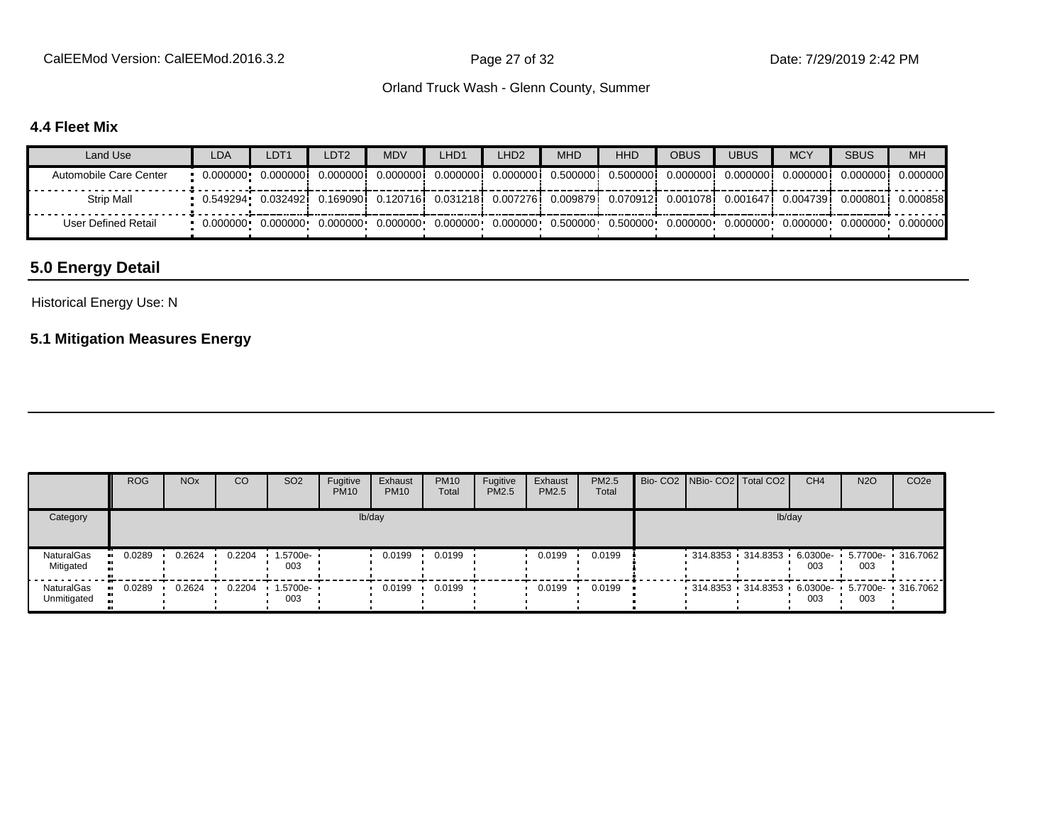### 4.4 Fleet Mix

| Land Use | LDA | LDT1 | LDT2 | MDV | LHD1 | LHD2 | MHD | HHD | OBUS | UBUS | MCY | SBUS | MH |
|---|---|---|---|---|---|---|---|---|---|---|---|---|---|
| Automobile Care Center | 0.000000 | 0.000000 | 0.000000 | 0.000000 | 0.000000 | 0.000000 | 0.500000 | 0.500000 | 0.000000 | 0.000000 | 0.000000 | 0.000000 | 0.000000 |
| Strip Mall | 0.549294 | 0.032492 | 0.169090 | 0.120716 | 0.031218 | 0.007276 | 0.009879 | 0.070912 | 0.001078 | 0.001647 | 0.004739 | 0.000801 | 0.000858 |
| User Defined Retail | 0.000000 | 0.000000 | 0.000000 | 0.000000 | 0.000000 | 0.000000 | 0.500000 | 0.500000 | 0.000000 | 0.000000 | 0.000000 | 0.000000 | 0.000000 |

## 5.0 Energy Detail

Historical Energy Use: N

### 5.1 Mitigation Measures Energy

| | ROG | NOx | CO | SO2 | Fugitive PM10 | Exhaust PM10 | PM10 Total | Fugitive PM2.5 | Exhaust PM2.5 | PM2.5 Total | Bio- CO2 | NBio- CO2 | Total CO2 | CH4 | N2O | CO2e |
|---|---|---|---|---|---|---|---|---|---|---|---|---|---|---|---|---|
| Category | lb/day | | | | | | | | | | lb/day | | | | | |
| NaturalGas Mitigated | 0.0289 | 0.2624 | 0.2204 | 1.5700e-003 | | 0.0199 | 0.0199 | | 0.0199 | 0.0199 | | 314.8353 | 314.8353 | 6.0300e-003 | 5.7700e-003 | 316.7062 |
| NaturalGas Unmitigated | 0.0289 | 0.2624 | 0.2204 | 1.5700e-003 | | 0.0199 | 0.0199 | | 0.0199 | 0.0199 | | 314.8353 | 314.8353 | 6.0300e-003 | 5.7700e-003 | 316.7062 |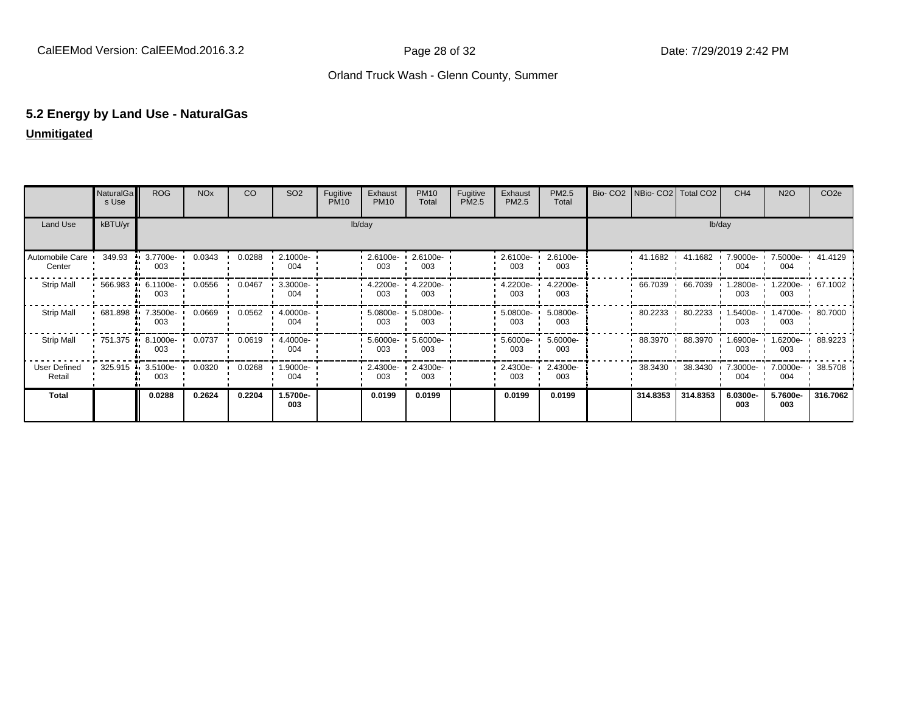## 5.2 Energy by Land Use - NaturalGas

**Unmitigated**

| | NaturalGas Use | ROG | NOx | CO | SO2 | Fugitive PM10 | Exhaust PM10 | PM10 Total | Fugitive PM2.5 | Exhaust PM2.5 | PM2.5 Total | Bio- CO2 | NBio- CO2 | Total CO2 | CH4 | N2O | CO2e |
|---|---|---|---|---|---|---|---|---|---|---|---|---|---|---|---|---|---|
| Land Use | kBTU/yr | lb/day | | | | | | | | | | lb/day | | | | | |
| Automobile Care Center | 349.93 | 3.7700e-003 | 0.0343 | 0.0288 | 2.1000e-004 | | 2.6100e-003 | 2.6100e-003 | | 2.6100e-003 | 2.6100e-003 | | 41.1682 | 41.1682 | 7.9000e-004 | 7.5000e-004 | 41.4129 |
| Strip Mall | 566.983 | 6.1100e-003 | 0.0556 | 0.0467 | 3.3000e-004 | | 4.2200e-003 | 4.2200e-003 | | 4.2200e-003 | 4.2200e-003 | | 66.7039 | 66.7039 | 1.2800e-003 | 1.2200e-003 | 67.1002 |
| Strip Mall | 681.898 | 7.3500e-003 | 0.0669 | 0.0562 | 4.0000e-004 | | 5.0800e-003 | 5.0800e-003 | | 5.0800e-003 | 5.0800e-003 | | 80.2233 | 80.2233 | 1.5400e-003 | 1.4700e-003 | 80.7000 |
| Strip Mall | 751.375 | 8.1000e-003 | 0.0737 | 0.0619 | 4.4000e-004 | | 5.6000e-003 | 5.6000e-003 | | 5.6000e-003 | 5.6000e-003 | | 88.3970 | 88.3970 | 1.6900e-003 | 1.6200e-003 | 88.9223 |
| User Defined Retail | 325.915 | 3.5100e-003 | 0.0320 | 0.0268 | 1.9000e-004 | | 2.4300e-003 | 2.4300e-003 | | 2.4300e-003 | 2.4300e-003 | | 38.3430 | 38.3430 | 7.3000e-004 | 7.0000e-004 | 38.5708 |
| **Total** | | **0.0288** | **0.2624** | **0.2204** | **1.5700e-003** | | **0.0199** | **0.0199** | | **0.0199** | **0.0199** | | **314.8353** | **314.8353** | **6.0300e-003** | **5.7600e-003** | **316.7062** |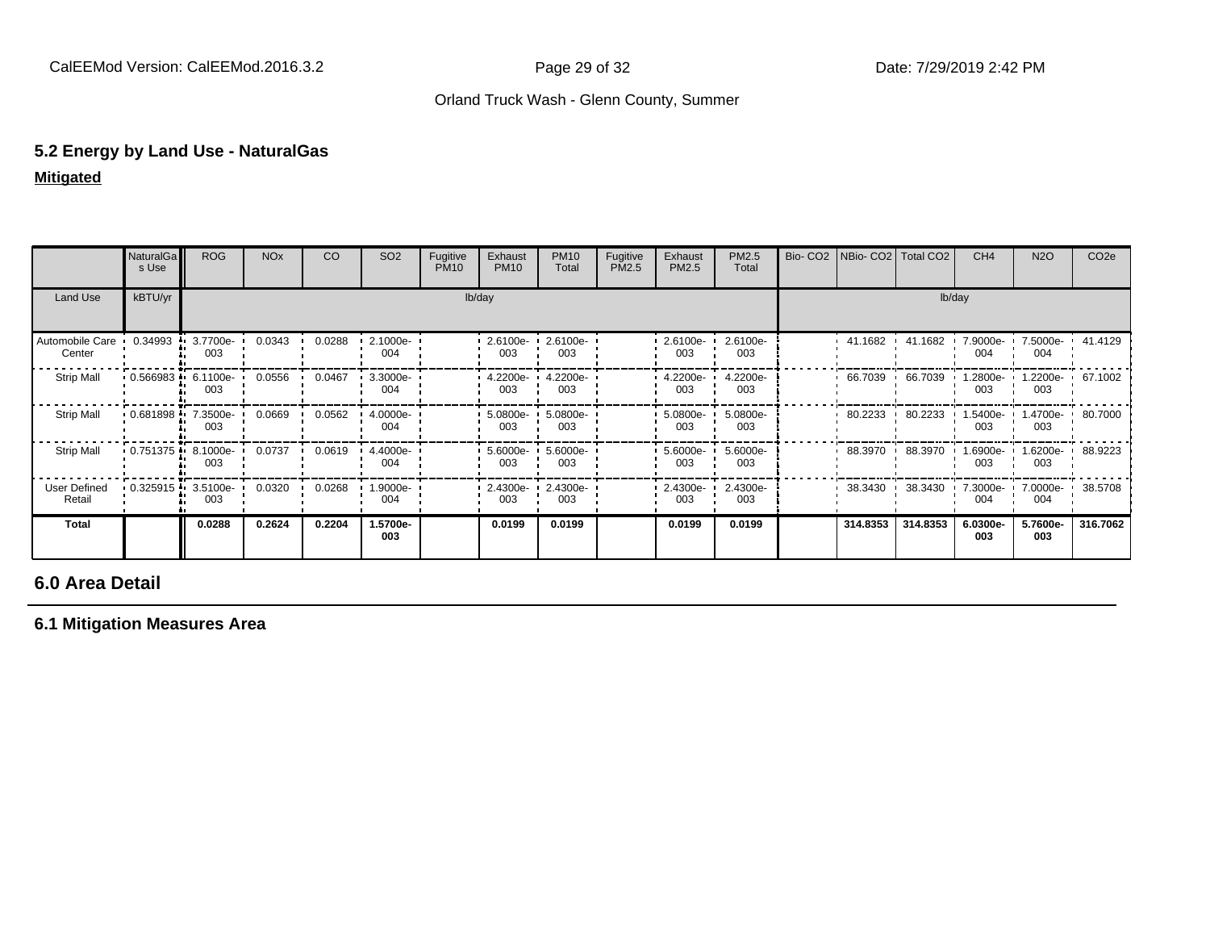## 5.2 Energy by Land Use - NaturalGas

**Mitigated**

| | NaturalGas Use | ROG | NOx | CO | SO2 | Fugitive PM10 | Exhaust PM10 | PM10 Total | Fugitive PM2.5 | Exhaust PM2.5 | PM2.5 Total | Bio- CO2 | NBio- CO2 | Total CO2 | CH4 | N2O | CO2e |
|---|---|---|---|---|---|---|---|---|---|---|---|---|---|---|---|---|---|
| Land Use | kBTU/yr | lb/day | | | | | | | | | | lb/day | | | | | |
| Automobile Care Center | 0.34993 | 3.7700e-003 | 0.0343 | 0.0288 | 2.1000e-004 | | 2.6100e-003 | 2.6100e-003 | | 2.6100e-003 | 2.6100e-003 | | 41.1682 | 41.1682 | 7.9000e-004 | 7.5000e-004 | 41.4129 |
| Strip Mall | 0.566983 | 6.1100e-003 | 0.0556 | 0.0467 | 3.3000e-004 | | 4.2200e-003 | 4.2200e-003 | | 4.2200e-003 | 4.2200e-003 | | 66.7039 | 66.7039 | 1.2800e-003 | 1.2200e-003 | 67.1002 |
| Strip Mall | 0.681898 | 7.3500e-003 | 0.0669 | 0.0562 | 4.0000e-004 | | 5.0800e-003 | 5.0800e-003 | | 5.0800e-003 | 5.0800e-003 | | 80.2233 | 80.2233 | 1.5400e-003 | 1.4700e-003 | 80.7000 |
| Strip Mall | 0.751375 | 8.1000e-003 | 0.0737 | 0.0619 | 4.4000e-004 | | 5.6000e-003 | 5.6000e-003 | | 5.6000e-003 | 5.6000e-003 | | 88.3970 | 88.3970 | 1.6900e-003 | 1.6200e-003 | 88.9223 |
| User Defined Retail | 0.325915 | 3.5100e-003 | 0.0320 | 0.0268 | 1.9000e-004 | | 2.4300e-003 | 2.4300e-003 | | 2.4300e-003 | 2.4300e-003 | | 38.3430 | 38.3430 | 7.3000e-004 | 7.0000e-004 | 38.5708 |
| **Total** | | **0.0288** | **0.2624** | **0.2204** | **1.5700e-003** | | **0.0199** | **0.0199** | | **0.0199** | **0.0199** | | **314.8353** | **314.8353** | **6.0300e-003** | **5.7600e-003** | **316.7062** |

## 6.0 Area Detail

### 6.1 Mitigation Measures Area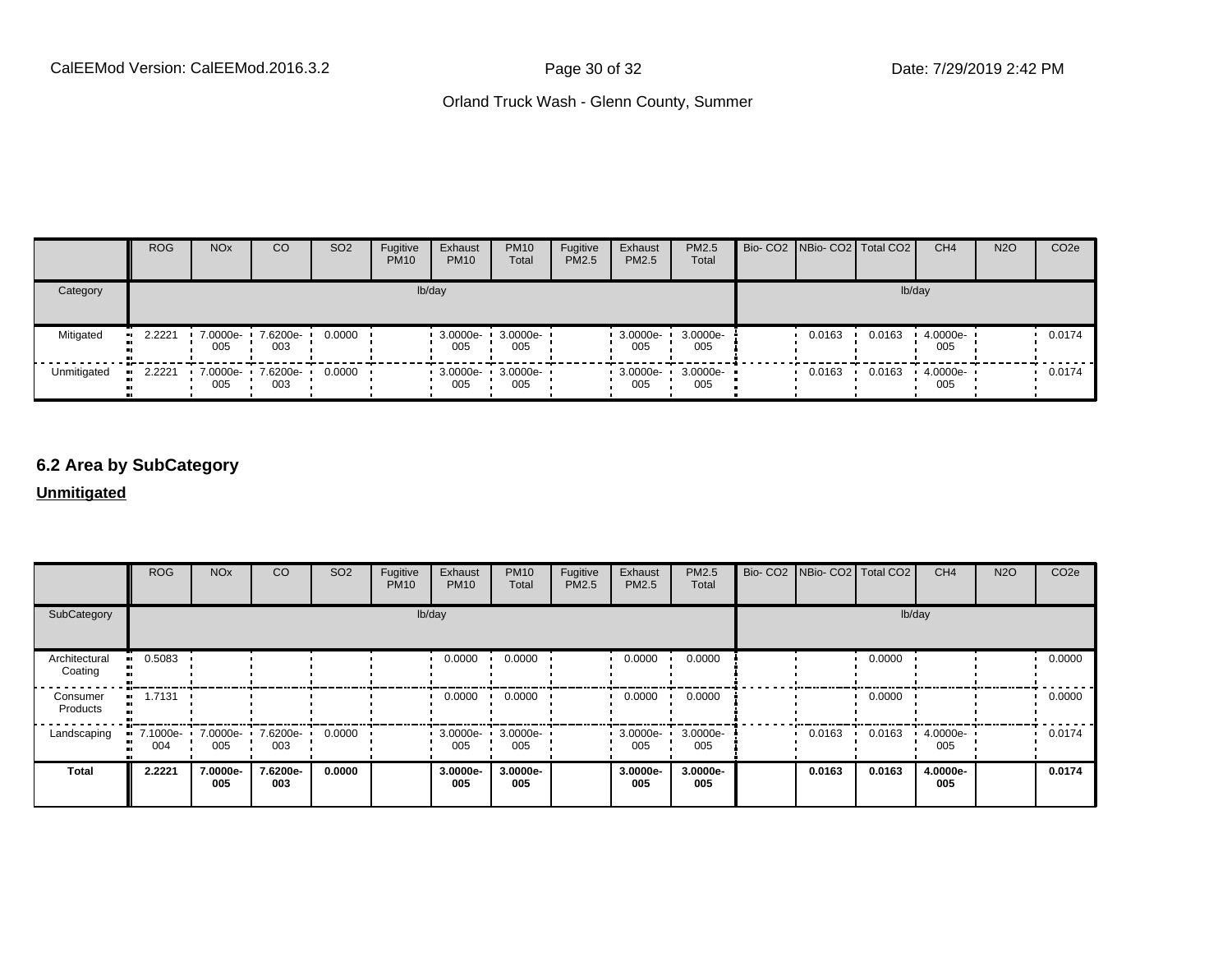| | ROG | NOx | CO | SO2 | Fugitive PM10 | Exhaust PM10 | PM10 Total | Fugitive PM2.5 | Exhaust PM2.5 | PM2.5 Total | Bio- CO2 | NBio- CO2 | Total CO2 | CH4 | N2O | CO2e |
|---|---|---|---|---|---|---|---|---|---|---|---|---|---|---|---|---|
| Category | lb/day | | | | | | | | | | lb/day | | | | | |
| Mitigated | 2.2221 | 7.0000e-005 | 7.6200e-003 | 0.0000 | | 3.0000e-005 | 3.0000e-005 | | 3.0000e-005 | 3.0000e-005 | | 0.0163 | 0.0163 | 4.0000e-005 | | 0.0174 |
| Unmitigated | 2.2221 | 7.0000e-005 | 7.6200e-003 | 0.0000 | | 3.0000e-005 | 3.0000e-005 | | 3.0000e-005 | 3.0000e-005 | | 0.0163 | 0.0163 | 4.0000e-005 | | 0.0174 |

## 6.2 Area by SubCategory

**Unmitigated**

| | ROG | NOx | CO | SO2 | Fugitive PM10 | Exhaust PM10 | PM10 Total | Fugitive PM2.5 | Exhaust PM2.5 | PM2.5 Total | Bio- CO2 | NBio- CO2 | Total CO2 | CH4 | N2O | CO2e |
|---|---|---|---|---|---|---|---|---|---|---|---|---|---|---|---|---|
| SubCategory | lb/day | | | | | | | | | | lb/day | | | | | |
| Architectural Coating | 0.5083 | | | | | 0.0000 | 0.0000 | | 0.0000 | 0.0000 | | | 0.0000 | | | 0.0000 |
| Consumer Products | 1.7131 | | | | | 0.0000 | 0.0000 | | 0.0000 | 0.0000 | | | 0.0000 | | | 0.0000 |
| Landscaping | 7.1000e-004 | 7.0000e-005 | 7.6200e-003 | 0.0000 | | 3.0000e-005 | 3.0000e-005 | | 3.0000e-005 | 3.0000e-005 | | 0.0163 | 0.0163 | 4.0000e-005 | | 0.0174 |
| **Total** | **2.2221** | **7.0000e-005** | **7.6200e-003** | **0.0000** | | **3.0000e-005** | **3.0000e-005** | | **3.0000e-005** | **3.0000e-005** | | **0.0163** | **0.0163** | **4.0000e-005** | | **0.0174** |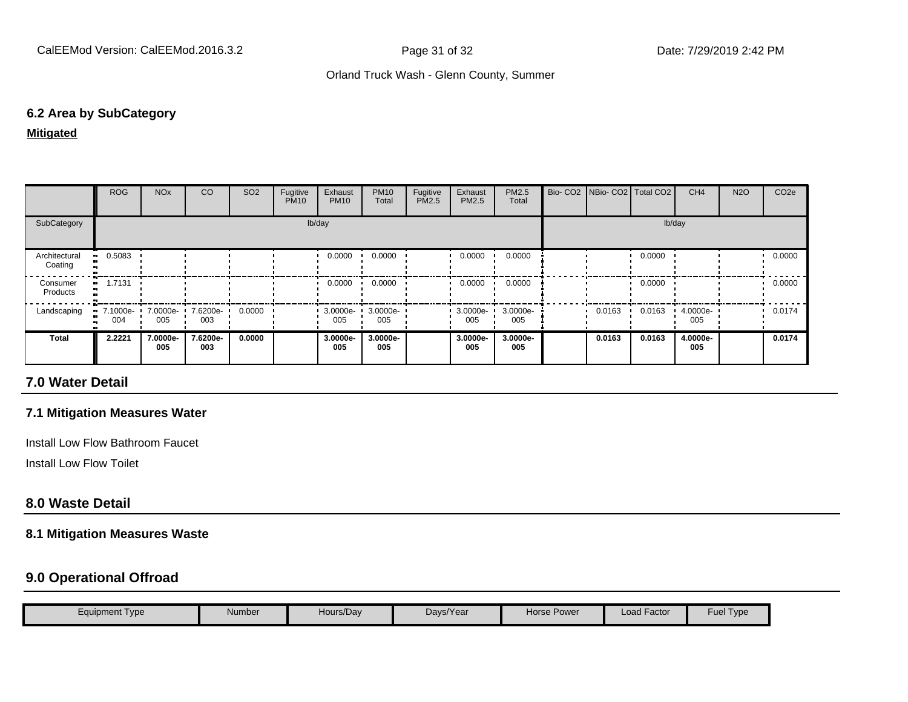## 6.2 Area by SubCategory

**Mitigated**

| | ROG | NOx | CO | SO2 | Fugitive PM10 | Exhaust PM10 | PM10 Total | Fugitive PM2.5 | Exhaust PM2.5 | PM2.5 Total | Bio- CO2 | NBio- CO2 | Total CO2 | CH4 | N2O | CO2e |
|---|---|---|---|---|---|---|---|---|---|---|---|---|---|---|---|---|
| SubCategory | lb/day | | | | | | | | | | lb/day | | | | | |
| Architectural Coating | 0.5083 | | | | | 0.0000 | 0.0000 | | 0.0000 | 0.0000 | | | 0.0000 | | | 0.0000 |
| Consumer Products | 1.7131 | | | | | 0.0000 | 0.0000 | | 0.0000 | 0.0000 | | | 0.0000 | | | 0.0000 |
| Landscaping | 7.1000e-004 | 7.0000e-005 | 7.6200e-003 | 0.0000 | | 3.0000e-005 | 3.0000e-005 | | 3.0000e-005 | 3.0000e-005 | | 0.0163 | 0.0163 | 4.0000e-005 | | 0.0174 |
| **Total** | **2.2221** | **7.0000e-005** | **7.6200e-003** | **0.0000** | | **3.0000e-005** | **3.0000e-005** | | **3.0000e-005** | **3.0000e-005** | | **0.0163** | **0.0163** | **4.0000e-005** | | **0.0174** |

# 7.0 Water Detail

## 7.1 Mitigation Measures Water

Install Low Flow Bathroom Faucet

Install Low Flow Toilet

# 8.0 Waste Detail

## 8.1 Mitigation Measures Waste

# 9.0 Operational Offroad

| Equipment Type | Number | Hours/Day | Days/Year | Horse Power | Load Factor | Fuel Type |
|---|---|---|---|---|---|---|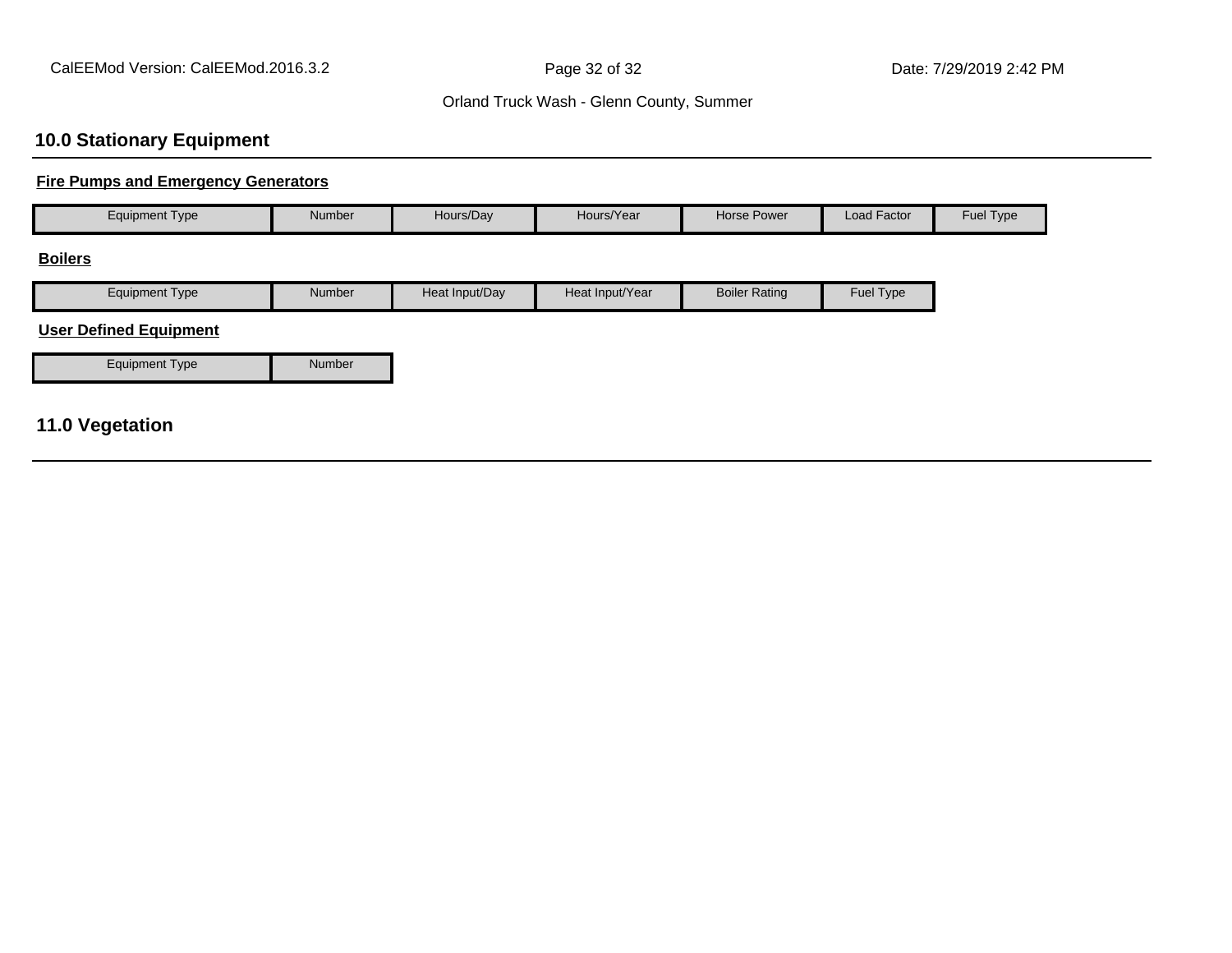## 10.0 Stationary Equipment

**Fire Pumps and Emergency Generators**

| Equipment Type | Number | Hours/Day | Hours/Year | Horse Power | Load Factor | Fuel Type |
|---|---|---|---|---|---|---|

**Boilers**

| Equipment Type | Number | Heat Input/Day | Heat Input/Year | Boiler Rating | Fuel Type |
|---|---|---|---|---|---|

**User Defined Equipment**

| Equipment Type | Number |
|---|---|

## 11.0 Vegetation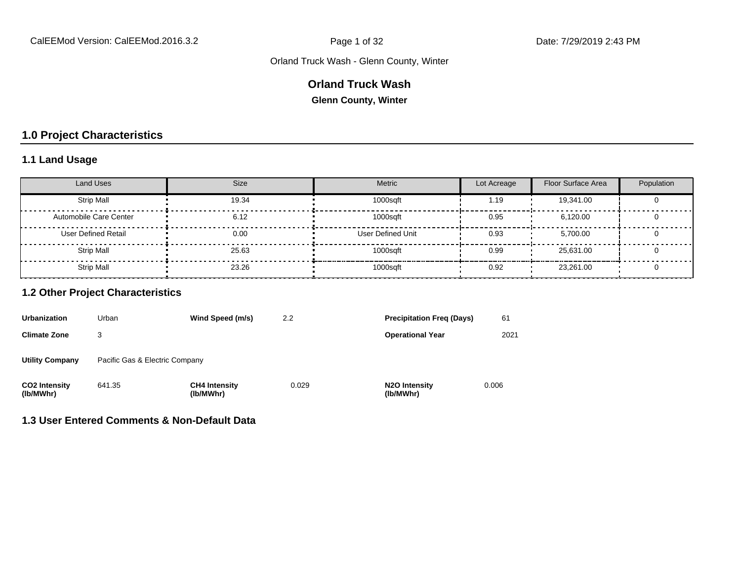# Orland Truck Wash

**Glenn County, Winter**

## 1.0 Project Characteristics

### 1.1 Land Usage

| Land Uses | Size | Metric | Lot Acreage | Floor Surface Area | Population |
|---|---|---|---|---|---|
| Strip Mall | 19.34 | 1000sqft | 1.19 | 19,341.00 | 0 |
| Automobile Care Center | 6.12 | 1000sqft | 0.95 | 6,120.00 | 0 |
| User Defined Retail | 0.00 | User Defined Unit | 0.93 | 5,700.00 | 0 |
| Strip Mall | 25.63 | 1000sqft | 0.99 | 25,631.00 | 0 |
| Strip Mall | 23.26 | 1000sqft | 0.92 | 23,261.00 | 0 |

### 1.2 Other Project Characteristics

| | | | | | |
|---|---|---|---|---|---|
| **Urbanization** | Urban | **Wind Speed (m/s)** | 2.2 | **Precipitation Freq (Days)** | 61 |
| **Climate Zone** | 3 | | | **Operational Year** | 2021 |
| **Utility Company** | Pacific Gas & Electric Company | | | | |
| **CO2 Intensity (lb/MWhr)** | 641.35 | **CH4 Intensity (lb/MWhr)** | 0.029 | **N2O Intensity (lb/MWhr)** | 0.006 |

### 1.3 User Entered Comments & Non-Default Data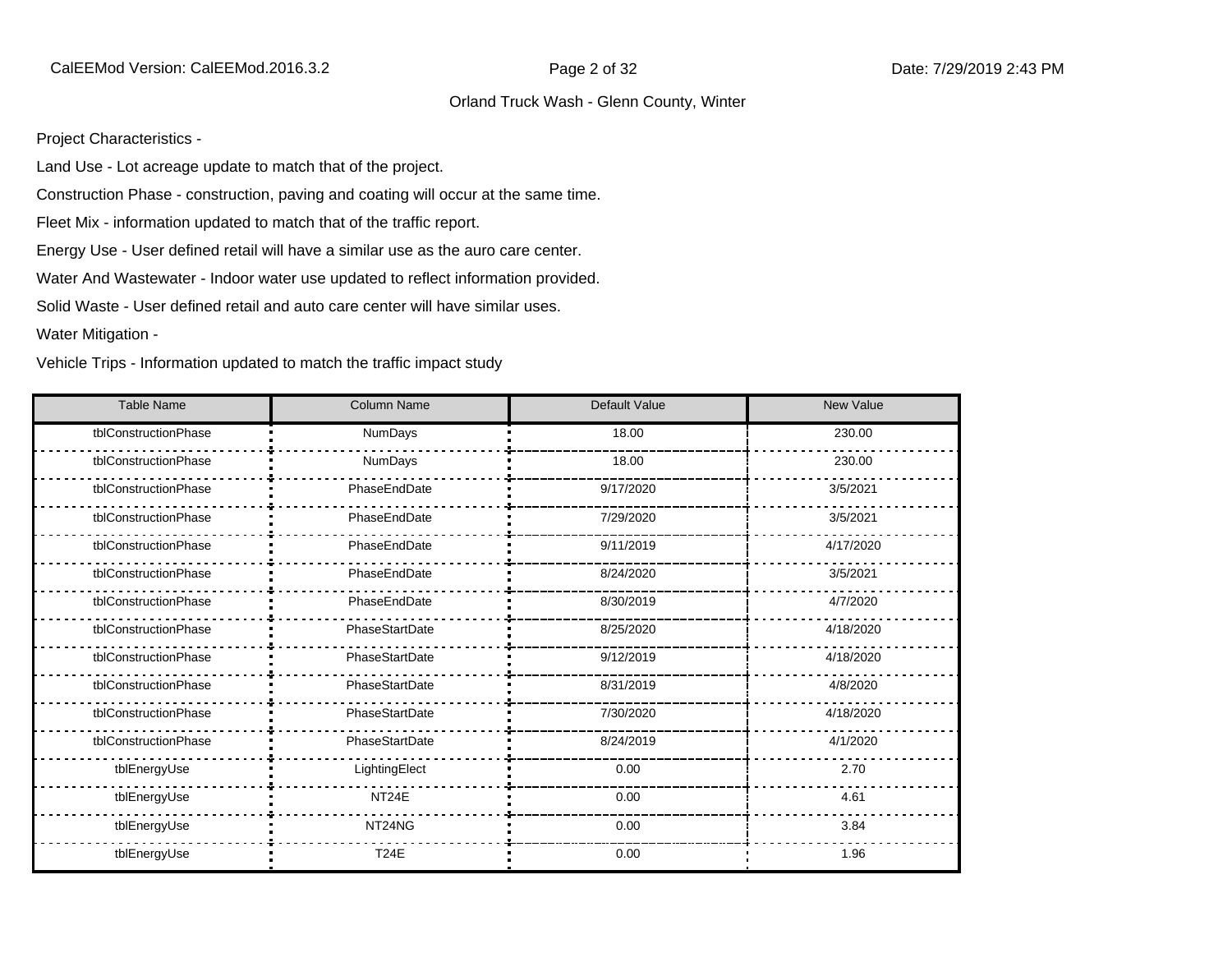Project Characteristics -

Land Use - Lot acreage update to match that of the project.

Construction Phase - construction, paving and coating will occur at the same time.

Fleet Mix - information updated to match that of the traffic report.

Energy Use - User defined retail will have a similar use as the auro care center.

Water And Wastewater - Indoor water use updated to reflect information provided.

Solid Waste - User defined retail and auto care center will have similar uses.

Water Mitigation -

Vehicle Trips - Information updated to match the traffic impact study

| Table Name | Column Name | Default Value | New Value |
|---|---|---|---|
| tblConstructionPhase | NumDays | 18.00 | 230.00 |
| tblConstructionPhase | NumDays | 18.00 | 230.00 |
| tblConstructionPhase | PhaseEndDate | 9/17/2020 | 3/5/2021 |
| tblConstructionPhase | PhaseEndDate | 7/29/2020 | 3/5/2021 |
| tblConstructionPhase | PhaseEndDate | 9/11/2019 | 4/17/2020 |
| tblConstructionPhase | PhaseEndDate | 8/24/2020 | 3/5/2021 |
| tblConstructionPhase | PhaseEndDate | 8/30/2019 | 4/7/2020 |
| tblConstructionPhase | PhaseStartDate | 8/25/2020 | 4/18/2020 |
| tblConstructionPhase | PhaseStartDate | 9/12/2019 | 4/18/2020 |
| tblConstructionPhase | PhaseStartDate | 8/31/2019 | 4/8/2020 |
| tblConstructionPhase | PhaseStartDate | 7/30/2020 | 4/18/2020 |
| tblConstructionPhase | PhaseStartDate | 8/24/2019 | 4/1/2020 |
| tblEnergyUse | LightingElect | 0.00 | 2.70 |
| tblEnergyUse | NT24E | 0.00 | 4.61 |
| tblEnergyUse | NT24NG | 0.00 | 3.84 |
| tblEnergyUse | T24E | 0.00 | 1.96 |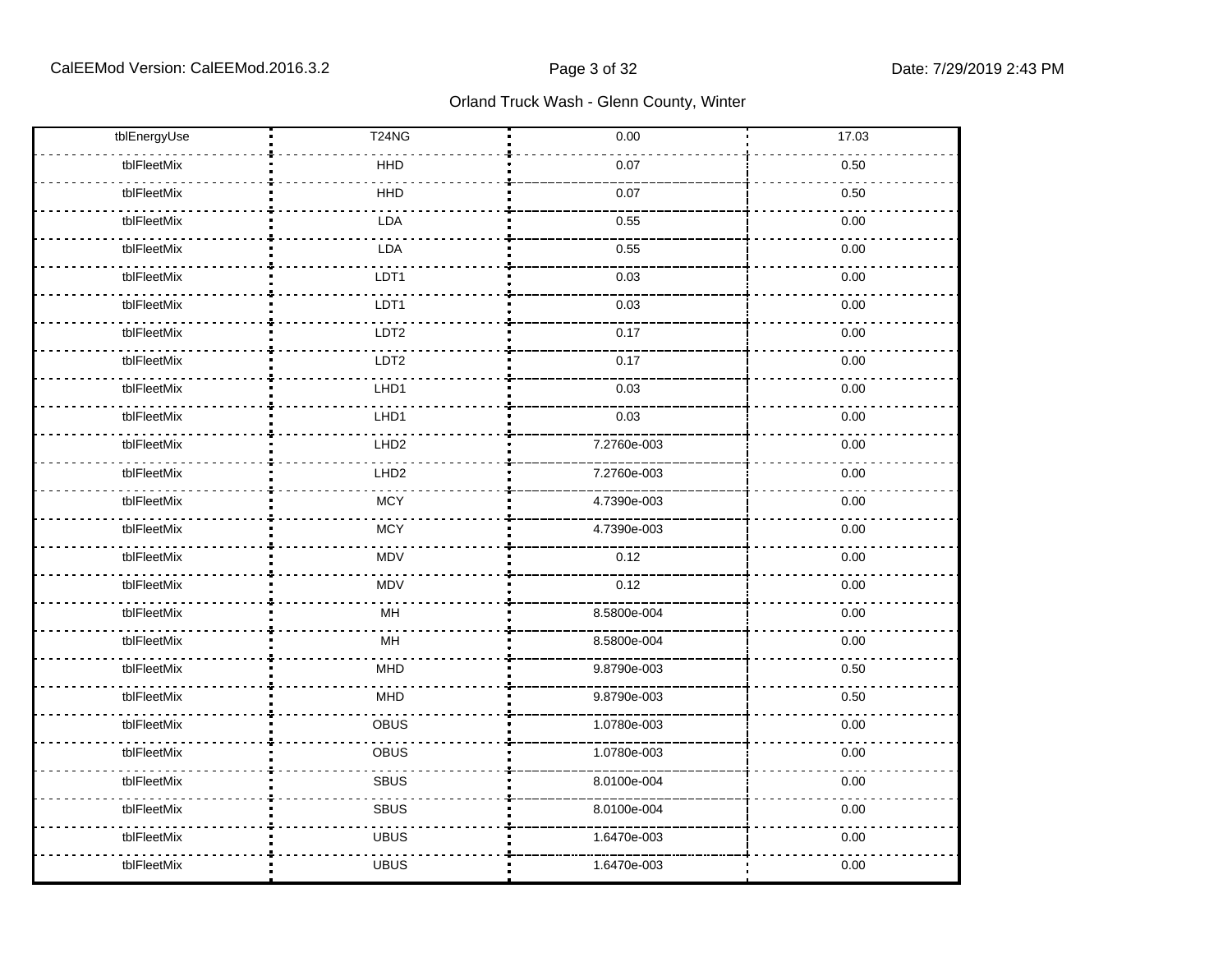| tblEnergyUse | T24NG | 0.00 | 17.03 |
|---|---|---|---|
| tblFleetMix | HHD | 0.07 | 0.50 |
| tblFleetMix | HHD | 0.07 | 0.50 |
| tblFleetMix | LDA | 0.55 | 0.00 |
| tblFleetMix | LDA | 0.55 | 0.00 |
| tblFleetMix | LDT1 | 0.03 | 0.00 |
| tblFleetMix | LDT1 | 0.03 | 0.00 |
| tblFleetMix | LDT2 | 0.17 | 0.00 |
| tblFleetMix | LDT2 | 0.17 | 0.00 |
| tblFleetMix | LHD1 | 0.03 | 0.00 |
| tblFleetMix | LHD1 | 0.03 | 0.00 |
| tblFleetMix | LHD2 | 7.2760e-003 | 0.00 |
| tblFleetMix | LHD2 | 7.2760e-003 | 0.00 |
| tblFleetMix | MCY | 4.7390e-003 | 0.00 |
| tblFleetMix | MCY | 4.7390e-003 | 0.00 |
| tblFleetMix | MDV | 0.12 | 0.00 |
| tblFleetMix | MDV | 0.12 | 0.00 |
| tblFleetMix | MH | 8.5800e-004 | 0.00 |
| tblFleetMix | MH | 8.5800e-004 | 0.00 |
| tblFleetMix | MHD | 9.8790e-003 | 0.50 |
| tblFleetMix | MHD | 9.8790e-003 | 0.50 |
| tblFleetMix | OBUS | 1.0780e-003 | 0.00 |
| tblFleetMix | OBUS | 1.0780e-003 | 0.00 |
| tblFleetMix | SBUS | 8.0100e-004 | 0.00 |
| tblFleetMix | SBUS | 8.0100e-004 | 0.00 |
| tblFleetMix | UBUS | 1.6470e-003 | 0.00 |
| tblFleetMix | UBUS | 1.6470e-003 | 0.00 |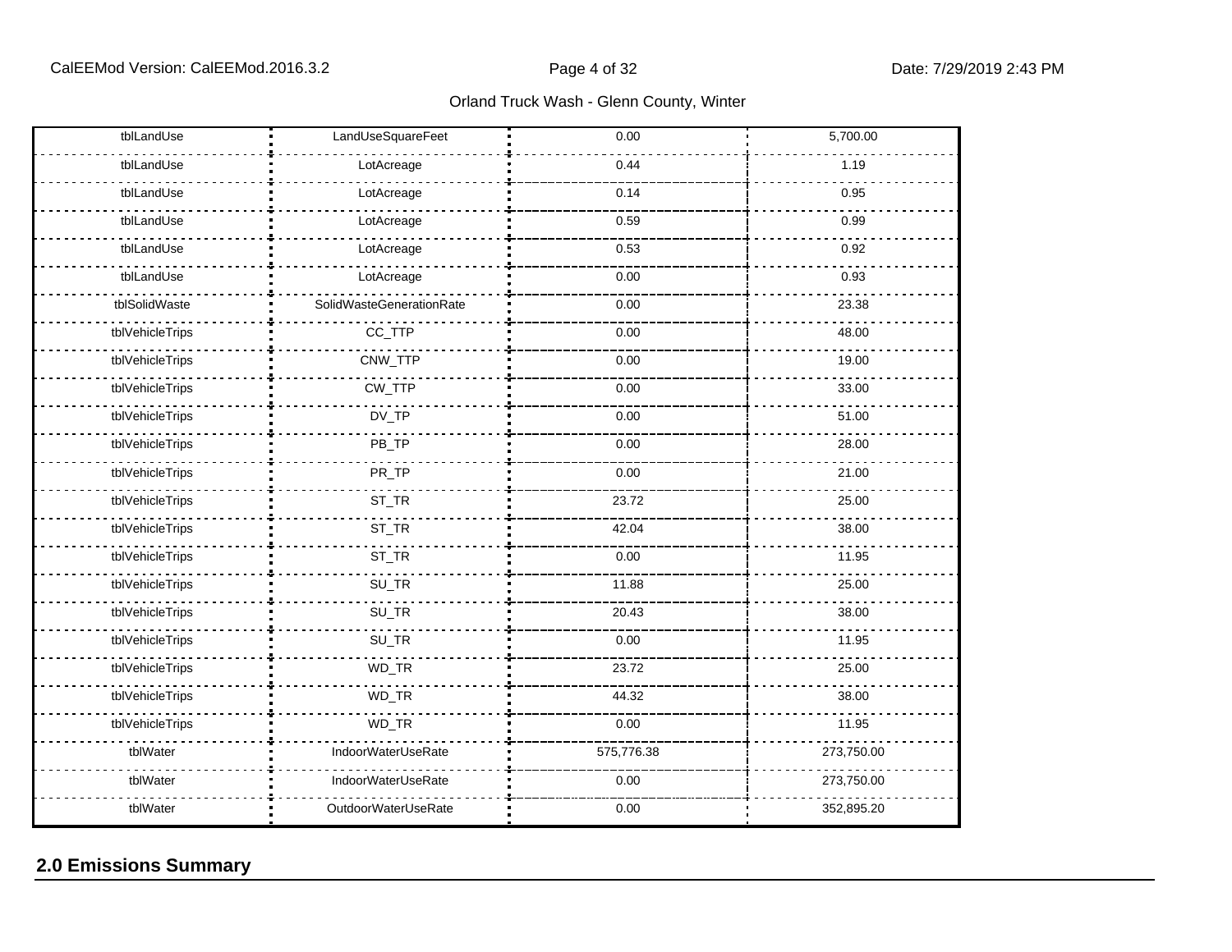| tblLandUse | LandUseSquareFeet | 0.00 | 5,700.00 |
|---|---|---|---|
| tblLandUse | LotAcreage | 0.44 | 1.19 |
| tblLandUse | LotAcreage | 0.14 | 0.95 |
| tblLandUse | LotAcreage | 0.59 | 0.99 |
| tblLandUse | LotAcreage | 0.53 | 0.92 |
| tblLandUse | LotAcreage | 0.00 | 0.93 |
| tblSolidWaste | SolidWasteGenerationRate | 0.00 | 23.38 |
| tblVehicleTrips | CC_TTP | 0.00 | 48.00 |
| tblVehicleTrips | CNW_TTP | 0.00 | 19.00 |
| tblVehicleTrips | CW_TTP | 0.00 | 33.00 |
| tblVehicleTrips | DV_TP | 0.00 | 51.00 |
| tblVehicleTrips | PB_TP | 0.00 | 28.00 |
| tblVehicleTrips | PR_TP | 0.00 | 21.00 |
| tblVehicleTrips | ST_TR | 23.72 | 25.00 |
| tblVehicleTrips | ST_TR | 42.04 | 38.00 |
| tblVehicleTrips | ST_TR | 0.00 | 11.95 |
| tblVehicleTrips | SU_TR | 11.88 | 25.00 |
| tblVehicleTrips | SU_TR | 20.43 | 38.00 |
| tblVehicleTrips | SU_TR | 0.00 | 11.95 |
| tblVehicleTrips | WD_TR | 23.72 | 25.00 |
| tblVehicleTrips | WD_TR | 44.32 | 38.00 |
| tblVehicleTrips | WD_TR | 0.00 | 11.95 |
| tblWater | IndoorWaterUseRate | 575,776.38 | 273,750.00 |
| tblWater | IndoorWaterUseRate | 0.00 | 273,750.00 |
| tblWater | OutdoorWaterUseRate | 0.00 | 352,895.20 |

## 2.0 Emissions Summary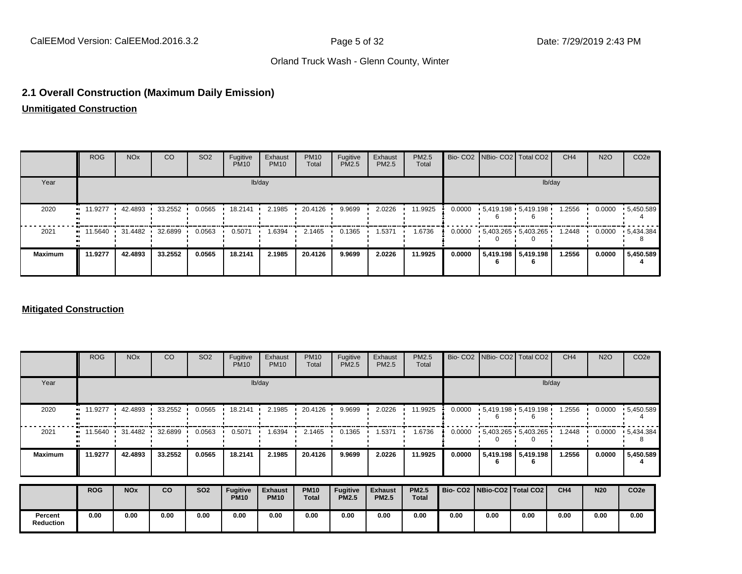## 2.1 Overall Construction (Maximum Daily Emission)

**Unmitigated Construction**

| | ROG | NOx | CO | SO2 | Fugitive PM10 | Exhaust PM10 | PM10 Total | Fugitive PM2.5 | Exhaust PM2.5 | PM2.5 Total | Bio- CO2 | NBio- CO2 | Total CO2 | CH4 | N2O | CO2e |
|---|---|---|---|---|---|---|---|---|---|---|---|---|---|---|---|---|
| Year | lb/day | | | | | | | | | | lb/day | | | | | |
| 2020 | 11.9277 | 42.4893 | 33.2552 | 0.0565 | 18.2141 | 2.1985 | 20.4126 | 9.9699 | 2.0226 | 11.9925 | 0.0000 | 5,419.1986 | 5,419.1986 | 1.2556 | 0.0000 | 5,450.5894 |
| 2021 | 11.5640 | 31.4482 | 32.6899 | 0.0563 | 0.5071 | 1.6394 | 2.1465 | 0.1365 | 1.5371 | 1.6736 | 0.0000 | 5,403.2650 | 5,403.2650 | 1.2448 | 0.0000 | 5,434.3848 |
| **Maximum** | **11.9277** | **42.4893** | **33.2552** | **0.0565** | **18.2141** | **2.1985** | **20.4126** | **9.9699** | **2.0226** | **11.9925** | **0.0000** | **5,419.1986** | **5,419.1986** | **1.2556** | **0.0000** | **5,450.5894** |

**Mitigated Construction**

| | ROG | NOx | CO | SO2 | Fugitive PM10 | Exhaust PM10 | PM10 Total | Fugitive PM2.5 | Exhaust PM2.5 | PM2.5 Total | Bio- CO2 | NBio- CO2 | Total CO2 | CH4 | N2O | CO2e |
|---|---|---|---|---|---|---|---|---|---|---|---|---|---|---|---|---|
| Year | lb/day | | | | | | | | | | lb/day | | | | | |
| 2020 | 11.9277 | 42.4893 | 33.2552 | 0.0565 | 18.2141 | 2.1985 | 20.4126 | 9.9699 | 2.0226 | 11.9925 | 0.0000 | 5,419.1986 | 5,419.1986 | 1.2556 | 0.0000 | 5,450.5894 |
| 2021 | 11.5640 | 31.4482 | 32.6899 | 0.0563 | 0.5071 | 1.6394 | 2.1465 | 0.1365 | 1.5371 | 1.6736 | 0.0000 | 5,403.2650 | 5,403.2650 | 1.2448 | 0.0000 | 5,434.3848 |
| **Maximum** | **11.9277** | **42.4893** | **33.2552** | **0.0565** | **18.2141** | **2.1985** | **20.4126** | **9.9699** | **2.0226** | **11.9925** | **0.0000** | **5,419.1986** | **5,419.1986** | **1.2556** | **0.0000** | **5,450.5894** |

| | **ROG** | **NOx** | **CO** | **SO2** | **Fugitive PM10** | **Exhaust PM10** | **PM10 Total** | **Fugitive PM2.5** | **Exhaust PM2.5** | **PM2.5 Total** | **Bio- CO2** | **NBio-CO2** | **Total CO2** | **CH4** | **N20** | **CO2e** |
|---|---|---|---|---|---|---|---|---|---|---|---|---|---|---|---|---|
| **Percent Reduction** | **0.00** | **0.00** | **0.00** | **0.00** | **0.00** | **0.00** | **0.00** | **0.00** | **0.00** | **0.00** | **0.00** | **0.00** | **0.00** | **0.00** | **0.00** | **0.00** |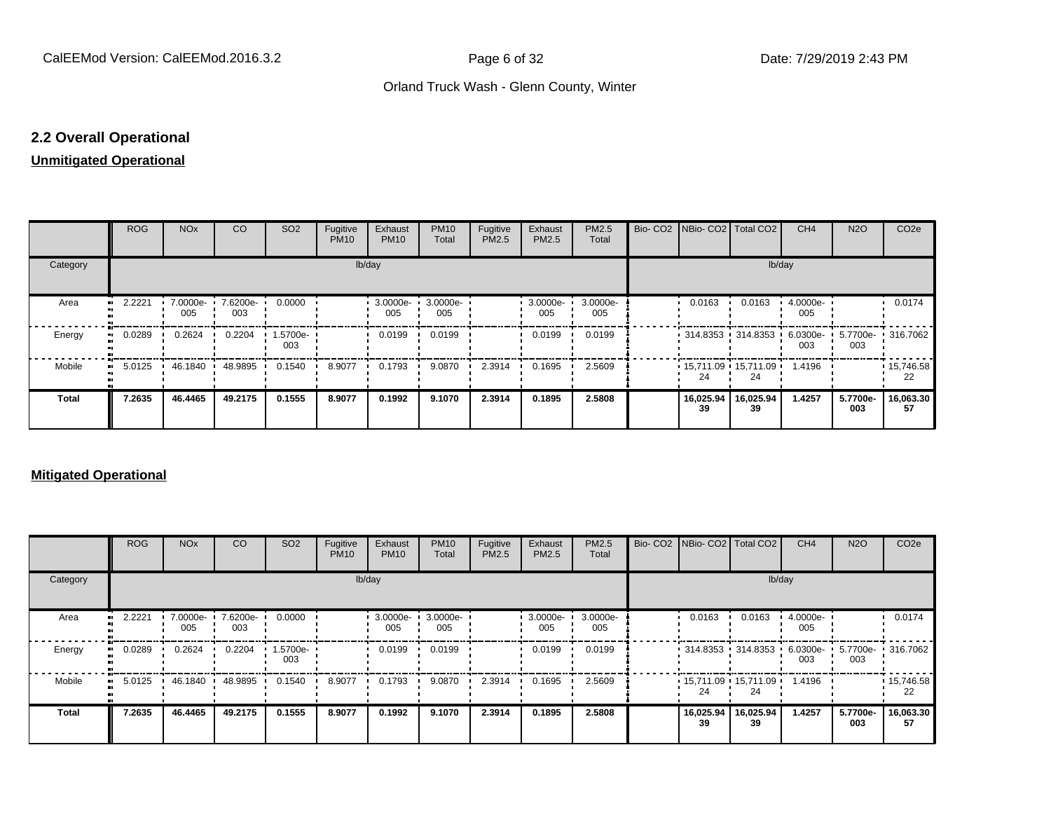## 2.2 Overall Operational

### Unmitigated Operational

| | ROG | NOx | CO | SO2 | Fugitive PM10 | Exhaust PM10 | PM10 Total | Fugitive PM2.5 | Exhaust PM2.5 | PM2.5 Total | Bio- CO2 | NBio- CO2 | Total CO2 | CH4 | N2O | CO2e |
|---|---|---|---|---|---|---|---|---|---|---|---|---|---|---|---|---|
| Category | lb/day | | | | | | | | | | lb/day | | | | | |
| Area | 2.2221 | 7.0000e-005 | 7.6200e-003 | 0.0000 | | 3.0000e-005 | 3.0000e-005 | | 3.0000e-005 | 3.0000e-005 | | 0.0163 | 0.0163 | 4.0000e-005 | | 0.0174 |
| Energy | 0.0289 | 0.2624 | 0.2204 | 1.5700e-003 | | 0.0199 | 0.0199 | | 0.0199 | 0.0199 | | 314.8353 | 314.8353 | 6.0300e-003 | 5.7700e-003 | 316.7062 |
| Mobile | 5.0125 | 46.1840 | 48.9895 | 0.1540 | 8.9077 | 0.1793 | 9.0870 | 2.3914 | 0.1695 | 2.5609 | | 15,711.0924 | 15,711.0924 | 1.4196 | | 15,746.5822 |
| **Total** | **7.2635** | **46.4465** | **49.2175** | **0.1555** | **8.9077** | **0.1992** | **9.1070** | **2.3914** | **0.1895** | **2.5808** | | **16,025.9439** | **16,025.9439** | **1.4257** | **5.7700e-003** | **16,063.3057** |

### Mitigated Operational

| | ROG | NOx | CO | SO2 | Fugitive PM10 | Exhaust PM10 | PM10 Total | Fugitive PM2.5 | Exhaust PM2.5 | PM2.5 Total | Bio- CO2 | NBio- CO2 | Total CO2 | CH4 | N2O | CO2e |
|---|---|---|---|---|---|---|---|---|---|---|---|---|---|---|---|---|
| Category | lb/day | | | | | | | | | | lb/day | | | | | |
| Area | 2.2221 | 7.0000e-005 | 7.6200e-003 | 0.0000 | | 3.0000e-005 | 3.0000e-005 | | 3.0000e-005 | 3.0000e-005 | | 0.0163 | 0.0163 | 4.0000e-005 | | 0.0174 |
| Energy | 0.0289 | 0.2624 | 0.2204 | 1.5700e-003 | | 0.0199 | 0.0199 | | 0.0199 | 0.0199 | | 314.8353 | 314.8353 | 6.0300e-003 | 5.7700e-003 | 316.7062 |
| Mobile | 5.0125 | 46.1840 | 48.9895 | 0.1540 | 8.9077 | 0.1793 | 9.0870 | 2.3914 | 0.1695 | 2.5609 | | 15,711.0924 | 15,711.0924 | 1.4196 | | 15,746.5822 |
| **Total** | **7.2635** | **46.4465** | **49.2175** | **0.1555** | **8.9077** | **0.1992** | **9.1070** | **2.3914** | **0.1895** | **2.5808** | | **16,025.9439** | **16,025.9439** | **1.4257** | **5.7700e-003** | **16,063.3057** |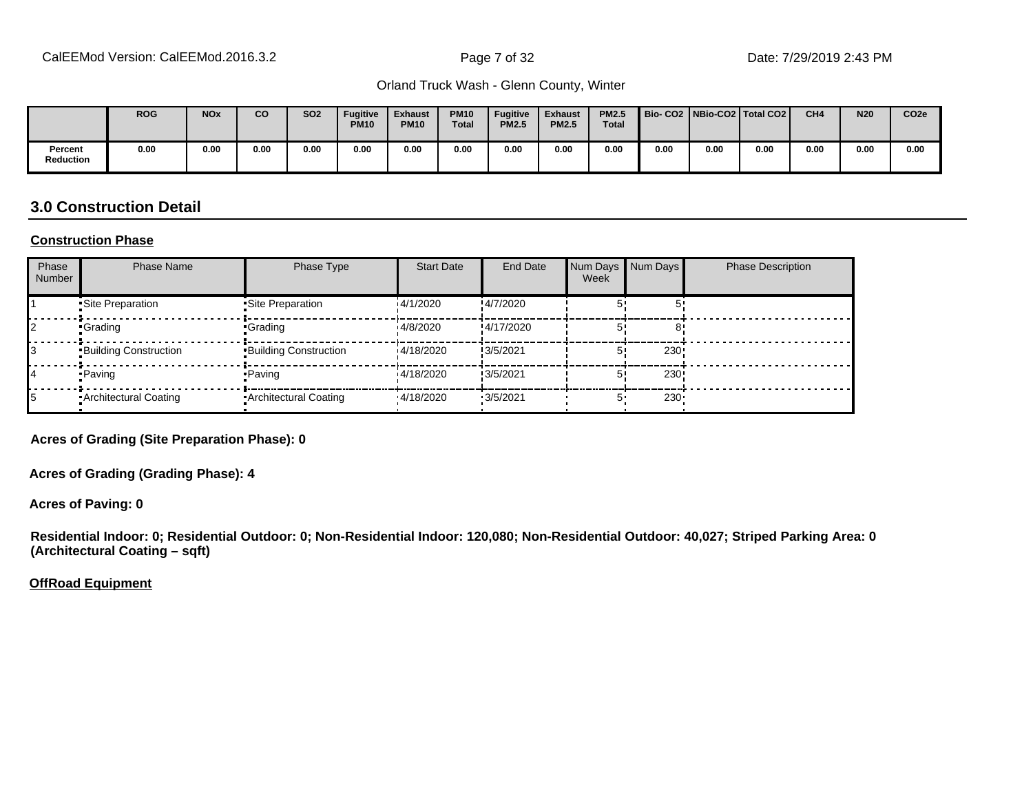|  | ROG | NOx | CO | SO2 | Fugitive PM10 | Exhaust PM10 | PM10 Total | Fugitive PM2.5 | Exhaust PM2.5 | PM2.5 Total | Bio- CO2 | NBio-CO2 | Total CO2 | CH4 | N20 | CO2e |
|---|---|---|---|---|---|---|---|---|---|---|---|---|---|---|---|---|
| Percent Reduction | 0.00 | 0.00 | 0.00 | 0.00 | 0.00 | 0.00 | 0.00 | 0.00 | 0.00 | 0.00 | 0.00 | 0.00 | 0.00 | 0.00 | 0.00 | 0.00 |

## 3.0 Construction Detail

**Construction Phase**

| Phase Number | Phase Name | Phase Type | Start Date | End Date | Num Days Week | Num Days | Phase Description |
|---|---|---|---|---|---|---|---|
| 1 | Site Preparation | Site Preparation | 4/1/2020 | 4/7/2020 | 5 | 5 | |
| 2 | Grading | Grading | 4/8/2020 | 4/17/2020 | 5 | 8 | |
| 3 | Building Construction | Building Construction | 4/18/2020 | 3/5/2021 | 5 | 230 | |
| 4 | Paving | Paving | 4/18/2020 | 3/5/2021 | 5 | 230 | |
| 5 | Architectural Coating | Architectural Coating | 4/18/2020 | 3/5/2021 | 5 | 230 | |

**Acres of Grading (Site Preparation Phase): 0**

**Acres of Grading (Grading Phase): 4**

**Acres of Paving: 0**

**Residential Indoor: 0; Residential Outdoor: 0; Non-Residential Indoor: 120,080; Non-Residential Outdoor: 40,027; Striped Parking Area: 0 (Architectural Coating – sqft)**

**OffRoad Equipment**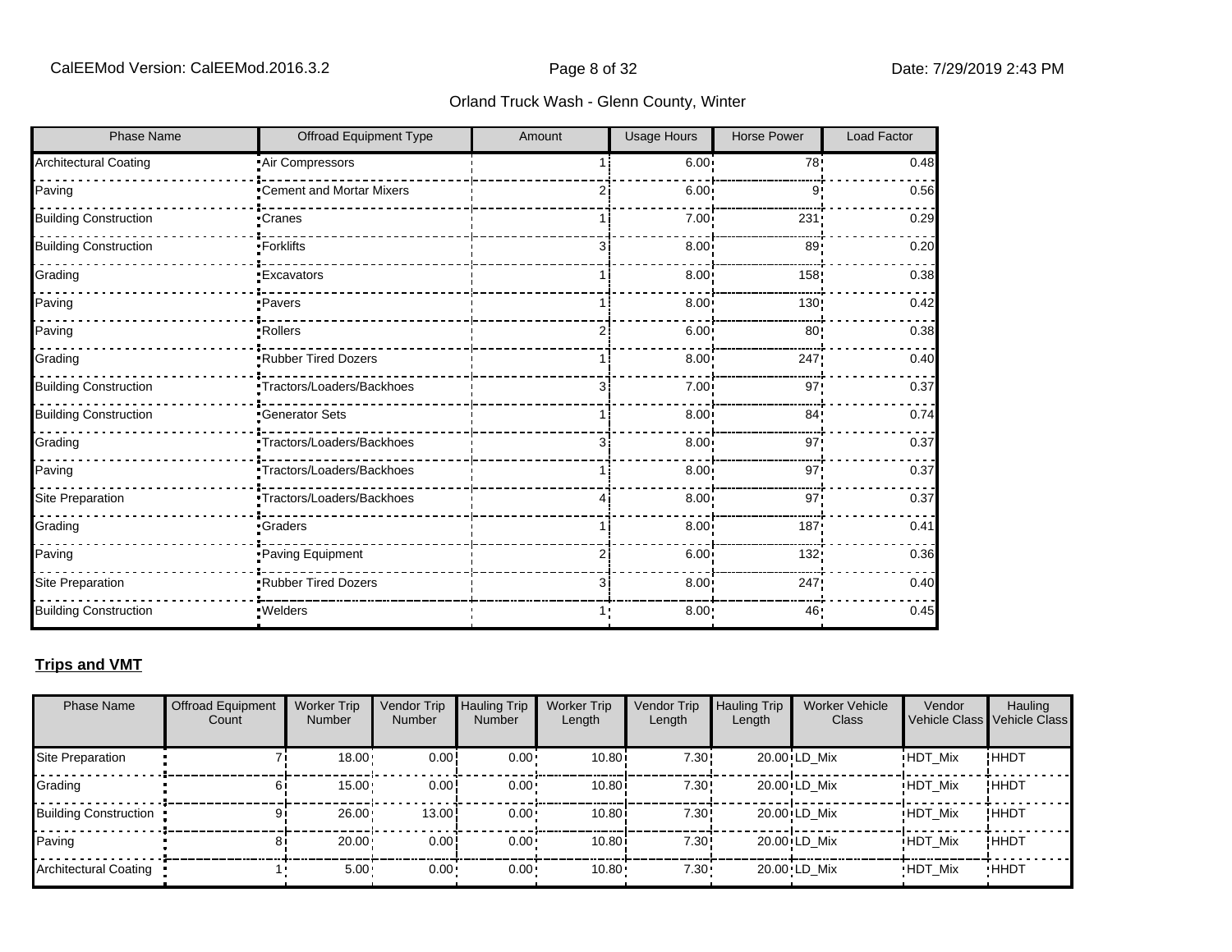Orland Truck Wash - Glenn County, Winter

| Phase Name | Offroad Equipment Type | Amount | Usage Hours | Horse Power | Load Factor |
|---|---|---|---|---|---|
| Architectural Coating | Air Compressors | 1 | 6.00 | 78 | 0.48 |
| Paving | Cement and Mortar Mixers | 2 | 6.00 | 9 | 0.56 |
| Building Construction | Cranes | 1 | 7.00 | 231 | 0.29 |
| Building Construction | Forklifts | 3 | 8.00 | 89 | 0.20 |
| Grading | Excavators | 1 | 8.00 | 158 | 0.38 |
| Paving | Pavers | 1 | 8.00 | 130 | 0.42 |
| Paving | Rollers | 2 | 6.00 | 80 | 0.38 |
| Grading | Rubber Tired Dozers | 1 | 8.00 | 247 | 0.40 |
| Building Construction | Tractors/Loaders/Backhoes | 3 | 7.00 | 97 | 0.37 |
| Building Construction | Generator Sets | 1 | 8.00 | 84 | 0.74 |
| Grading | Tractors/Loaders/Backhoes | 3 | 8.00 | 97 | 0.37 |
| Paving | Tractors/Loaders/Backhoes | 1 | 8.00 | 97 | 0.37 |
| Site Preparation | Tractors/Loaders/Backhoes | 4 | 8.00 | 97 | 0.37 |
| Grading | Graders | 1 | 8.00 | 187 | 0.41 |
| Paving | Paving Equipment | 2 | 6.00 | 132 | 0.36 |
| Site Preparation | Rubber Tired Dozers | 3 | 8.00 | 247 | 0.40 |
| Building Construction | Welders | 1 | 8.00 | 46 | 0.45 |

**Trips and VMT**

| Phase Name | Offroad Equipment Count | Worker Trip Number | Vendor Trip Number | Hauling Trip Number | Worker Trip Length | Vendor Trip Length | Hauling Trip Length | Worker Vehicle Class | Vendor Vehicle Class | Hauling Vehicle Class |
|---|---|---|---|---|---|---|---|---|---|---|
| Site Preparation | 7 | 18.00 | 0.00 | 0.00 | 10.80 | 7.30 | 20.00 | LD_Mix | HDT_Mix | HHDT |
| Grading | 6 | 15.00 | 0.00 | 0.00 | 10.80 | 7.30 | 20.00 | LD_Mix | HDT_Mix | HHDT |
| Building Construction | 9 | 26.00 | 13.00 | 0.00 | 10.80 | 7.30 | 20.00 | LD_Mix | HDT_Mix | HHDT |
| Paving | 8 | 20.00 | 0.00 | 0.00 | 10.80 | 7.30 | 20.00 | LD_Mix | HDT_Mix | HHDT |
| Architectural Coating | 1 | 5.00 | 0.00 | 0.00 | 10.80 | 7.30 | 20.00 | LD_Mix | HDT_Mix | HHDT |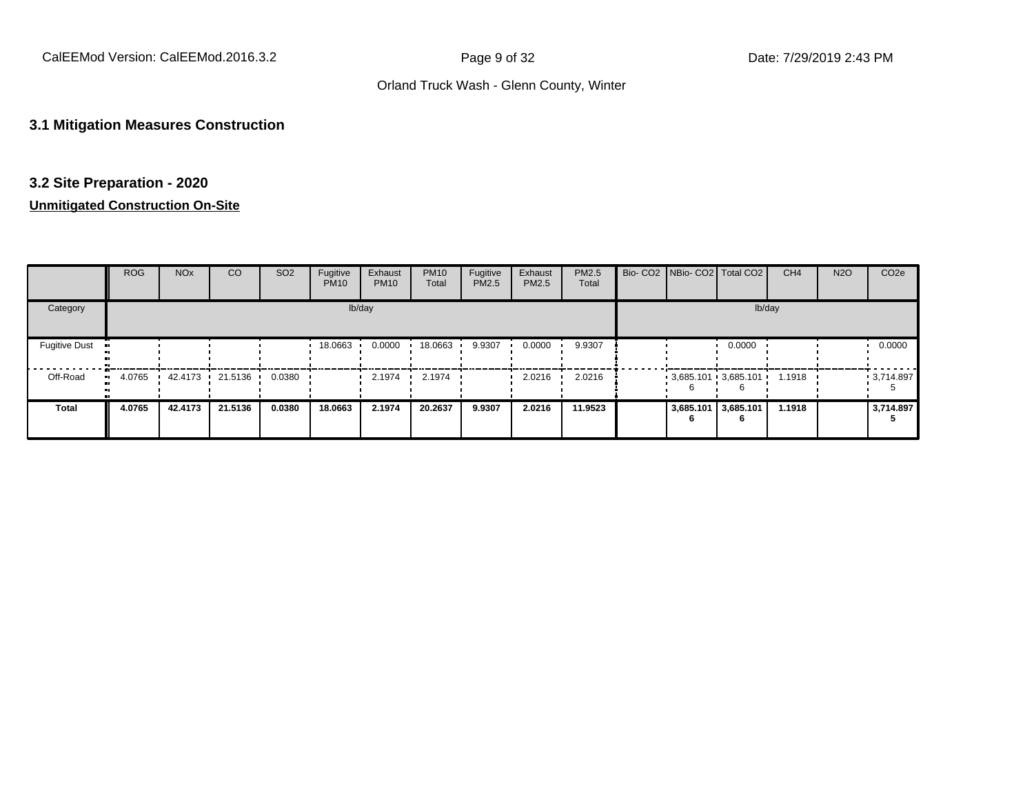## 3.1 Mitigation Measures Construction

## 3.2 Site Preparation - 2020

**Unmitigated Construction On-Site**

| | ROG | NOx | CO | SO2 | Fugitive PM10 | Exhaust PM10 | PM10 Total | Fugitive PM2.5 | Exhaust PM2.5 | PM2.5 Total | Bio- CO2 | NBio- CO2 | Total CO2 | CH4 | N2O | CO2e |
|---|---|---|---|---|---|---|---|---|---|---|---|---|---|---|---|---|
| Category | lb/day | | | | | | | | | | lb/day | | | | | |
| Fugitive Dust | | | | | 18.0663 | 0.0000 | 18.0663 | 9.9307 | 0.0000 | 9.9307 | | | 0.0000 | | | 0.0000 |
| Off-Road | 4.0765 | 42.4173 | 21.5136 | 0.0380 | | 2.1974 | 2.1974 | | 2.0216 | 2.0216 | | 3,685.1016 | 3,685.1016 | 1.1918 | | 3,714.8975 |
| **Total** | **4.0765** | **42.4173** | **21.5136** | **0.0380** | **18.0663** | **2.1974** | **20.2637** | **9.9307** | **2.0216** | **11.9523** | | **3,685.1016** | **3,685.1016** | **1.1918** | | **3,714.8975** |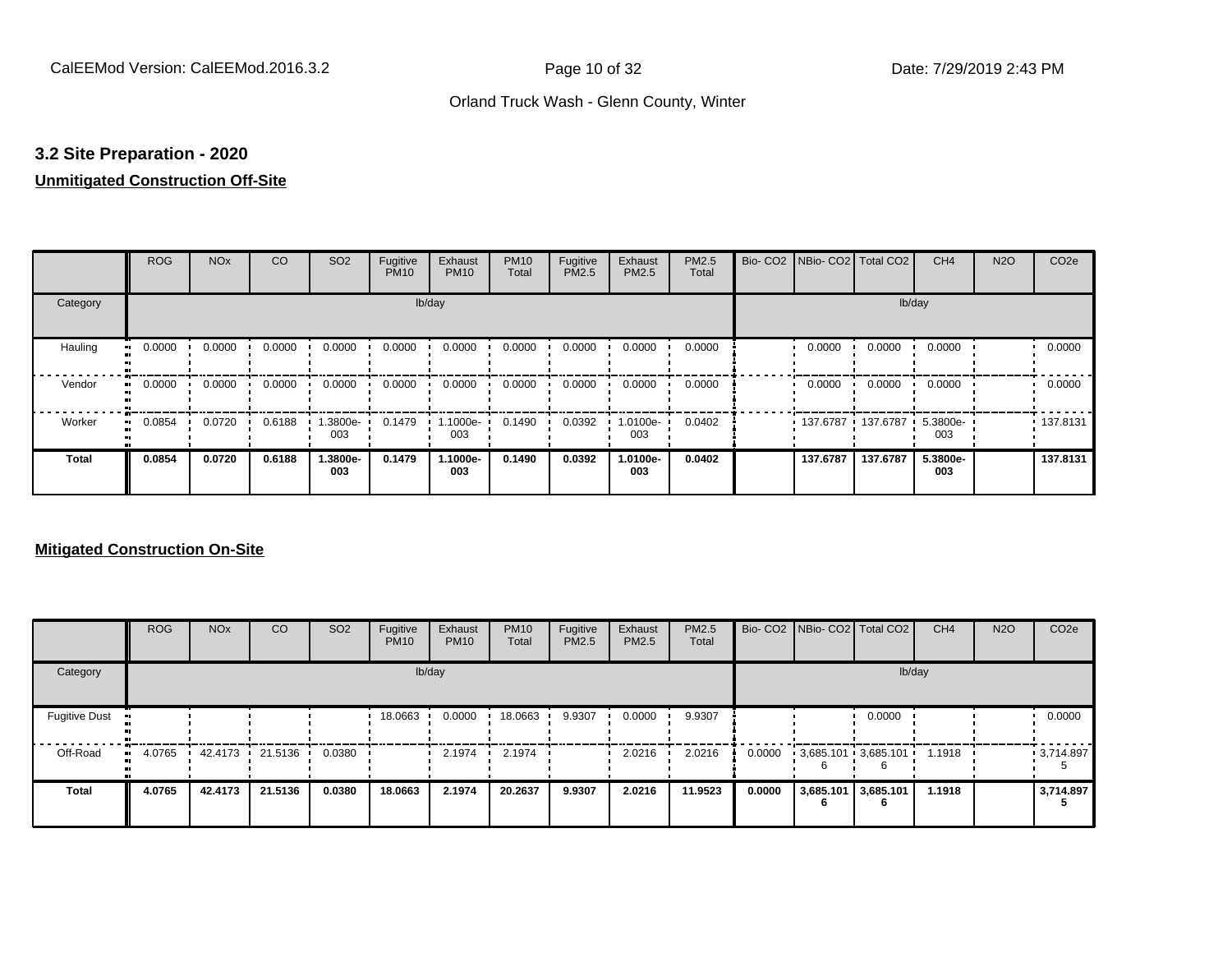## 3.2 Site Preparation - 2020

**Unmitigated Construction Off-Site**

| | ROG | NOx | CO | SO2 | Fugitive PM10 | Exhaust PM10 | PM10 Total | Fugitive PM2.5 | Exhaust PM2.5 | PM2.5 Total | Bio- CO2 | NBio- CO2 | Total CO2 | CH4 | N2O | CO2e |
|---|---|---|---|---|---|---|---|---|---|---|---|---|---|---|---|---|
| Category | | | | | lb/day | | | | | | | | | lb/day | | |
| Hauling | 0.0000 | 0.0000 | 0.0000 | 0.0000 | 0.0000 | 0.0000 | 0.0000 | 0.0000 | 0.0000 | 0.0000 | | 0.0000 | 0.0000 | 0.0000 | | 0.0000 |
| Vendor | 0.0000 | 0.0000 | 0.0000 | 0.0000 | 0.0000 | 0.0000 | 0.0000 | 0.0000 | 0.0000 | 0.0000 | | 0.0000 | 0.0000 | 0.0000 | | 0.0000 |
| Worker | 0.0854 | 0.0720 | 0.6188 | 1.3800e-003 | 0.1479 | 1.1000e-003 | 0.1490 | 0.0392 | 1.0100e-003 | 0.0402 | | 137.6787 | 137.6787 | 5.3800e-003 | | 137.8131 |
| **Total** | **0.0854** | **0.0720** | **0.6188** | **1.3800e-003** | **0.1479** | **1.1000e-003** | **0.1490** | **0.0392** | **1.0100e-003** | **0.0402** | | **137.6787** | **137.6787** | **5.3800e-003** | | **137.8131** |

**Mitigated Construction On-Site**

| | ROG | NOx | CO | SO2 | Fugitive PM10 | Exhaust PM10 | PM10 Total | Fugitive PM2.5 | Exhaust PM2.5 | PM2.5 Total | Bio- CO2 | NBio- CO2 | Total CO2 | CH4 | N2O | CO2e |
|---|---|---|---|---|---|---|---|---|---|---|---|---|---|---|---|---|
| Category | | | | | lb/day | | | | | | | | | lb/day | | |
| Fugitive Dust | | | | | 18.0663 | 0.0000 | 18.0663 | 9.9307 | 0.0000 | 9.9307 | | | 0.0000 | | | 0.0000 |
| Off-Road | 4.0765 | 42.4173 | 21.5136 | 0.0380 | | 2.1974 | 2.1974 | | 2.0216 | 2.0216 | 0.0000 | 3,685.1016 | 3,685.1016 | 1.1918 | | 3,714.8975 |
| **Total** | **4.0765** | **42.4173** | **21.5136** | **0.0380** | **18.0663** | **2.1974** | **20.2637** | **9.9307** | **2.0216** | **11.9523** | **0.0000** | **3,685.1016** | **3,685.1016** | **1.1918** | | **3,714.8975** |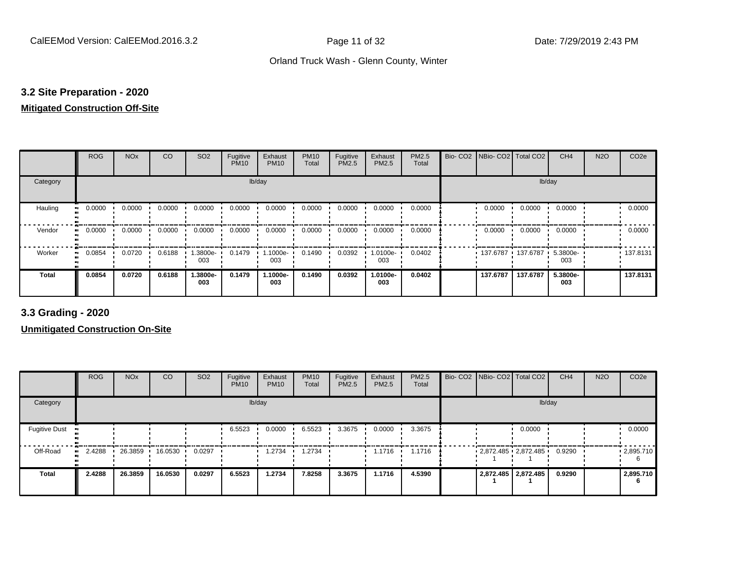## 3.2 Site Preparation - 2020

**Mitigated Construction Off-Site**

| | ROG | NOx | CO | SO2 | Fugitive PM10 | Exhaust PM10 | PM10 Total | Fugitive PM2.5 | Exhaust PM2.5 | PM2.5 Total | Bio- CO2 | NBio- CO2 | Total CO2 | CH4 | N2O | CO2e |
|---|---|---|---|---|---|---|---|---|---|---|---|---|---|---|---|---|
| Category | | | | | lb/day | | | | | | | | lb/day | | | |
| Hauling | 0.0000 | 0.0000 | 0.0000 | 0.0000 | 0.0000 | 0.0000 | 0.0000 | 0.0000 | 0.0000 | 0.0000 | | 0.0000 | 0.0000 | 0.0000 | | 0.0000 |
| Vendor | 0.0000 | 0.0000 | 0.0000 | 0.0000 | 0.0000 | 0.0000 | 0.0000 | 0.0000 | 0.0000 | 0.0000 | | 0.0000 | 0.0000 | 0.0000 | | 0.0000 |
| Worker | 0.0854 | 0.0720 | 0.6188 | 1.3800e-003 | 0.1479 | 1.1000e-003 | 0.1490 | 0.0392 | 1.0100e-003 | 0.0402 | | 137.6787 | 137.6787 | 5.3800e-003 | | 137.8131 |
| **Total** | **0.0854** | **0.0720** | **0.6188** | **1.3800e-003** | **0.1479** | **1.1000e-003** | **0.1490** | **0.0392** | **1.0100e-003** | **0.0402** | | **137.6787** | **137.6787** | **5.3800e-003** | | **137.8131** |

## 3.3 Grading - 2020

**Unmitigated Construction On-Site**

| | ROG | NOx | CO | SO2 | Fugitive PM10 | Exhaust PM10 | PM10 Total | Fugitive PM2.5 | Exhaust PM2.5 | PM2.5 Total | Bio- CO2 | NBio- CO2 | Total CO2 | CH4 | N2O | CO2e |
|---|---|---|---|---|---|---|---|---|---|---|---|---|---|---|---|---|
| Category | | | | | lb/day | | | | | | | | lb/day | | | |
| Fugitive Dust | | | | | 6.5523 | 0.0000 | 6.5523 | 3.3675 | 0.0000 | 3.3675 | | | 0.0000 | | | 0.0000 |
| Off-Road | 2.4288 | 26.3859 | 16.0530 | 0.0297 | | 1.2734 | 1.2734 | | 1.1716 | 1.1716 | | 2,872.4851 | 2,872.4851 | 0.9290 | | 2,895.7106 |
| **Total** | **2.4288** | **26.3859** | **16.0530** | **0.0297** | **6.5523** | **1.2734** | **7.8258** | **3.3675** | **1.1716** | **4.5390** | | **2,872.4851** | **2,872.4851** | **0.9290** | | **2,895.7106** |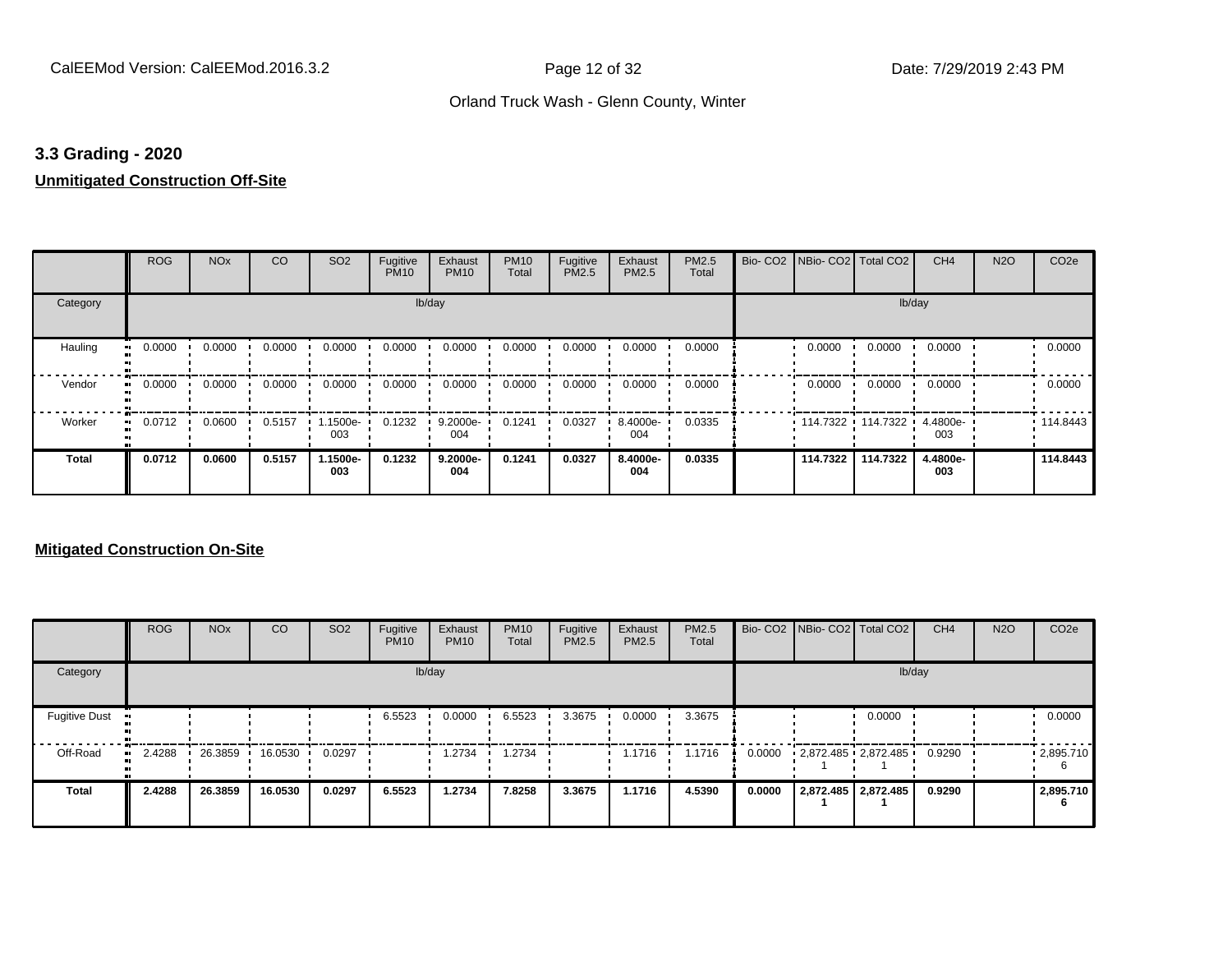## 3.3 Grading - 2020

**Unmitigated Construction Off-Site**

| | ROG | NOx | CO | SO2 | Fugitive PM10 | Exhaust PM10 | PM10 Total | Fugitive PM2.5 | Exhaust PM2.5 | PM2.5 Total | Bio- CO2 | NBio- CO2 | Total CO2 | CH4 | N2O | CO2e |
|---|---|---|---|---|---|---|---|---|---|---|---|---|---|---|---|---|
| Category | lb/day | | | | | | | | | | lb/day | | | | | |
| Hauling | 0.0000 | 0.0000 | 0.0000 | 0.0000 | 0.0000 | 0.0000 | 0.0000 | 0.0000 | 0.0000 | 0.0000 | | 0.0000 | 0.0000 | 0.0000 | | 0.0000 |
| Vendor | 0.0000 | 0.0000 | 0.0000 | 0.0000 | 0.0000 | 0.0000 | 0.0000 | 0.0000 | 0.0000 | 0.0000 | | 0.0000 | 0.0000 | 0.0000 | | 0.0000 |
| Worker | 0.0712 | 0.0600 | 0.5157 | 1.1500e-003 | 0.1232 | 9.2000e-004 | 0.1241 | 0.0327 | 8.4000e-004 | 0.0335 | | 114.7322 | 114.7322 | 4.4800e-003 | | 114.8443 |
| **Total** | **0.0712** | **0.0600** | **0.5157** | **1.1500e-003** | **0.1232** | **9.2000e-004** | **0.1241** | **0.0327** | **8.4000e-004** | **0.0335** | | **114.7322** | **114.7322** | **4.4800e-003** | | **114.8443** |

**Mitigated Construction On-Site**

| | ROG | NOx | CO | SO2 | Fugitive PM10 | Exhaust PM10 | PM10 Total | Fugitive PM2.5 | Exhaust PM2.5 | PM2.5 Total | Bio- CO2 | NBio- CO2 | Total CO2 | CH4 | N2O | CO2e |
|---|---|---|---|---|---|---|---|---|---|---|---|---|---|---|---|---|
| Category | lb/day | | | | | | | | | | lb/day | | | | | |
| Fugitive Dust | | | | | 6.5523 | 0.0000 | 6.5523 | 3.3675 | 0.0000 | 3.3675 | | | 0.0000 | | | 0.0000 |
| Off-Road | 2.4288 | 26.3859 | 16.0530 | 0.0297 | | 1.2734 | 1.2734 | | 1.1716 | 1.1716 | 0.0000 | 2,872.4851 | 2,872.4851 | 0.9290 | | 2,895.7106 |
| **Total** | **2.4288** | **26.3859** | **16.0530** | **0.0297** | **6.5523** | **1.2734** | **7.8258** | **3.3675** | **1.1716** | **4.5390** | **0.0000** | **2,872.4851** | **2,872.4851** | **0.9290** | | **2,895.7106** |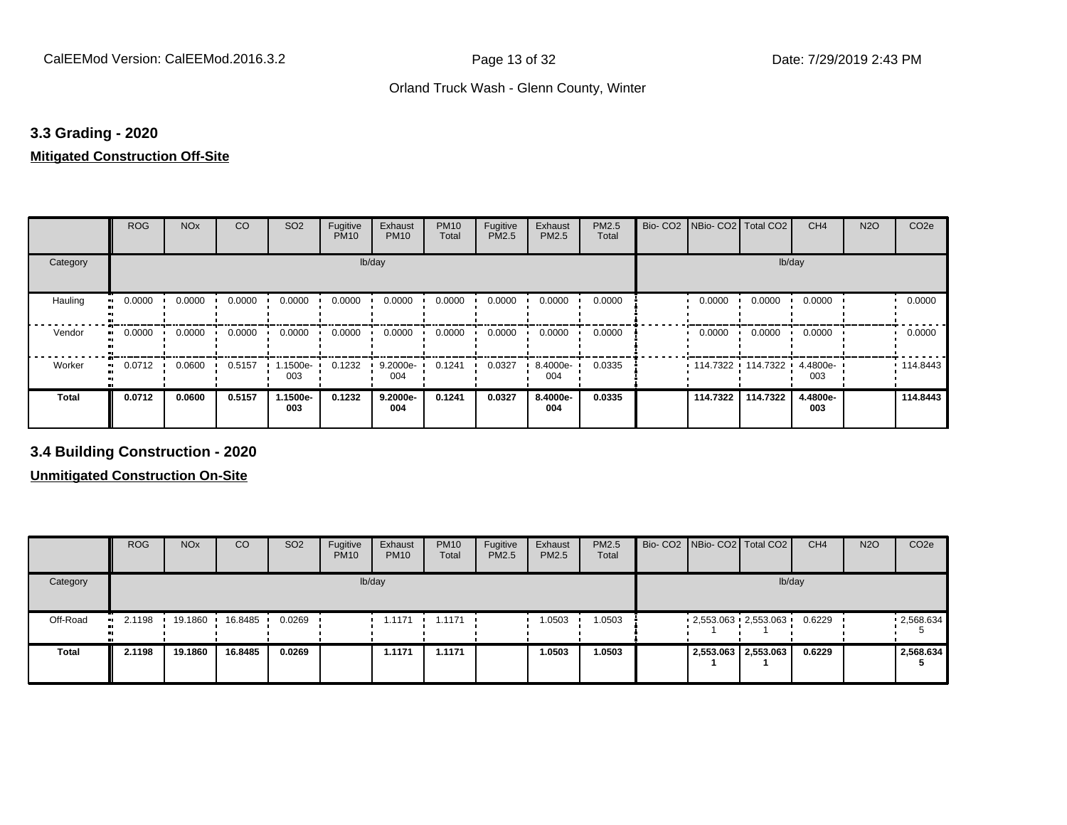## 3.3 Grading - 2020

**Mitigated Construction Off-Site**

| | ROG | NOx | CO | SO2 | Fugitive PM10 | Exhaust PM10 | PM10 Total | Fugitive PM2.5 | Exhaust PM2.5 | PM2.5 Total | Bio- CO2 | NBio- CO2 | Total CO2 | CH4 | N2O | CO2e |
|---|---|---|---|---|---|---|---|---|---|---|---|---|---|---|---|---|
| Category | lb/day | | | | | | | | | | lb/day | | | | | |
| Hauling | 0.0000 | 0.0000 | 0.0000 | 0.0000 | 0.0000 | 0.0000 | 0.0000 | 0.0000 | 0.0000 | 0.0000 | | 0.0000 | 0.0000 | 0.0000 | | 0.0000 |
| Vendor | 0.0000 | 0.0000 | 0.0000 | 0.0000 | 0.0000 | 0.0000 | 0.0000 | 0.0000 | 0.0000 | 0.0000 | | 0.0000 | 0.0000 | 0.0000 | | 0.0000 |
| Worker | 0.0712 | 0.0600 | 0.5157 | 1.1500e-003 | 0.1232 | 9.2000e-004 | 0.1241 | 0.0327 | 8.4000e-004 | 0.0335 | | 114.7322 | 114.7322 | 4.4800e-003 | | 114.8443 |
| **Total** | **0.0712** | **0.0600** | **0.5157** | **1.1500e-003** | **0.1232** | **9.2000e-004** | **0.1241** | **0.0327** | **8.4000e-004** | **0.0335** | | **114.7322** | **114.7322** | **4.4800e-003** | | **114.8443** |

## 3.4 Building Construction - 2020

**Unmitigated Construction On-Site**

| | ROG | NOx | CO | SO2 | Fugitive PM10 | Exhaust PM10 | PM10 Total | Fugitive PM2.5 | Exhaust PM2.5 | PM2.5 Total | Bio- CO2 | NBio- CO2 | Total CO2 | CH4 | N2O | CO2e |
|---|---|---|---|---|---|---|---|---|---|---|---|---|---|---|---|---|
| Category | lb/day | | | | | | | | | | lb/day | | | | | |
| Off-Road | 2.1198 | 19.1860 | 16.8485 | 0.0269 | | 1.1171 | 1.1171 | | 1.0503 | 1.0503 | | 2,553.0631 | 2,553.0631 | 0.6229 | | 2,568.6345 |
| **Total** | **2.1198** | **19.1860** | **16.8485** | **0.0269** | | **1.1171** | **1.1171** | | **1.0503** | **1.0503** | | **2,553.0631** | **2,553.0631** | **0.6229** | | **2,568.6345** |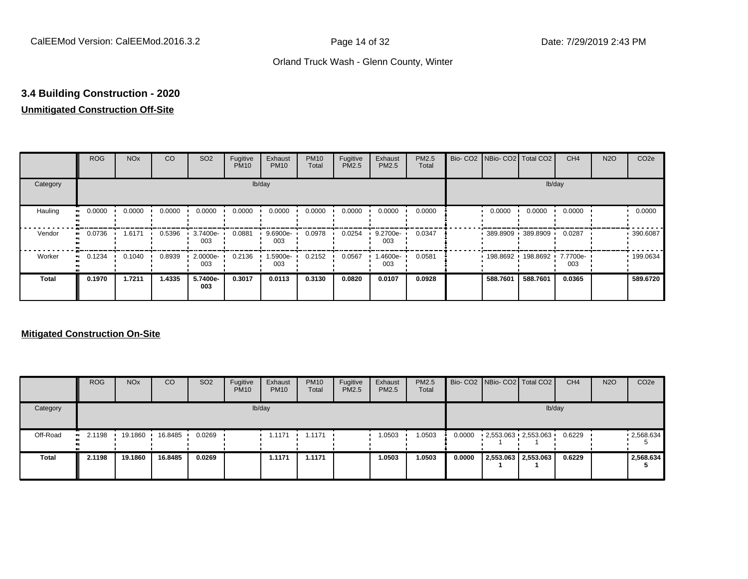Orland Truck Wash - Glenn County, Winter

### 3.4 Building Construction - 2020

**Unmitigated Construction Off-Site**

| | ROG | NOx | CO | SO2 | Fugitive PM10 | Exhaust PM10 | PM10 Total | Fugitive PM2.5 | Exhaust PM2.5 | PM2.5 Total | Bio- CO2 | NBio- CO2 | Total CO2 | CH4 | N2O | CO2e |
|---|---|---|---|---|---|---|---|---|---|---|---|---|---|---|---|---|
| Category | lb/day | | | | | | | | | | lb/day | | | | | |
| Hauling | 0.0000 | 0.0000 | 0.0000 | 0.0000 | 0.0000 | 0.0000 | 0.0000 | 0.0000 | 0.0000 | 0.0000 | | 0.0000 | 0.0000 | 0.0000 | | 0.0000 |
| Vendor | 0.0736 | 1.6171 | 0.5396 | 3.7400e-003 | 0.0881 | 9.6900e-003 | 0.0978 | 0.0254 | 9.2700e-003 | 0.0347 | | 389.8909 | 389.8909 | 0.0287 | | 390.6087 |
| Worker | 0.1234 | 0.1040 | 0.8939 | 2.0000e-003 | 0.2136 | 1.5900e-003 | 0.2152 | 0.0567 | 1.4600e-003 | 0.0581 | | 198.8692 | 198.8692 | 7.7700e-003 | | 199.0634 |
| **Total** | **0.1970** | **1.7211** | **1.4335** | **5.7400e-003** | **0.3017** | **0.0113** | **0.3130** | **0.0820** | **0.0107** | **0.0928** | | **588.7601** | **588.7601** | **0.0365** | | **589.6720** |

**Mitigated Construction On-Site**

| | ROG | NOx | CO | SO2 | Fugitive PM10 | Exhaust PM10 | PM10 Total | Fugitive PM2.5 | Exhaust PM2.5 | PM2.5 Total | Bio- CO2 | NBio- CO2 | Total CO2 | CH4 | N2O | CO2e |
|---|---|---|---|---|---|---|---|---|---|---|---|---|---|---|---|---|
| Category | lb/day | | | | | | | | | | lb/day | | | | | |
| Off-Road | 2.1198 | 19.1860 | 16.8485 | 0.0269 | | 1.1171 | 1.1171 | | 1.0503 | 1.0503 | 0.0000 | 2,553.0631 | 2,553.0631 | 0.6229 | | 2,568.6345 |
| **Total** | **2.1198** | **19.1860** | **16.8485** | **0.0269** | | **1.1171** | **1.1171** | | **1.0503** | **1.0503** | **0.0000** | **2,553.0631** | **2,553.0631** | **0.6229** | | **2,568.6345** |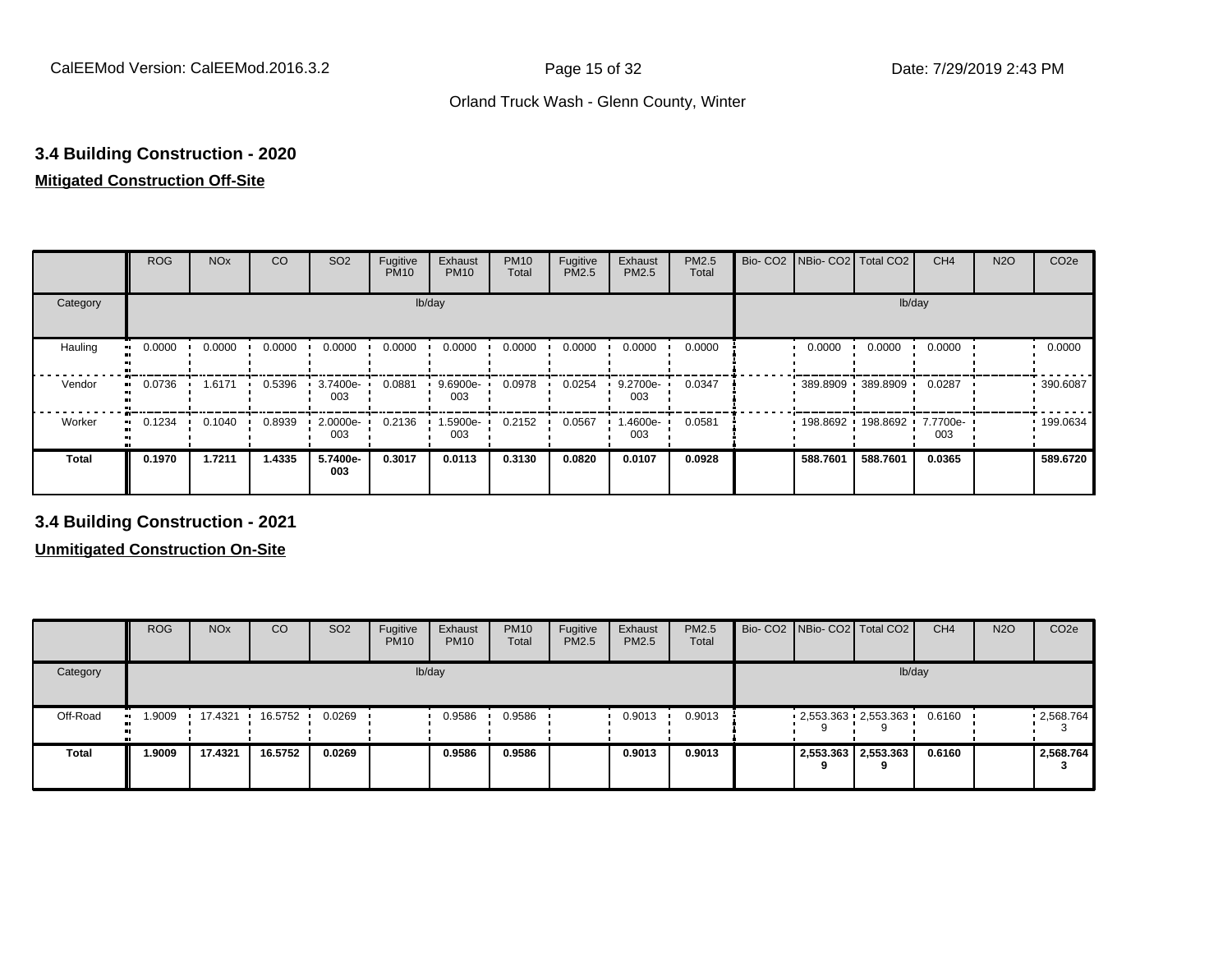## 3.4 Building Construction - 2020

**Mitigated Construction Off-Site**

| | ROG | NOx | CO | SO2 | Fugitive PM10 | Exhaust PM10 | PM10 Total | Fugitive PM2.5 | Exhaust PM2.5 | PM2.5 Total | Bio- CO2 | NBio- CO2 | Total CO2 | CH4 | N2O | CO2e |
|---|---|---|---|---|---|---|---|---|---|---|---|---|---|---|---|---|
| Category | | | | | | lb/day | | | | | | | | lb/day | | |
| Hauling | 0.0000 | 0.0000 | 0.0000 | 0.0000 | 0.0000 | 0.0000 | 0.0000 | 0.0000 | 0.0000 | 0.0000 | | 0.0000 | 0.0000 | 0.0000 | | 0.0000 |
| Vendor | 0.0736 | 1.6171 | 0.5396 | 3.7400e-003 | 0.0881 | 9.6900e-003 | 0.0978 | 0.0254 | 9.2700e-003 | 0.0347 | | 389.8909 | 389.8909 | 0.0287 | | 390.6087 |
| Worker | 0.1234 | 0.1040 | 0.8939 | 2.0000e-003 | 0.2136 | 1.5900e-003 | 0.2152 | 0.0567 | 1.4600e-003 | 0.0581 | | 198.8692 | 198.8692 | 7.7700e-003 | | 199.0634 |
| **Total** | **0.1970** | **1.7211** | **1.4335** | **5.7400e-003** | **0.3017** | **0.0113** | **0.3130** | **0.0820** | **0.0107** | **0.0928** | | **588.7601** | **588.7601** | **0.0365** | | **589.6720** |

## 3.4 Building Construction - 2021

**Unmitigated Construction On-Site**

| | ROG | NOx | CO | SO2 | Fugitive PM10 | Exhaust PM10 | PM10 Total | Fugitive PM2.5 | Exhaust PM2.5 | PM2.5 Total | Bio- CO2 | NBio- CO2 | Total CO2 | CH4 | N2O | CO2e |
|---|---|---|---|---|---|---|---|---|---|---|---|---|---|---|---|---|
| Category | | | | | | lb/day | | | | | | | | lb/day | | |
| Off-Road | 1.9009 | 17.4321 | 16.5752 | 0.0269 | | 0.9586 | 0.9586 | | 0.9013 | 0.9013 | | 2,553.3639 | 2,553.3639 | 0.6160 | | 2,568.7643 |
| **Total** | **1.9009** | **17.4321** | **16.5752** | **0.0269** | | **0.9586** | **0.9586** | | **0.9013** | **0.9013** | | **2,553.3639** | **2,553.3639** | **0.6160** | | **2,568.7643** |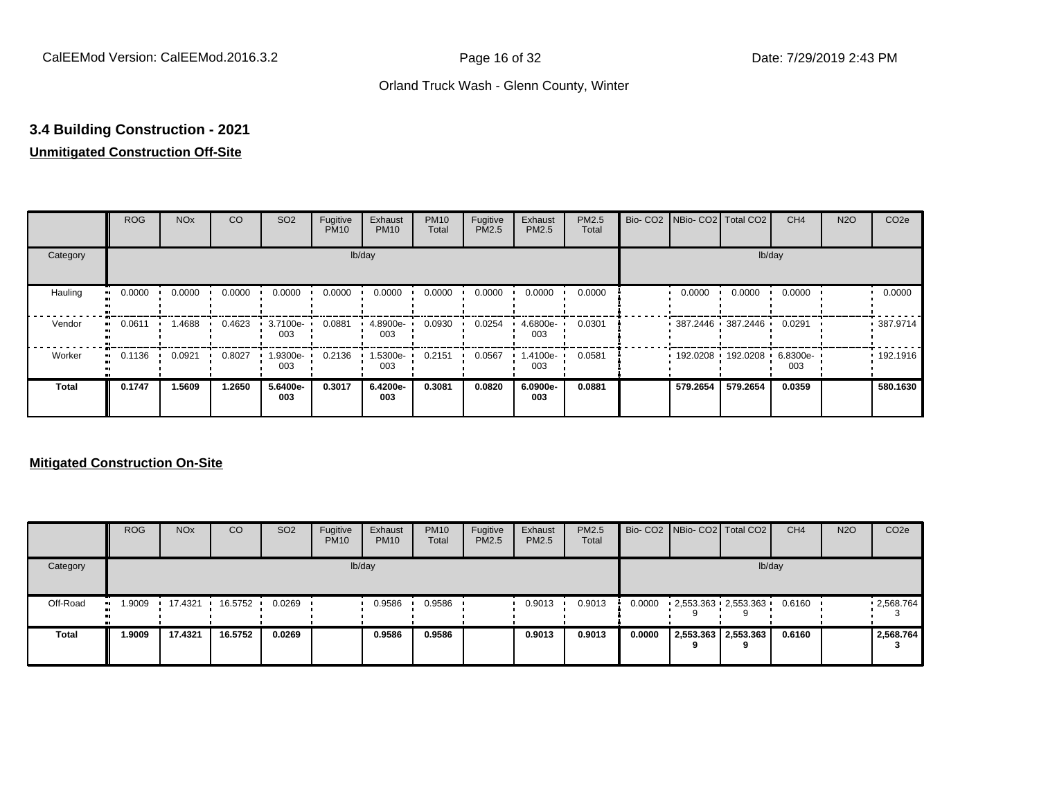## 3.4 Building Construction - 2021

**Unmitigated Construction Off-Site**

| | ROG | NOx | CO | SO2 | Fugitive PM10 | Exhaust PM10 | PM10 Total | Fugitive PM2.5 | Exhaust PM2.5 | PM2.5 Total | Bio- CO2 | NBio- CO2 | Total CO2 | CH4 | N2O | CO2e |
|---|---|---|---|---|---|---|---|---|---|---|---|---|---|---|---|---|
| Category | | | | | | lb/day | | | | | | | | lb/day | | |
| Hauling | 0.0000 | 0.0000 | 0.0000 | 0.0000 | 0.0000 | 0.0000 | 0.0000 | 0.0000 | 0.0000 | 0.0000 | | 0.0000 | 0.0000 | 0.0000 | | 0.0000 |
| Vendor | 0.0611 | 1.4688 | 0.4623 | 3.7100e-003 | 0.0881 | 4.8900e-003 | 0.0930 | 0.0254 | 4.6800e-003 | 0.0301 | | 387.2446 | 387.2446 | 0.0291 | | 387.9714 |
| Worker | 0.1136 | 0.0921 | 0.8027 | 1.9300e-003 | 0.2136 | 1.5300e-003 | 0.2151 | 0.0567 | 1.4100e-003 | 0.0581 | | 192.0208 | 192.0208 | 6.8300e-003 | | 192.1916 |
| **Total** | **0.1747** | **1.5609** | **1.2650** | **5.6400e-003** | **0.3017** | **6.4200e-003** | **0.3081** | **0.0820** | **6.0900e-003** | **0.0881** | | **579.2654** | **579.2654** | **0.0359** | | **580.1630** |

**Mitigated Construction On-Site**

| | ROG | NOx | CO | SO2 | Fugitive PM10 | Exhaust PM10 | PM10 Total | Fugitive PM2.5 | Exhaust PM2.5 | PM2.5 Total | Bio- CO2 | NBio- CO2 | Total CO2 | CH4 | N2O | CO2e |
|---|---|---|---|---|---|---|---|---|---|---|---|---|---|---|---|---|
| Category | | | | | | lb/day | | | | | | | | lb/day | | |
| Off-Road | 1.9009 | 17.4321 | 16.5752 | 0.0269 | | 0.9586 | 0.9586 | | 0.9013 | 0.9013 | 0.0000 | 2,553.3639 | 2,553.3639 | 0.6160 | | 2,568.7643 |
| **Total** | **1.9009** | **17.4321** | **16.5752** | **0.0269** | | **0.9586** | **0.9586** | | **0.9013** | **0.9013** | **0.0000** | **2,553.3639** | **2,553.3639** | **0.6160** | | **2,568.7643** |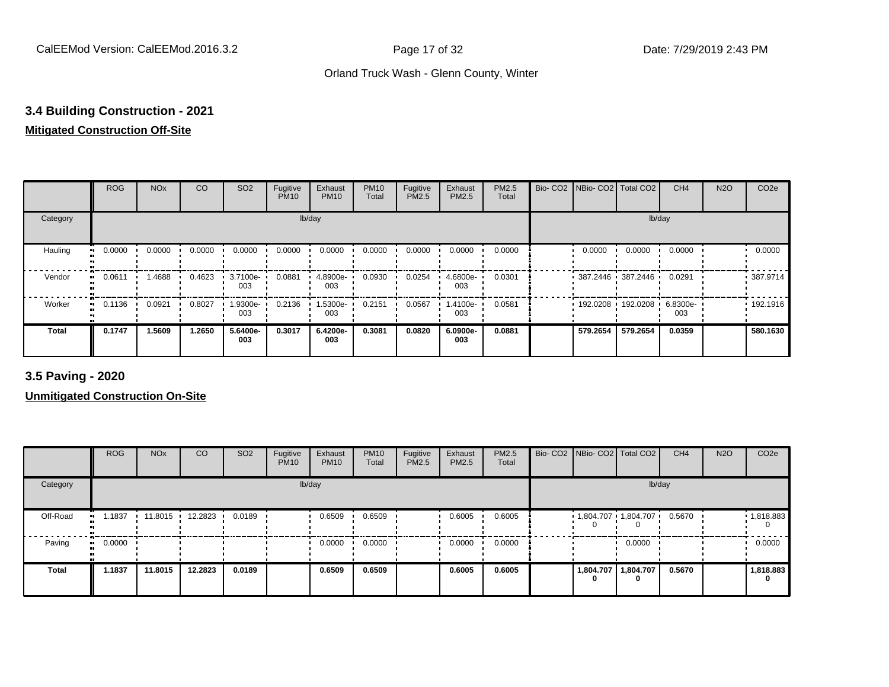## 3.4 Building Construction - 2021

**Mitigated Construction Off-Site**

| | ROG | NOx | CO | SO2 | Fugitive PM10 | Exhaust PM10 | PM10 Total | Fugitive PM2.5 | Exhaust PM2.5 | PM2.5 Total | Bio- CO2 | NBio- CO2 | Total CO2 | CH4 | N2O | CO2e |
|---|---|---|---|---|---|---|---|---|---|---|---|---|---|---|---|---|
| Category | lb/day | | | | | | | | | | lb/day | | | | | |
| Hauling | 0.0000 | 0.0000 | 0.0000 | 0.0000 | 0.0000 | 0.0000 | 0.0000 | 0.0000 | 0.0000 | 0.0000 | | 0.0000 | 0.0000 | 0.0000 | | 0.0000 |
| Vendor | 0.0611 | 1.4688 | 0.4623 | 3.7100e-003 | 0.0881 | 4.8900e-003 | 0.0930 | 0.0254 | 4.6800e-003 | 0.0301 | | 387.2446 | 387.2446 | 0.0291 | | 387.9714 |
| Worker | 0.1136 | 0.0921 | 0.8027 | 1.9300e-003 | 0.2136 | 1.5300e-003 | 0.2151 | 0.0567 | 1.4100e-003 | 0.0581 | | 192.0208 | 192.0208 | 6.8300e-003 | | 192.1916 |
| **Total** | **0.1747** | **1.5609** | **1.2650** | **5.6400e-003** | **0.3017** | **6.4200e-003** | **0.3081** | **0.0820** | **6.0900e-003** | **0.0881** | | **579.2654** | **579.2654** | **0.0359** | | **580.1630** |

## 3.5 Paving - 2020

**Unmitigated Construction On-Site**

| | ROG | NOx | CO | SO2 | Fugitive PM10 | Exhaust PM10 | PM10 Total | Fugitive PM2.5 | Exhaust PM2.5 | PM2.5 Total | Bio- CO2 | NBio- CO2 | Total CO2 | CH4 | N2O | CO2e |
|---|---|---|---|---|---|---|---|---|---|---|---|---|---|---|---|---|
| Category | lb/day | | | | | | | | | | lb/day | | | | | |
| Off-Road | 1.1837 | 11.8015 | 12.2823 | 0.0189 | | 0.6509 | 0.6509 | | 0.6005 | 0.6005 | | 1,804.707 0 | 1,804.707 0 | 0.5670 | | 1,818.883 0 |
| Paving | 0.0000 | | | | | 0.0000 | 0.0000 | | 0.0000 | 0.0000 | | | 0.0000 | | | 0.0000 |
| **Total** | **1.1837** | **11.8015** | **12.2823** | **0.0189** | | **0.6509** | **0.6509** | | **0.6005** | **0.6005** | | **1,804.707 0** | **1,804.707 0** | **0.5670** | | **1,818.883 0** |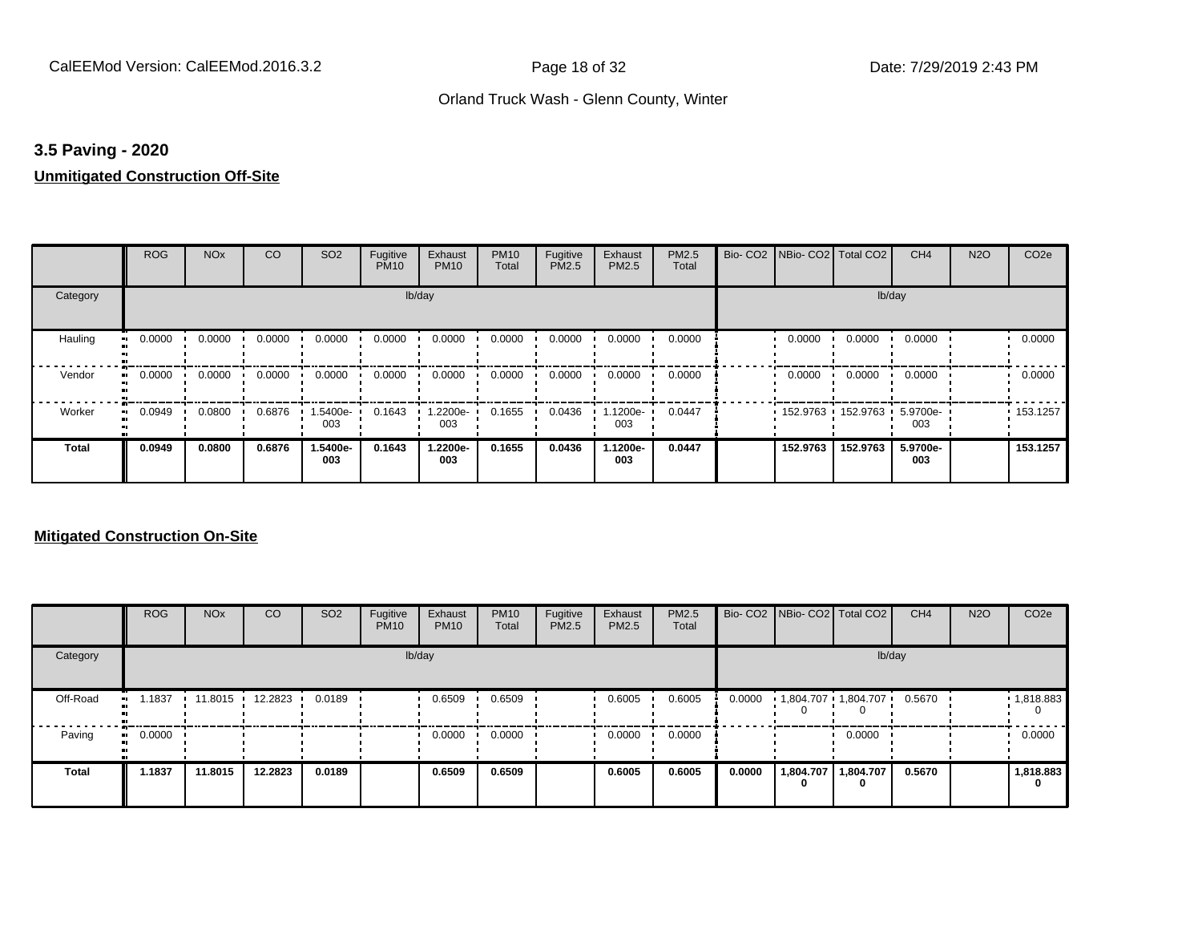### 3.5 Paving - 2020

**Unmitigated Construction Off-Site**

| | ROG | NOx | CO | SO2 | Fugitive PM10 | Exhaust PM10 | PM10 Total | Fugitive PM2.5 | Exhaust PM2.5 | PM2.5 Total | Bio- CO2 | NBio- CO2 | Total CO2 | CH4 | N2O | CO2e |
|---|---|---|---|---|---|---|---|---|---|---|---|---|---|---|---|---|
| Category | lb/day | | | | | | | | | | lb/day | | | | | |
| Hauling | 0.0000 | 0.0000 | 0.0000 | 0.0000 | 0.0000 | 0.0000 | 0.0000 | 0.0000 | 0.0000 | 0.0000 | | 0.0000 | 0.0000 | 0.0000 | | 0.0000 |
| Vendor | 0.0000 | 0.0000 | 0.0000 | 0.0000 | 0.0000 | 0.0000 | 0.0000 | 0.0000 | 0.0000 | 0.0000 | | 0.0000 | 0.0000 | 0.0000 | | 0.0000 |
| Worker | 0.0949 | 0.0800 | 0.6876 | 1.5400e-003 | 0.1643 | 1.2200e-003 | 0.1655 | 0.0436 | 1.1200e-003 | 0.0447 | | 152.9763 | 152.9763 | 5.9700e-003 | | 153.1257 |
| **Total** | **0.0949** | **0.0800** | **0.6876** | **1.5400e-003** | **0.1643** | **1.2200e-003** | **0.1655** | **0.0436** | **1.1200e-003** | **0.0447** | | **152.9763** | **152.9763** | **5.9700e-003** | | **153.1257** |

**Mitigated Construction On-Site**

| | ROG | NOx | CO | SO2 | Fugitive PM10 | Exhaust PM10 | PM10 Total | Fugitive PM2.5 | Exhaust PM2.5 | PM2.5 Total | Bio- CO2 | NBio- CO2 | Total CO2 | CH4 | N2O | CO2e |
|---|---|---|---|---|---|---|---|---|---|---|---|---|---|---|---|---|
| Category | lb/day | | | | | | | | | | lb/day | | | | | |
| Off-Road | 1.1837 | 11.8015 | 12.2823 | 0.0189 | | 0.6509 | 0.6509 | | 0.6005 | 0.6005 | 0.0000 | 1,804.7070 | 1,804.7070 | 0.5670 | | 1,818.8830 |
| Paving | 0.0000 | | | | | 0.0000 | 0.0000 | | 0.0000 | 0.0000 | | | 0.0000 | | | 0.0000 |
| **Total** | **1.1837** | **11.8015** | **12.2823** | **0.0189** | | **0.6509** | **0.6509** | | **0.6005** | **0.6005** | **0.0000** | **1,804.7070** | **1,804.7070** | **0.5670** | | **1,818.8830** |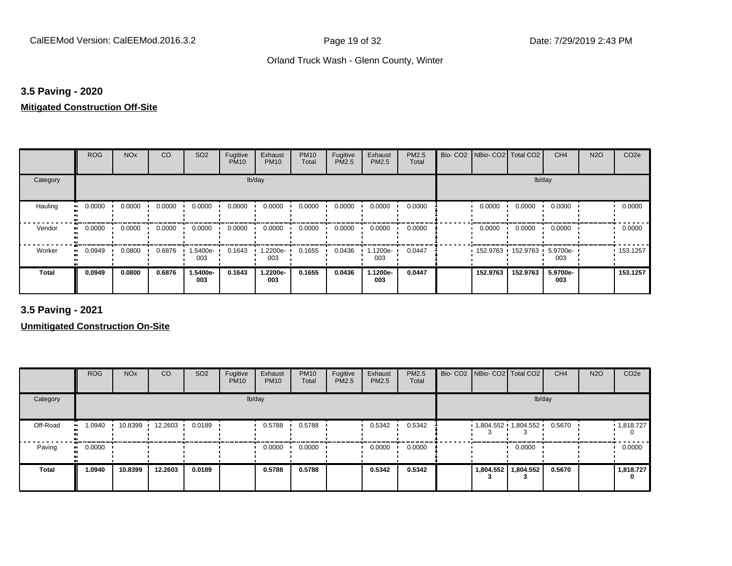### 3.5 Paving - 2020

**Mitigated Construction Off-Site**

| | ROG | NOx | CO | SO2 | Fugitive PM10 | Exhaust PM10 | PM10 Total | Fugitive PM2.5 | Exhaust PM2.5 | PM2.5 Total | Bio- CO2 | NBio- CO2 | Total CO2 | CH4 | N2O | CO2e |
|---|---|---|---|---|---|---|---|---|---|---|---|---|---|---|---|---|
| Category | lb/day | | | | | | | | | | lb/day | | | | | |
| Hauling | 0.0000 | 0.0000 | 0.0000 | 0.0000 | 0.0000 | 0.0000 | 0.0000 | 0.0000 | 0.0000 | 0.0000 | | 0.0000 | 0.0000 | 0.0000 | | 0.0000 |
| Vendor | 0.0000 | 0.0000 | 0.0000 | 0.0000 | 0.0000 | 0.0000 | 0.0000 | 0.0000 | 0.0000 | 0.0000 | | 0.0000 | 0.0000 | 0.0000 | | 0.0000 |
| Worker | 0.0949 | 0.0800 | 0.6876 | 1.5400e-003 | 0.1643 | 1.2200e-003 | 0.1655 | 0.0436 | 1.1200e-003 | 0.0447 | | 152.9763 | 152.9763 | 5.9700e-003 | | 153.1257 |
| **Total** | **0.0949** | **0.0800** | **0.6876** | **1.5400e-003** | **0.1643** | **1.2200e-003** | **0.1655** | **0.0436** | **1.1200e-003** | **0.0447** | | **152.9763** | **152.9763** | **5.9700e-003** | | **153.1257** |

### 3.5 Paving - 2021

**Unmitigated Construction On-Site**

| | ROG | NOx | CO | SO2 | Fugitive PM10 | Exhaust PM10 | PM10 Total | Fugitive PM2.5 | Exhaust PM2.5 | PM2.5 Total | Bio- CO2 | NBio- CO2 | Total CO2 | CH4 | N2O | CO2e |
|---|---|---|---|---|---|---|---|---|---|---|---|---|---|---|---|---|
| Category | lb/day | | | | | | | | | | lb/day | | | | | |
| Off-Road | 1.0940 | 10.8399 | 12.2603 | 0.0189 | | 0.5788 | 0.5788 | | 0.5342 | 0.5342 | | 1,804.552 3 | 1,804.552 3 | 0.5670 | | 1,818.727 0 |
| Paving | 0.0000 | | | | | 0.0000 | 0.0000 | | 0.0000 | 0.0000 | | | 0.0000 | | | 0.0000 |
| **Total** | **1.0940** | **10.8399** | **12.2603** | **0.0189** | | **0.5788** | **0.5788** | | **0.5342** | **0.5342** | | **1,804.552 3** | **1,804.552 3** | **0.5670** | | **1,818.727 0** |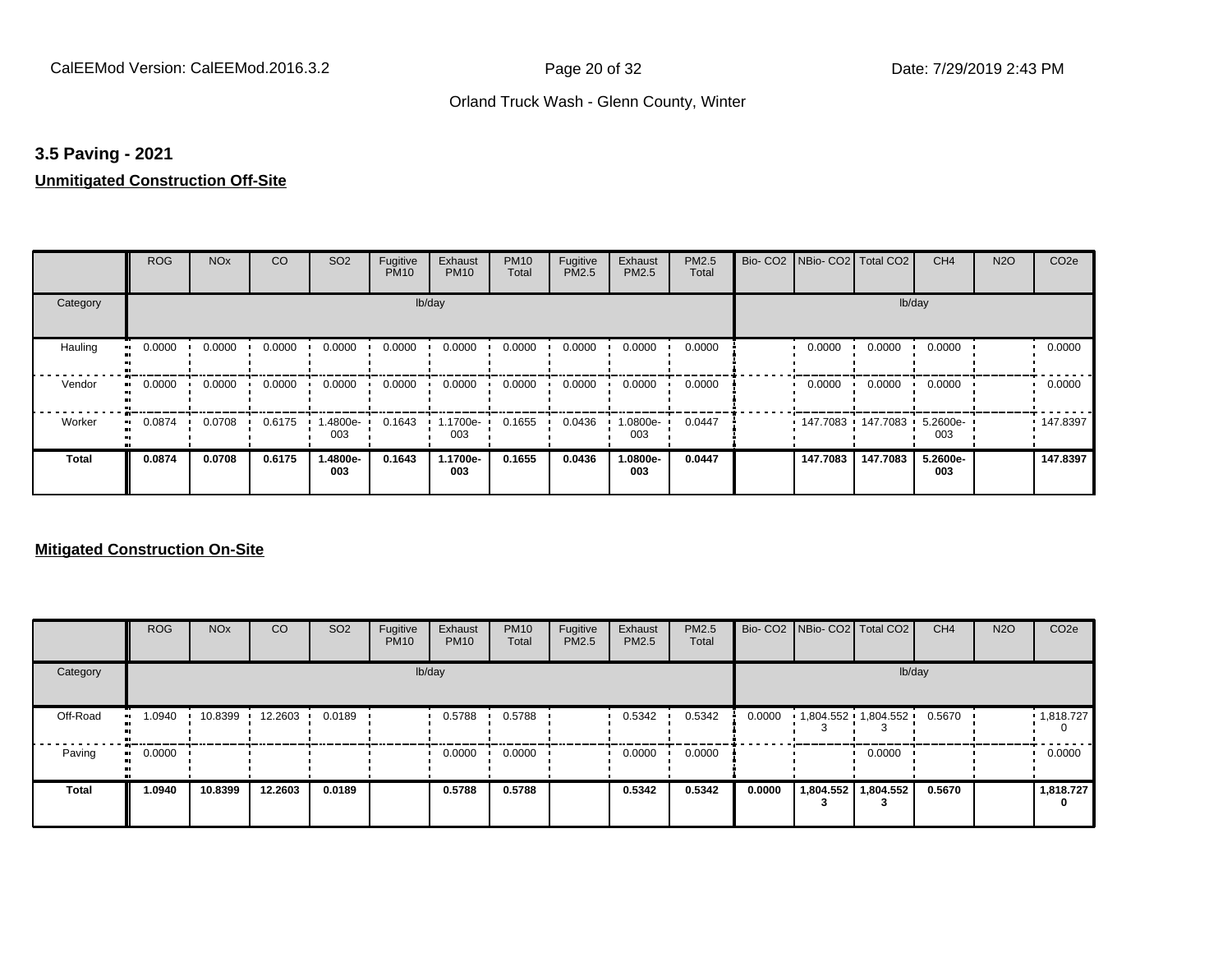### 3.5 Paving - 2021

**Unmitigated Construction Off-Site**

| | ROG | NOx | CO | SO2 | Fugitive PM10 | Exhaust PM10 | PM10 Total | Fugitive PM2.5 | Exhaust PM2.5 | PM2.5 Total | Bio- CO2 | NBio- CO2 | Total CO2 | CH4 | N2O | CO2e |
|---|---|---|---|---|---|---|---|---|---|---|---|---|---|---|---|---|
| Category | lb/day | | | | | | | | | | lb/day | | | | | |
| Hauling | 0.0000 | 0.0000 | 0.0000 | 0.0000 | 0.0000 | 0.0000 | 0.0000 | 0.0000 | 0.0000 | 0.0000 | | 0.0000 | 0.0000 | 0.0000 | | 0.0000 |
| Vendor | 0.0000 | 0.0000 | 0.0000 | 0.0000 | 0.0000 | 0.0000 | 0.0000 | 0.0000 | 0.0000 | 0.0000 | | 0.0000 | 0.0000 | 0.0000 | | 0.0000 |
| Worker | 0.0874 | 0.0708 | 0.6175 | 1.4800e-003 | 0.1643 | 1.1700e-003 | 0.1655 | 0.0436 | 1.0800e-003 | 0.0447 | | 147.7083 | 147.7083 | 5.2600e-003 | | 147.8397 |
| **Total** | **0.0874** | **0.0708** | **0.6175** | **1.4800e-003** | **0.1643** | **1.1700e-003** | **0.1655** | **0.0436** | **1.0800e-003** | **0.0447** | | **147.7083** | **147.7083** | **5.2600e-003** | | **147.8397** |

**Mitigated Construction On-Site**

| | ROG | NOx | CO | SO2 | Fugitive PM10 | Exhaust PM10 | PM10 Total | Fugitive PM2.5 | Exhaust PM2.5 | PM2.5 Total | Bio- CO2 | NBio- CO2 | Total CO2 | CH4 | N2O | CO2e |
|---|---|---|---|---|---|---|---|---|---|---|---|---|---|---|---|---|
| Category | lb/day | | | | | | | | | | lb/day | | | | | |
| Off-Road | 1.0940 | 10.8399 | 12.2603 | 0.0189 | | 0.5788 | 0.5788 | | 0.5342 | 0.5342 | 0.0000 | 1,804.5523 | 1,804.5523 | 0.5670 | | 1,818.7270 |
| Paving | 0.0000 | | | | | 0.0000 | 0.0000 | | 0.0000 | 0.0000 | | | 0.0000 | | | 0.0000 |
| **Total** | **1.0940** | **10.8399** | **12.2603** | **0.0189** | | **0.5788** | **0.5788** | | **0.5342** | **0.5342** | **0.0000** | **1,804.5523** | **1,804.5523** | **0.5670** | | **1,818.7270** |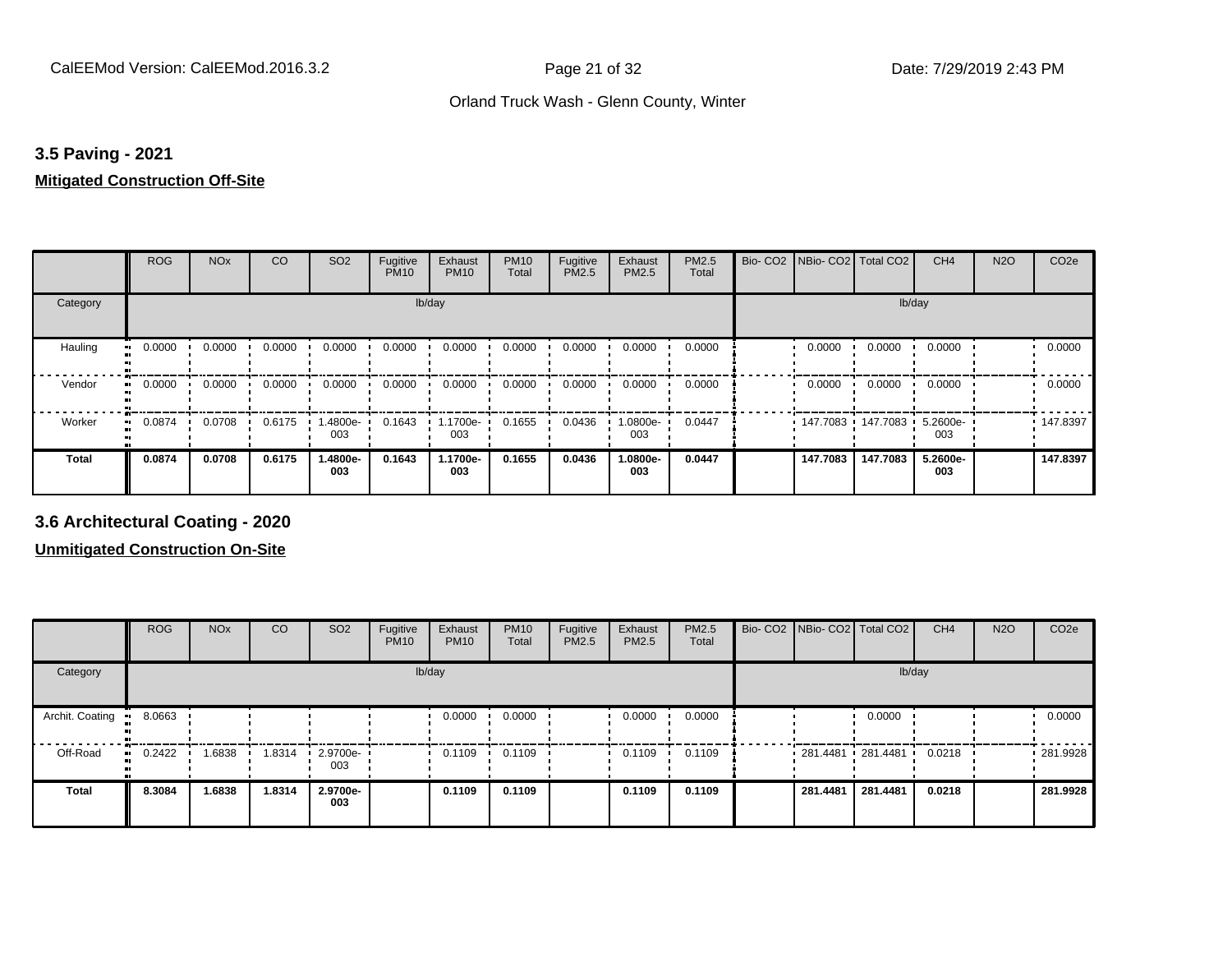## 3.5 Paving - 2021

**Mitigated Construction Off-Site**

| | ROG | NOx | CO | SO2 | Fugitive PM10 | Exhaust PM10 | PM10 Total | Fugitive PM2.5 | Exhaust PM2.5 | PM2.5 Total | Bio- CO2 | NBio- CO2 | Total CO2 | CH4 | N2O | CO2e |
|---|---|---|---|---|---|---|---|---|---|---|---|---|---|---|---|---|
| Category | lb/day | | | | | | | | | | lb/day | | | | | |
| Hauling | 0.0000 | 0.0000 | 0.0000 | 0.0000 | 0.0000 | 0.0000 | 0.0000 | 0.0000 | 0.0000 | 0.0000 | | 0.0000 | 0.0000 | 0.0000 | | 0.0000 |
| Vendor | 0.0000 | 0.0000 | 0.0000 | 0.0000 | 0.0000 | 0.0000 | 0.0000 | 0.0000 | 0.0000 | 0.0000 | | 0.0000 | 0.0000 | 0.0000 | | 0.0000 |
| Worker | 0.0874 | 0.0708 | 0.6175 | 1.4800e-003 | 0.1643 | 1.1700e-003 | 0.1655 | 0.0436 | 1.0800e-003 | 0.0447 | | 147.7083 | 147.7083 | 5.2600e-003 | | 147.8397 |
| **Total** | **0.0874** | **0.0708** | **0.6175** | **1.4800e-003** | **0.1643** | **1.1700e-003** | **0.1655** | **0.0436** | **1.0800e-003** | **0.0447** | | **147.7083** | **147.7083** | **5.2600e-003** | | **147.8397** |

## 3.6 Architectural Coating - 2020

**Unmitigated Construction On-Site**

| | ROG | NOx | CO | SO2 | Fugitive PM10 | Exhaust PM10 | PM10 Total | Fugitive PM2.5 | Exhaust PM2.5 | PM2.5 Total | Bio- CO2 | NBio- CO2 | Total CO2 | CH4 | N2O | CO2e |
|---|---|---|---|---|---|---|---|---|---|---|---|---|---|---|---|---|
| Category | lb/day | | | | | | | | | | lb/day | | | | | |
| Archit. Coating | 8.0663 | | | | | 0.0000 | 0.0000 | | 0.0000 | 0.0000 | | | 0.0000 | | | 0.0000 |
| Off-Road | 0.2422 | 1.6838 | 1.8314 | 2.9700e-003 | | 0.1109 | 0.1109 | | 0.1109 | 0.1109 | | 281.4481 | 281.4481 | 0.0218 | | 281.9928 |
| **Total** | **8.3084** | **1.6838** | **1.8314** | **2.9700e-003** | | **0.1109** | **0.1109** | | **0.1109** | **0.1109** | | **281.4481** | **281.4481** | **0.0218** | | **281.9928** |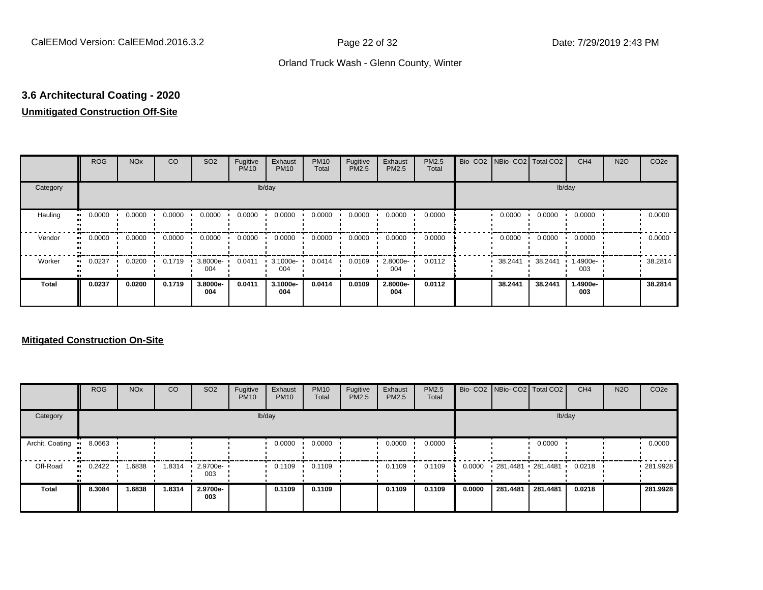### 3.6 Architectural Coating - 2020

**Unmitigated Construction Off-Site**

| | ROG | NOx | CO | SO2 | Fugitive PM10 | Exhaust PM10 | PM10 Total | Fugitive PM2.5 | Exhaust PM2.5 | PM2.5 Total | Bio- CO2 | NBio- CO2 | Total CO2 | CH4 | N2O | CO2e |
|---|---|---|---|---|---|---|---|---|---|---|---|---|---|---|---|---|
| Category | | | | | lb/day | | | | | | | | | lb/day | | |
| Hauling | 0.0000 | 0.0000 | 0.0000 | 0.0000 | 0.0000 | 0.0000 | 0.0000 | 0.0000 | 0.0000 | 0.0000 | | 0.0000 | 0.0000 | 0.0000 | | 0.0000 |
| Vendor | 0.0000 | 0.0000 | 0.0000 | 0.0000 | 0.0000 | 0.0000 | 0.0000 | 0.0000 | 0.0000 | 0.0000 | | 0.0000 | 0.0000 | 0.0000 | | 0.0000 |
| Worker | 0.0237 | 0.0200 | 0.1719 | 3.8000e-004 | 0.0411 | 3.1000e-004 | 0.0414 | 0.0109 | 2.8000e-004 | 0.0112 | | 38.2441 | 38.2441 | 1.4900e-003 | | 38.2814 |
| **Total** | **0.0237** | **0.0200** | **0.1719** | **3.8000e-004** | **0.0411** | **3.1000e-004** | **0.0414** | **0.0109** | **2.8000e-004** | **0.0112** | | **38.2441** | **38.2441** | **1.4900e-003** | | **38.2814** |

**Mitigated Construction On-Site**

| | ROG | NOx | CO | SO2 | Fugitive PM10 | Exhaust PM10 | PM10 Total | Fugitive PM2.5 | Exhaust PM2.5 | PM2.5 Total | Bio- CO2 | NBio- CO2 | Total CO2 | CH4 | N2O | CO2e |
|---|---|---|---|---|---|---|---|---|---|---|---|---|---|---|---|---|
| Category | | | | | lb/day | | | | | | | | | lb/day | | |
| Archit. Coating | 8.0663 | | | | | 0.0000 | 0.0000 | | 0.0000 | 0.0000 | | | 0.0000 | | | 0.0000 |
| Off-Road | 0.2422 | 1.6838 | 1.8314 | 2.9700e-003 | | 0.1109 | 0.1109 | | 0.1109 | 0.1109 | 0.0000 | 281.4481 | 281.4481 | 0.0218 | | 281.9928 |
| **Total** | **8.3084** | **1.6838** | **1.8314** | **2.9700e-003** | | **0.1109** | **0.1109** | | **0.1109** | **0.1109** | **0.0000** | **281.4481** | **281.4481** | **0.0218** | | **281.9928** |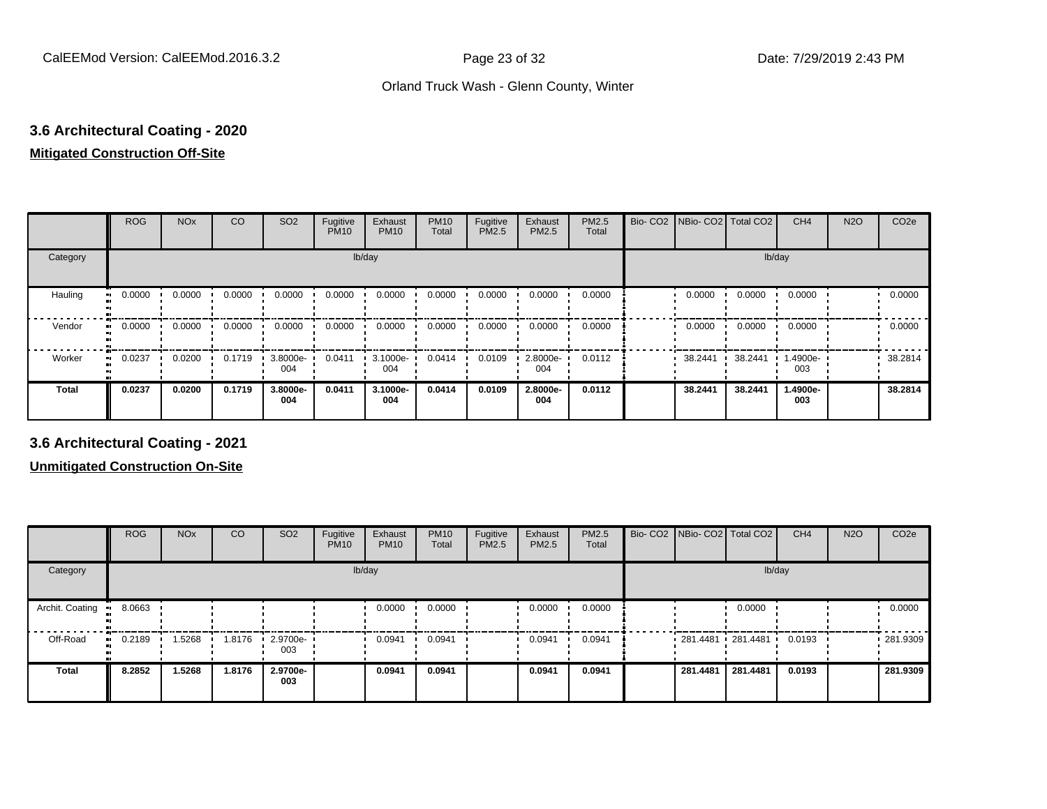## 3.6 Architectural Coating - 2020

**Mitigated Construction Off-Site**

| | ROG | NOx | CO | SO2 | Fugitive PM10 | Exhaust PM10 | PM10 Total | Fugitive PM2.5 | Exhaust PM2.5 | PM2.5 Total | Bio- CO2 | NBio- CO2 | Total CO2 | CH4 | N2O | CO2e |
|---|---|---|---|---|---|---|---|---|---|---|---|---|---|---|---|---|
| Category | lb/day | | | | | | | | | | lb/day | | | | | |
| Hauling | 0.0000 | 0.0000 | 0.0000 | 0.0000 | 0.0000 | 0.0000 | 0.0000 | 0.0000 | 0.0000 | 0.0000 | | 0.0000 | 0.0000 | 0.0000 | | 0.0000 |
| Vendor | 0.0000 | 0.0000 | 0.0000 | 0.0000 | 0.0000 | 0.0000 | 0.0000 | 0.0000 | 0.0000 | 0.0000 | | 0.0000 | 0.0000 | 0.0000 | | 0.0000 |
| Worker | 0.0237 | 0.0200 | 0.1719 | 3.8000e-004 | 0.0411 | 3.1000e-004 | 0.0414 | 0.0109 | 2.8000e-004 | 0.0112 | | 38.2441 | 38.2441 | 1.4900e-003 | | 38.2814 |
| **Total** | **0.0237** | **0.0200** | **0.1719** | **3.8000e-004** | **0.0411** | **3.1000e-004** | **0.0414** | **0.0109** | **2.8000e-004** | **0.0112** | | **38.2441** | **38.2441** | **1.4900e-003** | | **38.2814** |

## 3.6 Architectural Coating - 2021

**Unmitigated Construction On-Site**

| | ROG | NOx | CO | SO2 | Fugitive PM10 | Exhaust PM10 | PM10 Total | Fugitive PM2.5 | Exhaust PM2.5 | PM2.5 Total | Bio- CO2 | NBio- CO2 | Total CO2 | CH4 | N2O | CO2e |
|---|---|---|---|---|---|---|---|---|---|---|---|---|---|---|---|---|
| Category | lb/day | | | | | | | | | | lb/day | | | | | |
| Archit. Coating | 8.0663 | | | | | 0.0000 | 0.0000 | | 0.0000 | 0.0000 | | | 0.0000 | | | 0.0000 |
| Off-Road | 0.2189 | 1.5268 | 1.8176 | 2.9700e-003 | | 0.0941 | 0.0941 | | 0.0941 | 0.0941 | | 281.4481 | 281.4481 | 0.0193 | | 281.9309 |
| **Total** | **8.2852** | **1.5268** | **1.8176** | **2.9700e-003** | | **0.0941** | **0.0941** | | **0.0941** | **0.0941** | | **281.4481** | **281.4481** | **0.0193** | | **281.9309** |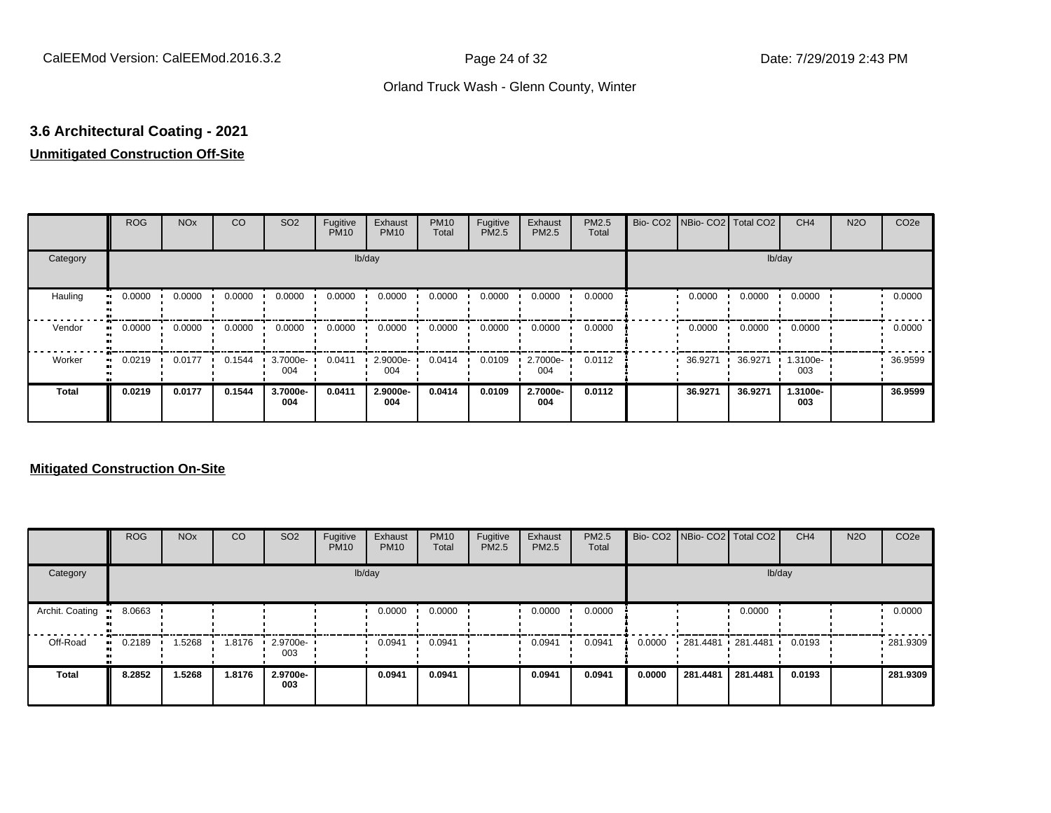## 3.6 Architectural Coating - 2021

**Unmitigated Construction Off-Site**

| | ROG | NOx | CO | SO2 | Fugitive PM10 | Exhaust PM10 | PM10 Total | Fugitive PM2.5 | Exhaust PM2.5 | PM2.5 Total | Bio- CO2 | NBio- CO2 | Total CO2 | CH4 | N2O | CO2e |
|---|---|---|---|---|---|---|---|---|---|---|---|---|---|---|---|---|
| Category | lb/day | | | | | | | | | | lb/day | | | | | |
| Hauling | 0.0000 | 0.0000 | 0.0000 | 0.0000 | 0.0000 | 0.0000 | 0.0000 | 0.0000 | 0.0000 | 0.0000 | | 0.0000 | 0.0000 | 0.0000 | | 0.0000 |
| Vendor | 0.0000 | 0.0000 | 0.0000 | 0.0000 | 0.0000 | 0.0000 | 0.0000 | 0.0000 | 0.0000 | 0.0000 | | 0.0000 | 0.0000 | 0.0000 | | 0.0000 |
| Worker | 0.0219 | 0.0177 | 0.1544 | 3.7000e-004 | 0.0411 | 2.9000e-004 | 0.0414 | 0.0109 | 2.7000e-004 | 0.0112 | | 36.9271 | 36.9271 | 1.3100e-003 | | 36.9599 |
| **Total** | **0.0219** | **0.0177** | **0.1544** | **3.7000e-004** | **0.0411** | **2.9000e-004** | **0.0414** | **0.0109** | **2.7000e-004** | **0.0112** | | **36.9271** | **36.9271** | **1.3100e-003** | | **36.9599** |

**Mitigated Construction On-Site**

| | ROG | NOx | CO | SO2 | Fugitive PM10 | Exhaust PM10 | PM10 Total | Fugitive PM2.5 | Exhaust PM2.5 | PM2.5 Total | Bio- CO2 | NBio- CO2 | Total CO2 | CH4 | N2O | CO2e |
|---|---|---|---|---|---|---|---|---|---|---|---|---|---|---|---|---|
| Category | lb/day | | | | | | | | | | lb/day | | | | | |
| Archit. Coating | 8.0663 | | | | | 0.0000 | 0.0000 | | 0.0000 | 0.0000 | | | 0.0000 | | | 0.0000 |
| Off-Road | 0.2189 | 1.5268 | 1.8176 | 2.9700e-003 | | 0.0941 | 0.0941 | | 0.0941 | 0.0941 | 0.0000 | 281.4481 | 281.4481 | 0.0193 | | 281.9309 |
| **Total** | **8.2852** | **1.5268** | **1.8176** | **2.9700e-003** | | **0.0941** | **0.0941** | | **0.0941** | **0.0941** | **0.0000** | **281.4481** | **281.4481** | **0.0193** | | **281.9309** |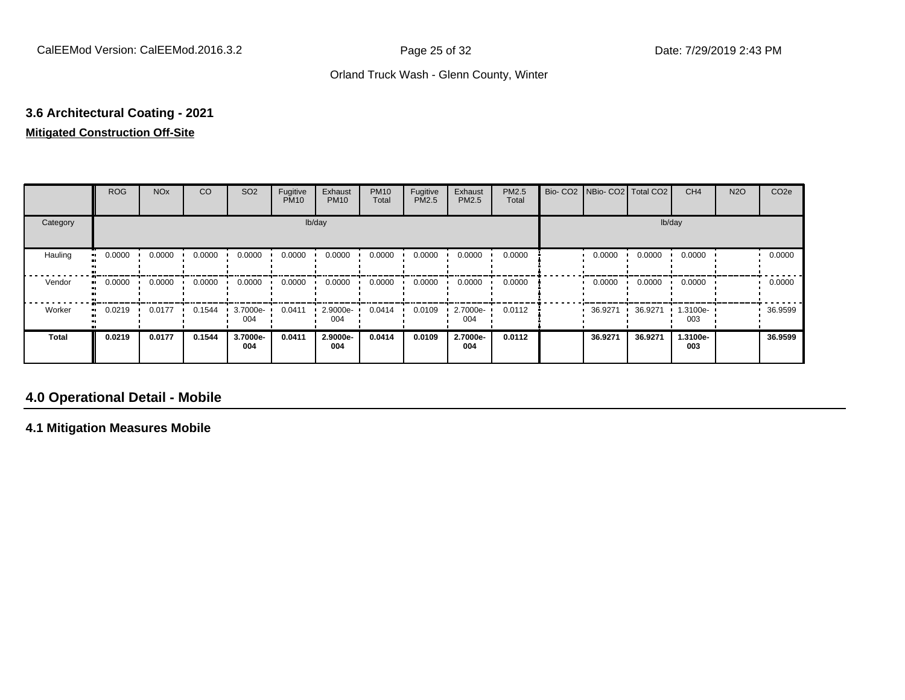### 3.6 Architectural Coating - 2021

**Mitigated Construction Off-Site**

| | ROG | NOx | CO | SO2 | Fugitive PM10 | Exhaust PM10 | PM10 Total | Fugitive PM2.5 | Exhaust PM2.5 | PM2.5 Total | Bio- CO2 | NBio- CO2 | Total CO2 | CH4 | N2O | CO2e |
|---|---|---|---|---|---|---|---|---|---|---|---|---|---|---|---|---|
| Category | lb/day | | | | | | | | | | lb/day | | | | | |
| Hauling | 0.0000 | 0.0000 | 0.0000 | 0.0000 | 0.0000 | 0.0000 | 0.0000 | 0.0000 | 0.0000 | 0.0000 | | 0.0000 | 0.0000 | 0.0000 | | 0.0000 |
| Vendor | 0.0000 | 0.0000 | 0.0000 | 0.0000 | 0.0000 | 0.0000 | 0.0000 | 0.0000 | 0.0000 | 0.0000 | | 0.0000 | 0.0000 | 0.0000 | | 0.0000 |
| Worker | 0.0219 | 0.0177 | 0.1544 | 3.7000e-004 | 0.0411 | 2.9000e-004 | 0.0414 | 0.0109 | 2.7000e-004 | 0.0112 | | 36.9271 | 36.9271 | 1.3100e-003 | | 36.9599 |
| **Total** | **0.0219** | **0.0177** | **0.1544** | **3.7000e-004** | **0.0411** | **2.9000e-004** | **0.0414** | **0.0109** | **2.7000e-004** | **0.0112** | | **36.9271** | **36.9271** | **1.3100e-003** | | **36.9599** |

## 4.0 Operational Detail - Mobile

### 4.1 Mitigation Measures Mobile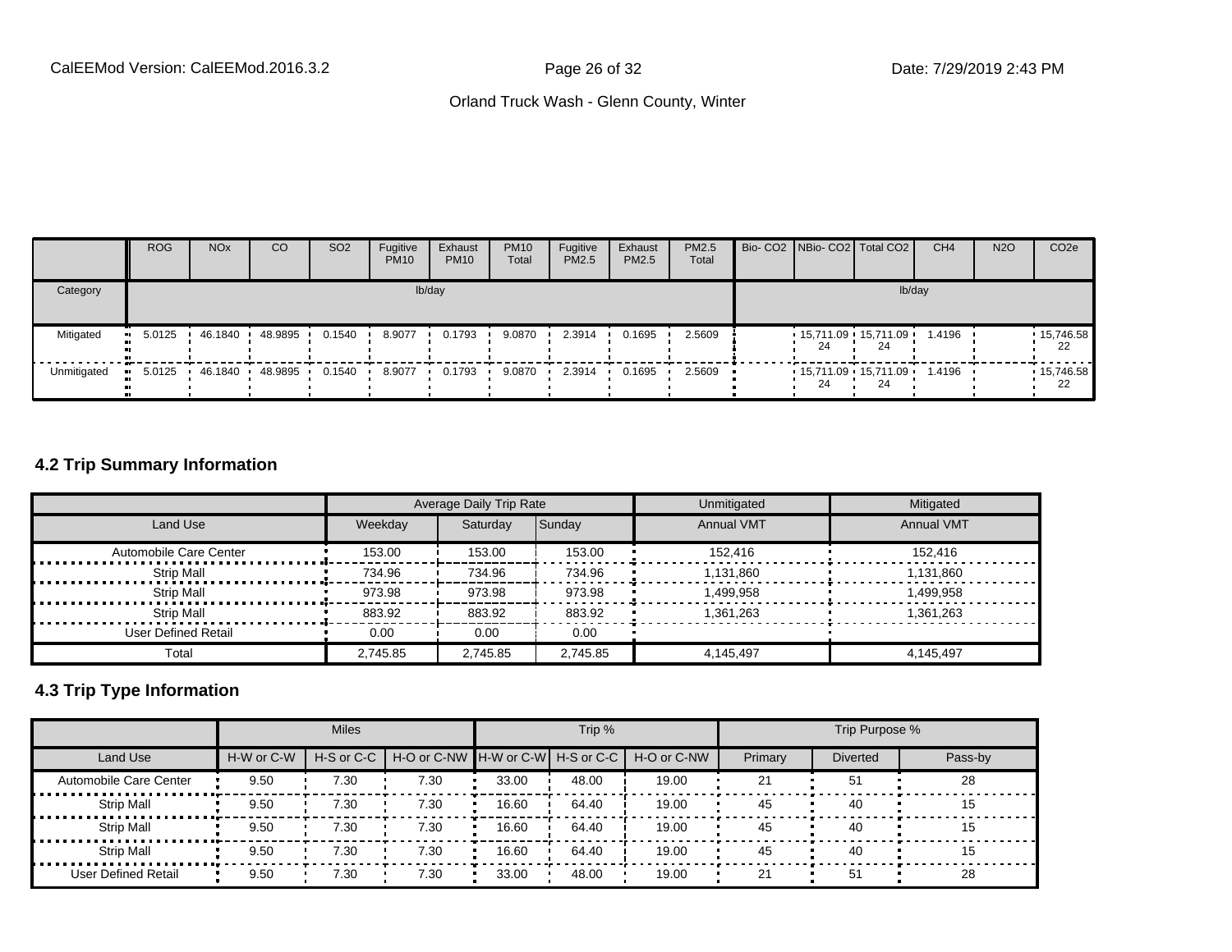| | ROG | NOx | CO | SO2 | Fugitive PM10 | Exhaust PM10 | PM10 Total | Fugitive PM2.5 | Exhaust PM2.5 | PM2.5 Total | Bio- CO2 | NBio- CO2 | Total CO2 | CH4 | N2O | CO2e |
|---|---|---|---|---|---|---|---|---|---|---|---|---|---|---|---|---|
| Category | lb/day | | | | | | | | | | lb/day | | | | | |
| Mitigated | 5.0125 | 46.1840 | 48.9895 | 0.1540 | 8.9077 | 0.1793 | 9.0870 | 2.3914 | 0.1695 | 2.5609 | | 15,711.0924 | 15,711.0924 | 1.4196 | | 15,746.5822 |
| Unmitigated | 5.0125 | 46.1840 | 48.9895 | 0.1540 | 8.9077 | 0.1793 | 9.0870 | 2.3914 | 0.1695 | 2.5609 | | 15,711.0924 | 15,711.0924 | 1.4196 | | 15,746.5822 |

## 4.2 Trip Summary Information

| | Average Daily Trip Rate | | | Unmitigated | Mitigated |
|---|---|---|---|---|---|
| Land Use | Weekday | Saturday | Sunday | Annual VMT | Annual VMT |
| Automobile Care Center | 153.00 | 153.00 | 153.00 | 152,416 | 152,416 |
| Strip Mall | 734.96 | 734.96 | 734.96 | 1,131,860 | 1,131,860 |
| Strip Mall | 973.98 | 973.98 | 973.98 | 1,499,958 | 1,499,958 |
| Strip Mall | 883.92 | 883.92 | 883.92 | 1,361,263 | 1,361,263 |
| User Defined Retail | 0.00 | 0.00 | 0.00 | | |
| Total | 2,745.85 | 2,745.85 | 2,745.85 | 4,145,497 | 4,145,497 |

## 4.3 Trip Type Information

| | Miles | | | Trip % | | | Trip Purpose % | | |
|---|---|---|---|---|---|---|---|---|---|
| Land Use | H-W or C-W | H-S or C-C | H-O or C-NW | H-W or C-W | H-S or C-C | H-O or C-NW | Primary | Diverted | Pass-by |
| Automobile Care Center | 9.50 | 7.30 | 7.30 | 33.00 | 48.00 | 19.00 | 21 | 51 | 28 |
| Strip Mall | 9.50 | 7.30 | 7.30 | 16.60 | 64.40 | 19.00 | 45 | 40 | 15 |
| Strip Mall | 9.50 | 7.30 | 7.30 | 16.60 | 64.40 | 19.00 | 45 | 40 | 15 |
| Strip Mall | 9.50 | 7.30 | 7.30 | 16.60 | 64.40 | 19.00 | 45 | 40 | 15 |
| User Defined Retail | 9.50 | 7.30 | 7.30 | 33.00 | 48.00 | 19.00 | 21 | 51 | 28 |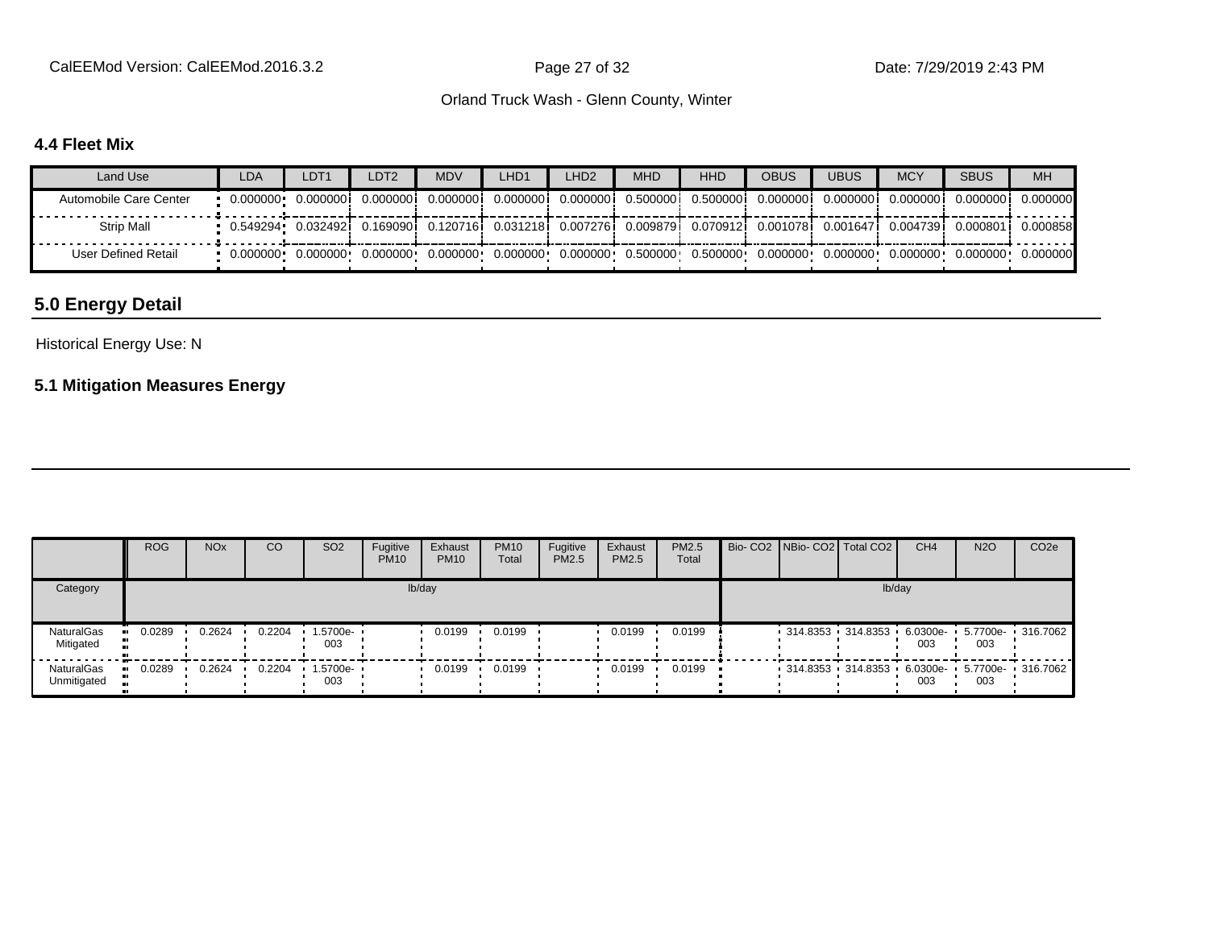### 4.4 Fleet Mix

| Land Use | LDA | LDT1 | LDT2 | MDV | LHD1 | LHD2 | MHD | HHD | OBUS | UBUS | MCY | SBUS | MH |
|---|---|---|---|---|---|---|---|---|---|---|---|---|---|
| Automobile Care Center | 0.000000 | 0.000000 | 0.000000 | 0.000000 | 0.000000 | 0.000000 | 0.500000 | 0.500000 | 0.000000 | 0.000000 | 0.000000 | 0.000000 | 0.000000 |
| Strip Mall | 0.549294 | 0.032492 | 0.169090 | 0.120716 | 0.031218 | 0.007276 | 0.009879 | 0.070912 | 0.001078 | 0.001647 | 0.004739 | 0.000801 | 0.000858 |
| User Defined Retail | 0.000000 | 0.000000 | 0.000000 | 0.000000 | 0.000000 | 0.000000 | 0.500000 | 0.500000 | 0.000000 | 0.000000 | 0.000000 | 0.000000 | 0.000000 |

## 5.0 Energy Detail

Historical Energy Use: N

### 5.1 Mitigation Measures Energy

| | ROG | NOx | CO | SO2 | Fugitive PM10 | Exhaust PM10 | PM10 Total | Fugitive PM2.5 | Exhaust PM2.5 | PM2.5 Total | Bio- CO2 | NBio- CO2 | Total CO2 | CH4 | N2O | CO2e |
|---|---|---|---|---|---|---|---|---|---|---|---|---|---|---|---|---|
| Category | lb/day | | | | | | | | | | lb/day | | | | | |
| NaturalGas Mitigated | 0.0289 | 0.2624 | 0.2204 | 1.5700e-003 | | 0.0199 | 0.0199 | | 0.0199 | 0.0199 | | 314.8353 | 314.8353 | 6.0300e-003 | 5.7700e-003 | 316.7062 |
| NaturalGas Unmitigated | 0.0289 | 0.2624 | 0.2204 | 1.5700e-003 | | 0.0199 | 0.0199 | | 0.0199 | 0.0199 | | 314.8353 | 314.8353 | 6.0300e-003 | 5.7700e-003 | 316.7062 |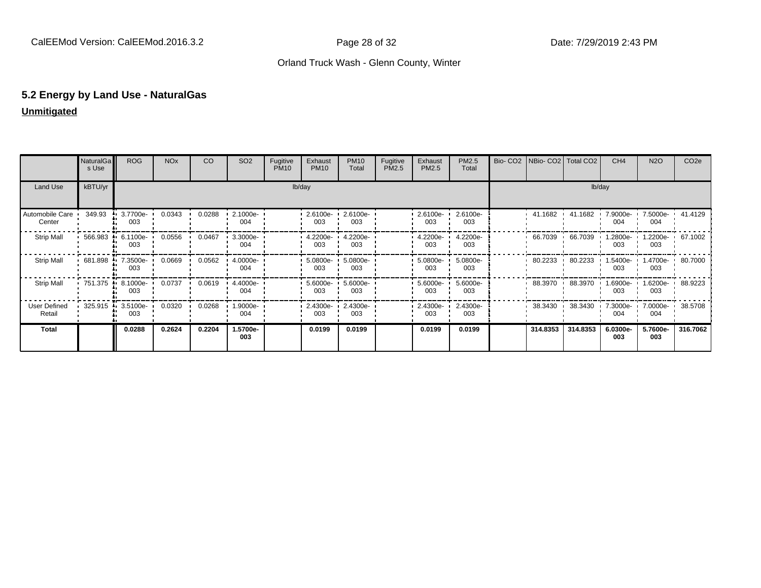Orland Truck Wash - Glenn County, Winter

## 5.2 Energy by Land Use - NaturalGas

**Unmitigated**

| | NaturalGas Use | ROG | NOx | CO | SO2 | Fugitive PM10 | Exhaust PM10 | PM10 Total | Fugitive PM2.5 | Exhaust PM2.5 | PM2.5 Total | Bio- CO2 | NBio- CO2 | Total CO2 | CH4 | N2O | CO2e |
|---|---|---|---|---|---|---|---|---|---|---|---|---|---|---|---|---|---|
| Land Use | kBTU/yr | lb/day | | | | | | | | | | lb/day | | | | | |
| Automobile Care Center | 349.93 | 3.7700e-003 | 0.0343 | 0.0288 | 2.1000e-004 | | 2.6100e-003 | 2.6100e-003 | | 2.6100e-003 | 2.6100e-003 | | 41.1682 | 41.1682 | 7.9000e-004 | 7.5000e-004 | 41.4129 |
| Strip Mall | 566.983 | 6.1100e-003 | 0.0556 | 0.0467 | 3.3000e-004 | | 4.2200e-003 | 4.2200e-003 | | 4.2200e-003 | 4.2200e-003 | | 66.7039 | 66.7039 | 1.2800e-003 | 1.2200e-003 | 67.1002 |
| Strip Mall | 681.898 | 7.3500e-003 | 0.0669 | 0.0562 | 4.0000e-004 | | 5.0800e-003 | 5.0800e-003 | | 5.0800e-003 | 5.0800e-003 | | 80.2233 | 80.2233 | 1.5400e-003 | 1.4700e-003 | 80.7000 |
| Strip Mall | 751.375 | 8.1000e-003 | 0.0737 | 0.0619 | 4.4000e-004 | | 5.6000e-003 | 5.6000e-003 | | 5.6000e-003 | 5.6000e-003 | | 88.3970 | 88.3970 | 1.6900e-003 | 1.6200e-003 | 88.9223 |
| User Defined Retail | 325.915 | 3.5100e-003 | 0.0320 | 0.0268 | 1.9000e-004 | | 2.4300e-003 | 2.4300e-003 | | 2.4300e-003 | 2.4300e-003 | | 38.3430 | 38.3430 | 7.3000e-004 | 7.0000e-004 | 38.5708 |
| **Total** | | **0.0288** | **0.2624** | **0.2204** | **1.5700e-003** | | **0.0199** | **0.0199** | | **0.0199** | **0.0199** | | **314.8353** | **314.8353** | **6.0300e-003** | **5.7600e-003** | **316.7062** |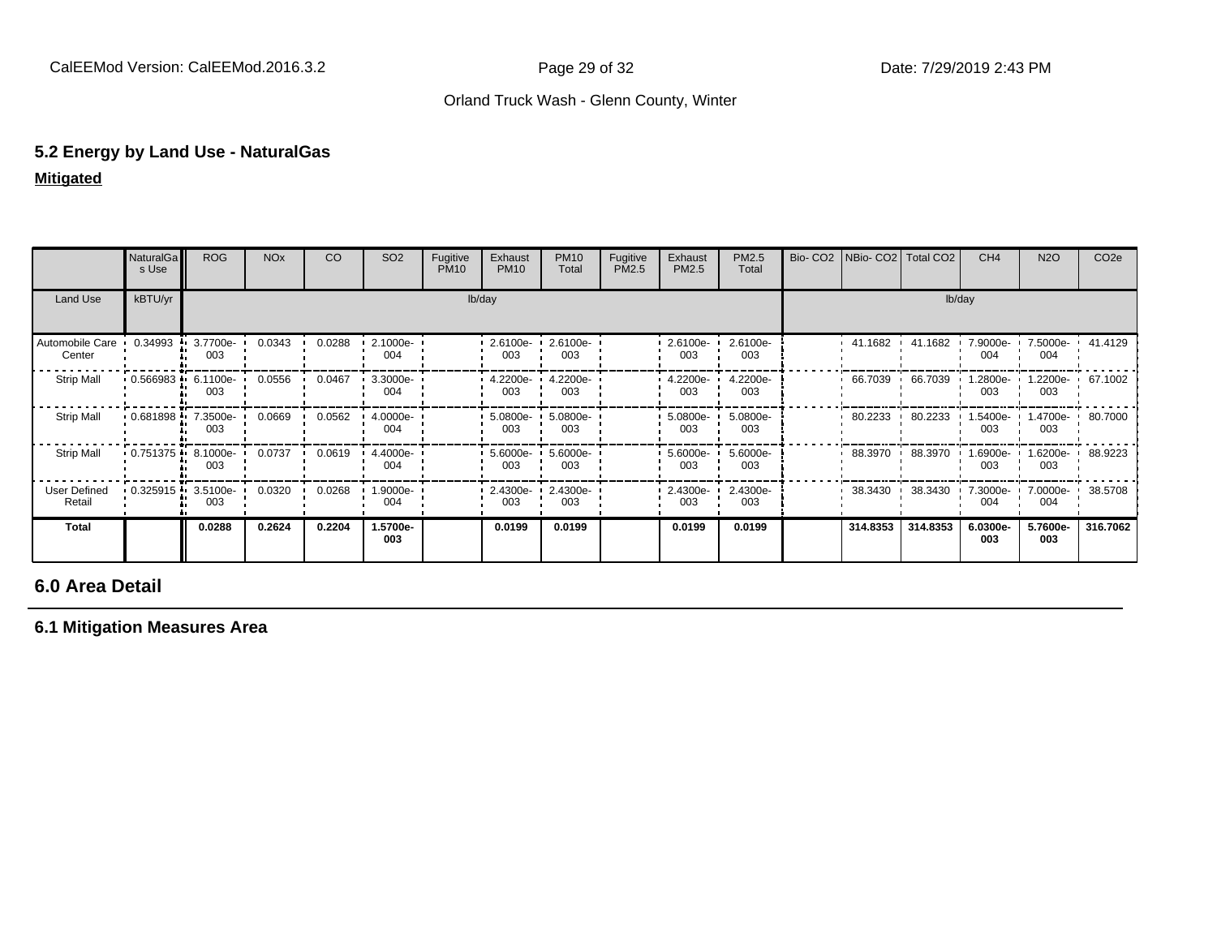## 5.2 Energy by Land Use - NaturalGas

**Mitigated**

| | NaturalGas Use | ROG | NOx | CO | SO2 | Fugitive PM10 | Exhaust PM10 | PM10 Total | Fugitive PM2.5 | Exhaust PM2.5 | PM2.5 Total | Bio- CO2 | NBio- CO2 | Total CO2 | CH4 | N2O | CO2e |
|---|---|---|---|---|---|---|---|---|---|---|---|---|---|---|---|---|---|
| Land Use | kBTU/yr | lb/day | | | | | | | | | | lb/day | | | | | |
| Automobile Care Center | 0.34993 | 3.7700e-003 | 0.0343 | 0.0288 | 2.1000e-004 | | 2.6100e-003 | 2.6100e-003 | | 2.6100e-003 | 2.6100e-003 | | 41.1682 | 41.1682 | 7.9000e-004 | 7.5000e-004 | 41.4129 |
| Strip Mall | 0.566983 | 6.1100e-003 | 0.0556 | 0.0467 | 3.3000e-004 | | 4.2200e-003 | 4.2200e-003 | | 4.2200e-003 | 4.2200e-003 | | 66.7039 | 66.7039 | 1.2800e-003 | 1.2200e-003 | 67.1002 |
| Strip Mall | 0.681898 | 7.3500e-003 | 0.0669 | 0.0562 | 4.0000e-004 | | 5.0800e-003 | 5.0800e-003 | | 5.0800e-003 | 5.0800e-003 | | 80.2233 | 80.2233 | 1.5400e-003 | 1.4700e-003 | 80.7000 |
| Strip Mall | 0.751375 | 8.1000e-003 | 0.0737 | 0.0619 | 4.4000e-004 | | 5.6000e-003 | 5.6000e-003 | | 5.6000e-003 | 5.6000e-003 | | 88.3970 | 88.3970 | 1.6900e-003 | 1.6200e-003 | 88.9223 |
| User Defined Retail | 0.325915 | 3.5100e-003 | 0.0320 | 0.0268 | 1.9000e-004 | | 2.4300e-003 | 2.4300e-003 | | 2.4300e-003 | 2.4300e-003 | | 38.3430 | 38.3430 | 7.3000e-004 | 7.0000e-004 | 38.5708 |
| **Total** | | **0.0288** | **0.2624** | **0.2204** | **1.5700e-003** | | **0.0199** | **0.0199** | | **0.0199** | **0.0199** | | **314.8353** | **314.8353** | **6.0300e-003** | **5.7600e-003** | **316.7062** |

## 6.0 Area Detail

### 6.1 Mitigation Measures Area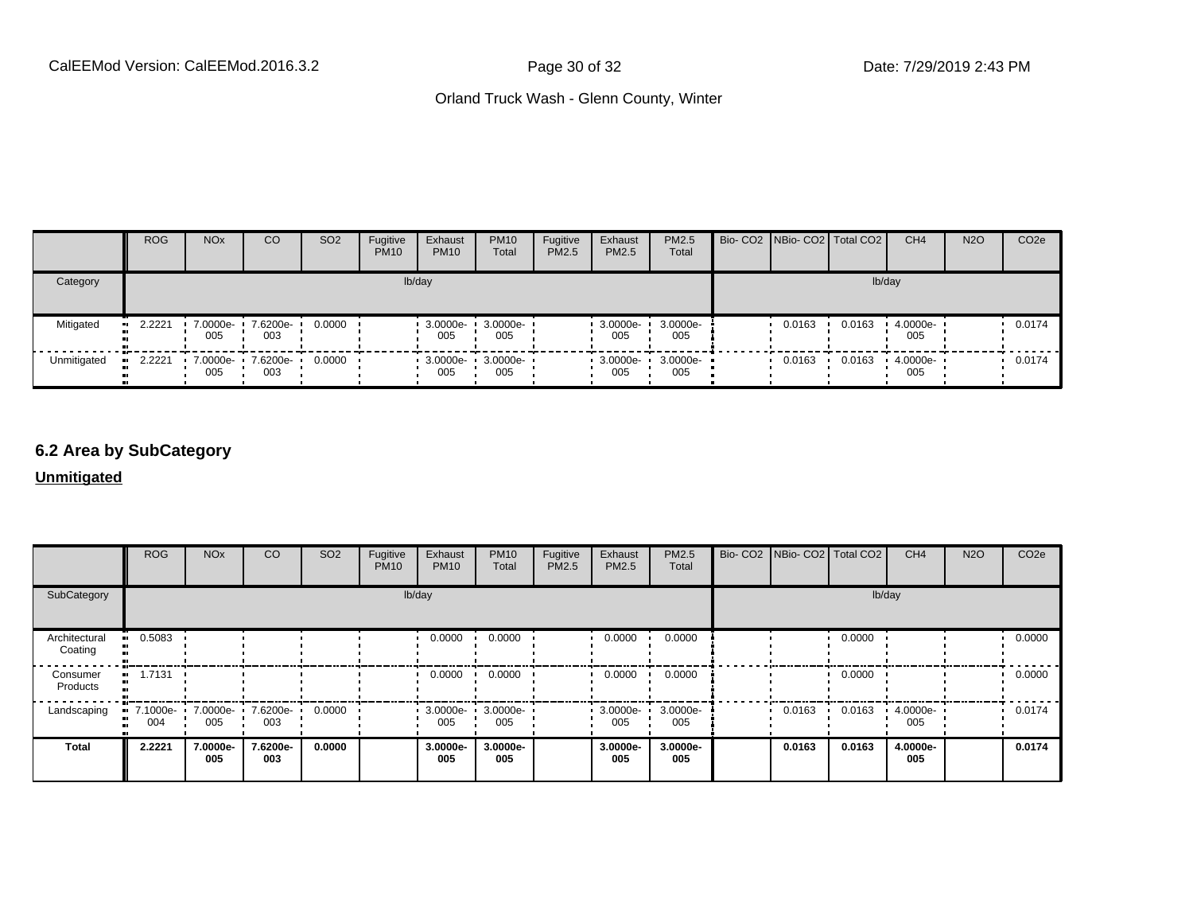| | ROG | NOx | CO | SO2 | Fugitive PM10 | Exhaust PM10 | PM10 Total | Fugitive PM2.5 | Exhaust PM2.5 | PM2.5 Total | Bio- CO2 | NBio- CO2 | Total CO2 | CH4 | N2O | CO2e |
|---|---|---|---|---|---|---|---|---|---|---|---|---|---|---|---|---|
| Category | lb/day | | | | | | | | | | lb/day | | | | | |
| Mitigated | 2.2221 | 7.0000e-005 | 7.6200e-003 | 0.0000 | | 3.0000e-005 | 3.0000e-005 | | 3.0000e-005 | 3.0000e-005 | | 0.0163 | 0.0163 | 4.0000e-005 | | 0.0174 |
| Unmitigated | 2.2221 | 7.0000e-005 | 7.6200e-003 | 0.0000 | | 3.0000e-005 | 3.0000e-005 | | 3.0000e-005 | 3.0000e-005 | | 0.0163 | 0.0163 | 4.0000e-005 | | 0.0174 |

## 6.2 Area by SubCategory

**Unmitigated**

| | ROG | NOx | CO | SO2 | Fugitive PM10 | Exhaust PM10 | PM10 Total | Fugitive PM2.5 | Exhaust PM2.5 | PM2.5 Total | Bio- CO2 | NBio- CO2 | Total CO2 | CH4 | N2O | CO2e |
|---|---|---|---|---|---|---|---|---|---|---|---|---|---|---|---|---|
| SubCategory | lb/day | | | | | | | | | | lb/day | | | | | |
| Architectural Coating | 0.5083 | | | | | 0.0000 | 0.0000 | | 0.0000 | 0.0000 | | | 0.0000 | | | 0.0000 |
| Consumer Products | 1.7131 | | | | | 0.0000 | 0.0000 | | 0.0000 | 0.0000 | | | 0.0000 | | | 0.0000 |
| Landscaping | 7.1000e-004 | 7.0000e-005 | 7.6200e-003 | 0.0000 | | 3.0000e-005 | 3.0000e-005 | | 3.0000e-005 | 3.0000e-005 | | 0.0163 | 0.0163 | 4.0000e-005 | | 0.0174 |
| **Total** | **2.2221** | **7.0000e-005** | **7.6200e-003** | **0.0000** | | **3.0000e-005** | **3.0000e-005** | | **3.0000e-005** | **3.0000e-005** | | **0.0163** | **0.0163** | **4.0000e-005** | | **0.0174** |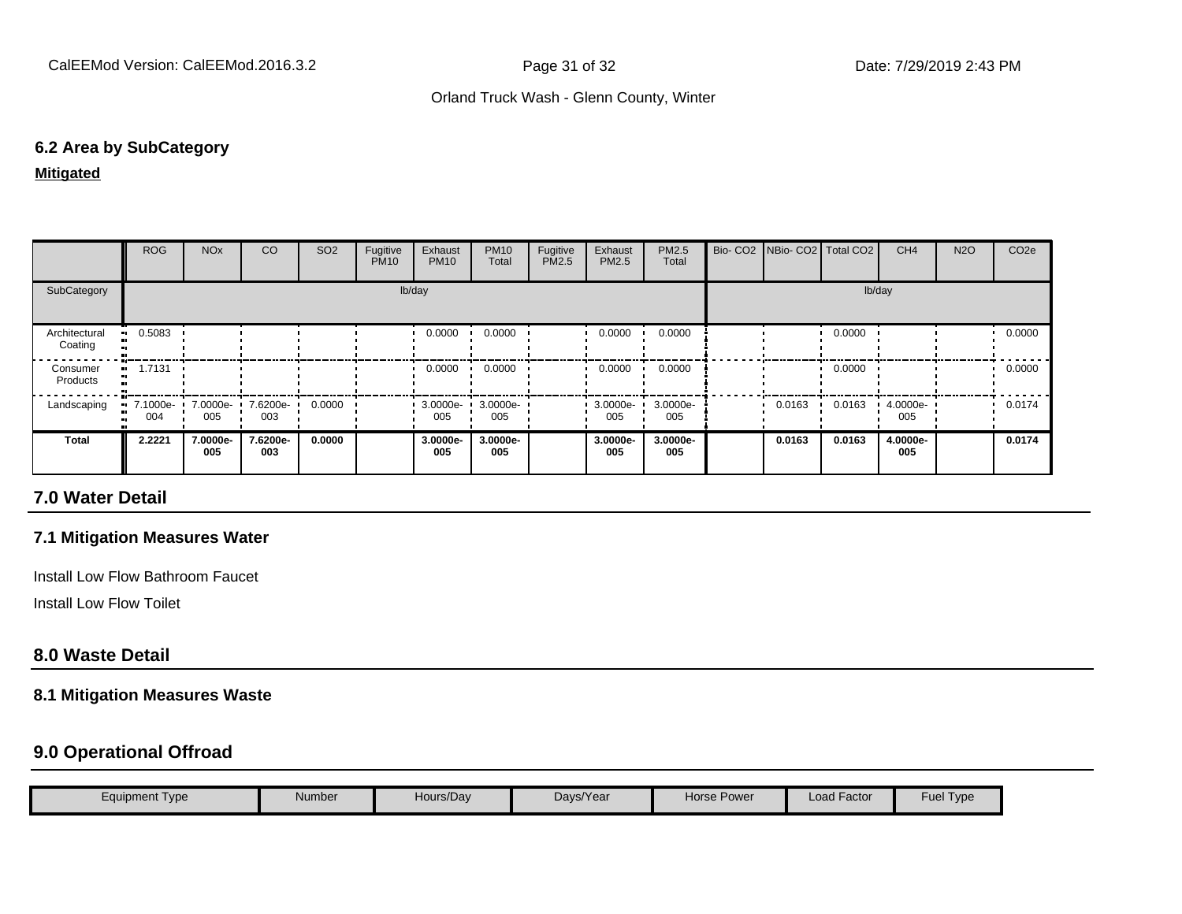### 6.2 Area by SubCategory

**Mitigated**

| | ROG | NOx | CO | SO2 | Fugitive PM10 | Exhaust PM10 | PM10 Total | Fugitive PM2.5 | Exhaust PM2.5 | PM2.5 Total | Bio- CO2 | NBio- CO2 | Total CO2 | CH4 | N2O | CO2e |
|---|---|---|---|---|---|---|---|---|---|---|---|---|---|---|---|---|
| SubCategory | lb/day | | | | | | | | | | lb/day | | | | | |
| Architectural Coating | 0.5083 | | | | | 0.0000 | 0.0000 | | 0.0000 | 0.0000 | | | 0.0000 | | | 0.0000 |
| Consumer Products | 1.7131 | | | | | 0.0000 | 0.0000 | | 0.0000 | 0.0000 | | | 0.0000 | | | 0.0000 |
| Landscaping | 7.1000e-004 | 7.0000e-005 | 7.6200e-003 | 0.0000 | | 3.0000e-005 | 3.0000e-005 | | 3.0000e-005 | 3.0000e-005 | | 0.0163 | 0.0163 | 4.0000e-005 | | 0.0174 |
| **Total** | **2.2221** | **7.0000e-005** | **7.6200e-003** | **0.0000** | | **3.0000e-005** | **3.0000e-005** | | **3.0000e-005** | **3.0000e-005** | | **0.0163** | **0.0163** | **4.0000e-005** | | **0.0174** |

## 7.0 Water Detail

### 7.1 Mitigation Measures Water

Install Low Flow Bathroom Faucet

Install Low Flow Toilet

## 8.0 Waste Detail

### 8.1 Mitigation Measures Waste

## 9.0 Operational Offroad

| Equipment Type | Number | Hours/Day | Days/Year | Horse Power | Load Factor | Fuel Type |
|---|---|---|---|---|---|---|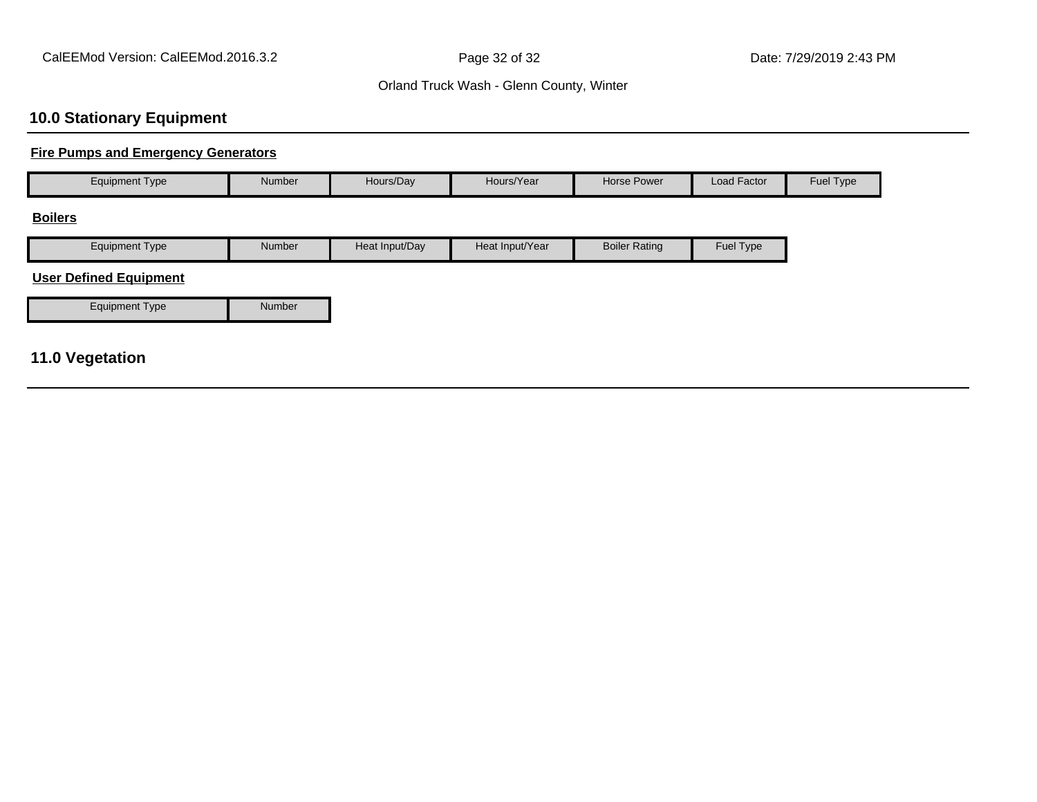## 10.0 Stationary Equipment

**Fire Pumps and Emergency Generators**

| Equipment Type | Number | Hours/Day | Hours/Year | Horse Power | Load Factor | Fuel Type |
|---|---|---|---|---|---|---|

**Boilers**

| Equipment Type | Number | Heat Input/Day | Heat Input/Year | Boiler Rating | Fuel Type |
|---|---|---|---|---|---|

**User Defined Equipment**

| Equipment Type | Number |
|---|---|

## 11.0 Vegetation